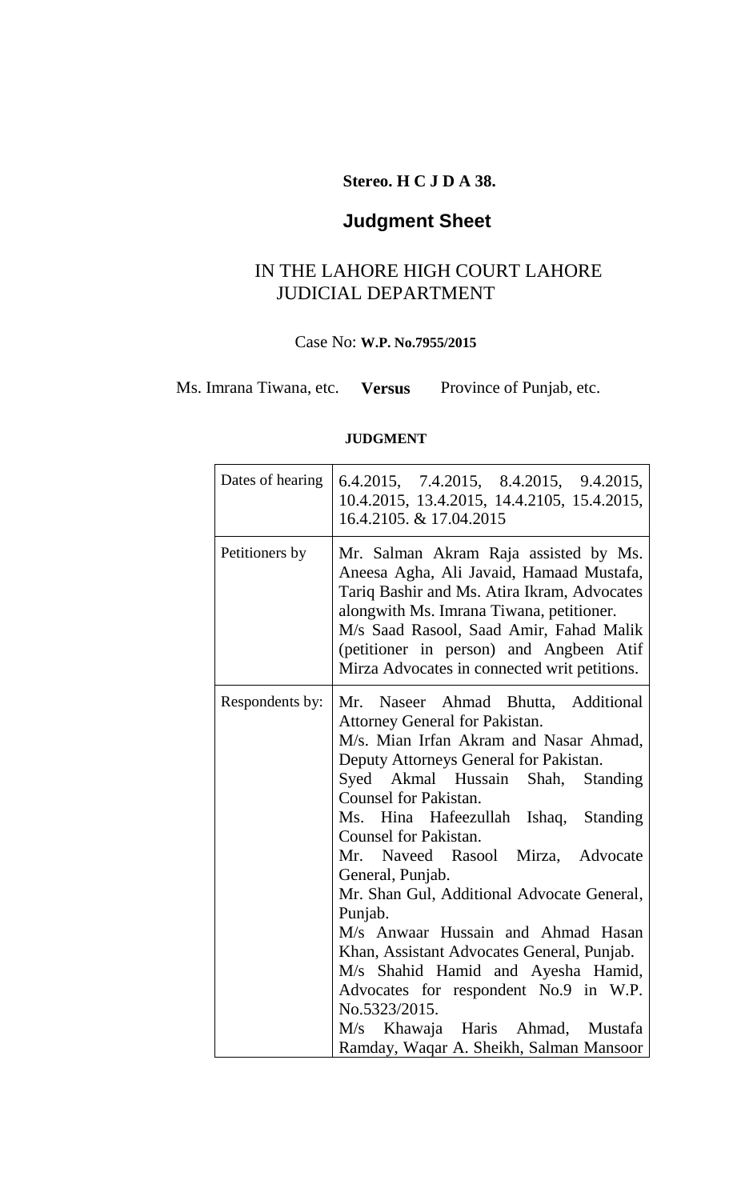**Stereo. H C J D A 38.**

# Judgment Sheet

## IN THE LAHORE HIGH COURT LAHORE
## JUDICIAL DEPARTMENT

Case No: **W.P. No.7955/2015**

Ms. Imrana Tiwana, etc. **Versus** Province of Punjab, etc.

**JUDGMENT**

| | |
|---|---|
| Dates of hearing | 6.4.2015, 7.4.2015, 8.4.2015, 9.4.2015, 10.4.2015, 13.4.2015, 14.4.2105, 15.4.2015, 16.4.2105. & 17.04.2015 |
| Petitioners by | Mr. Salman Akram Raja assisted by Ms. Aneesa Agha, Ali Javaid, Hamaad Mustafa, Tariq Bashir and Ms. Atira Ikram, Advocates alongwith Ms. Imrana Tiwana, petitioner.<br>M/s Saad Rasool, Saad Amir, Fahad Malik (petitioner in person) and Angbeen Atif Mirza Advocates in connected writ petitions. |
| Respondents by: | Mr. Naseer Ahmad Bhutta, Additional Attorney General for Pakistan.<br>M/s. Mian Irfan Akram and Nasar Ahmad, Deputy Attorneys General for Pakistan.<br>Syed Akmal Hussain Shah, Standing Counsel for Pakistan.<br>Ms. Hina Hafeezullah Ishaq, Standing Counsel for Pakistan.<br>Mr. Naveed Rasool Mirza, Advocate General, Punjab.<br>Mr. Shan Gul, Additional Advocate General, Punjab.<br>M/s Anwaar Hussain and Ahmad Hasan Khan, Assistant Advocates General, Punjab.<br>M/s Shahid Hamid and Ayesha Hamid, Advocates for respondent No.9 in W.P. No.5323/2015.<br>M/s Khawaja Haris Ahmad, Mustafa Ramday, Waqar A. Sheikh, Salman Mansoor |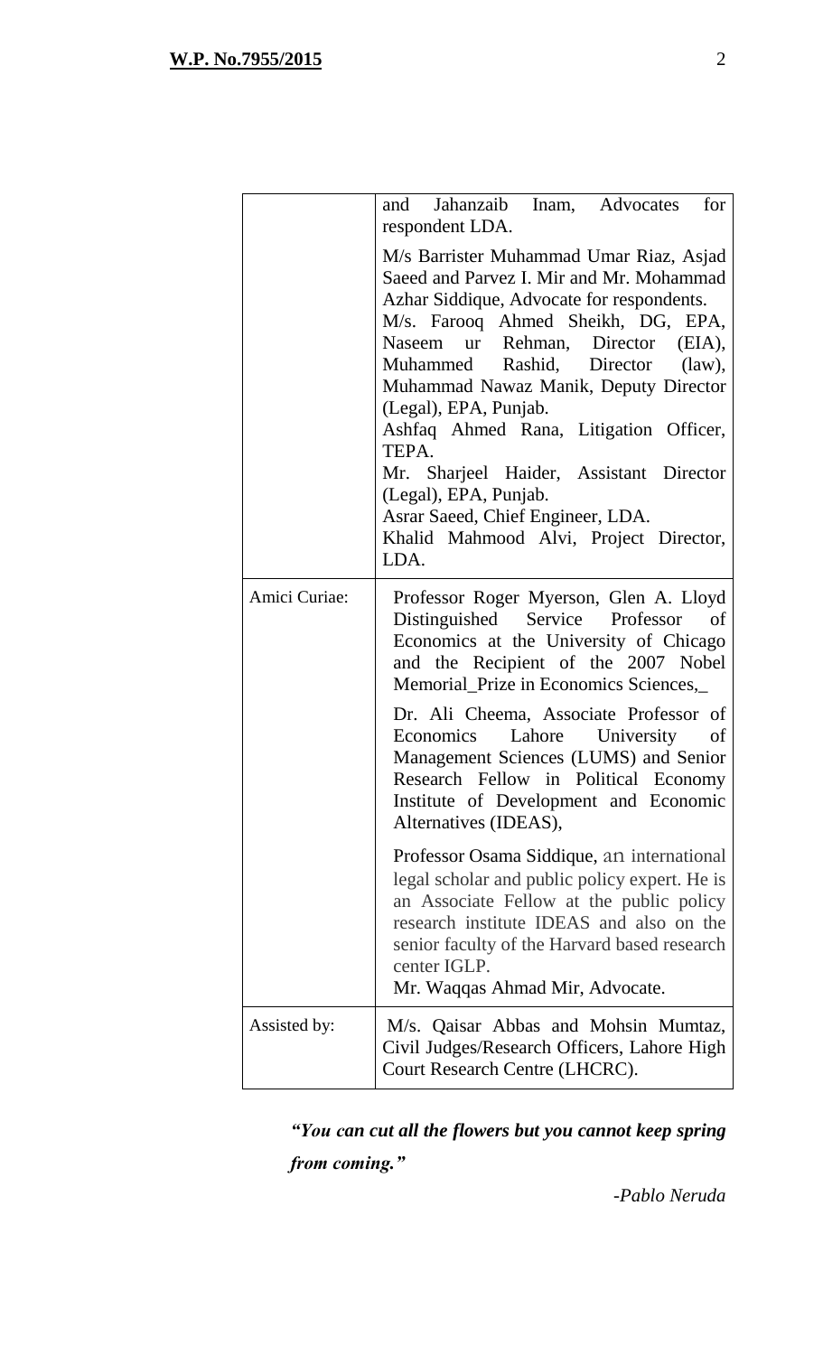| | |
|---|---|
| | and Jahanzaib Inam, Advocates for respondent LDA.<br><br>M/s Barrister Muhammad Umar Riaz, Asjad Saeed and Parvez I. Mir and Mr. Mohammad Azhar Siddique, Advocate for respondents.<br>M/s. Farooq Ahmed Sheikh, DG, EPA, Naseem ur Rehman, Director (EIA), Muhammed Rashid, Director (law), Muhammad Nawaz Manik, Deputy Director (Legal), EPA, Punjab.<br>Ashfaq Ahmed Rana, Litigation Officer, TEPA.<br>Mr. Sharjeel Haider, Assistant Director (Legal), EPA, Punjab.<br>Asrar Saeed, Chief Engineer, LDA.<br>Khalid Mahmood Alvi, Project Director, LDA. |
| Amici Curiae: | Professor Roger Myerson, Glen A. Lloyd Distinguished Service Professor of Economics at the University of Chicago and the Recipient of the 2007 Nobel Memorial_Prize in Economics Sciences,_<br><br>Dr. Ali Cheema, Associate Professor of Economics Lahore University of Management Sciences (LUMS) and Senior Research Fellow in Political Economy Institute of Development and Economic Alternatives (IDEAS),<br><br>Professor Osama Siddique, an international legal scholar and public policy expert. He is an Associate Fellow at the public policy research institute IDEAS and also on the senior faculty of the Harvard based research center IGLP.<br>Mr. Waqqas Ahmad Mir, Advocate. |
| Assisted by: | M/s. Qaisar Abbas and Mohsin Mumtaz, Civil Judges/Research Officers, Lahore High Court Research Centre (LHCRC). |

***"You can cut all the flowers but you cannot keep spring from coming."***

*-Pablo Neruda*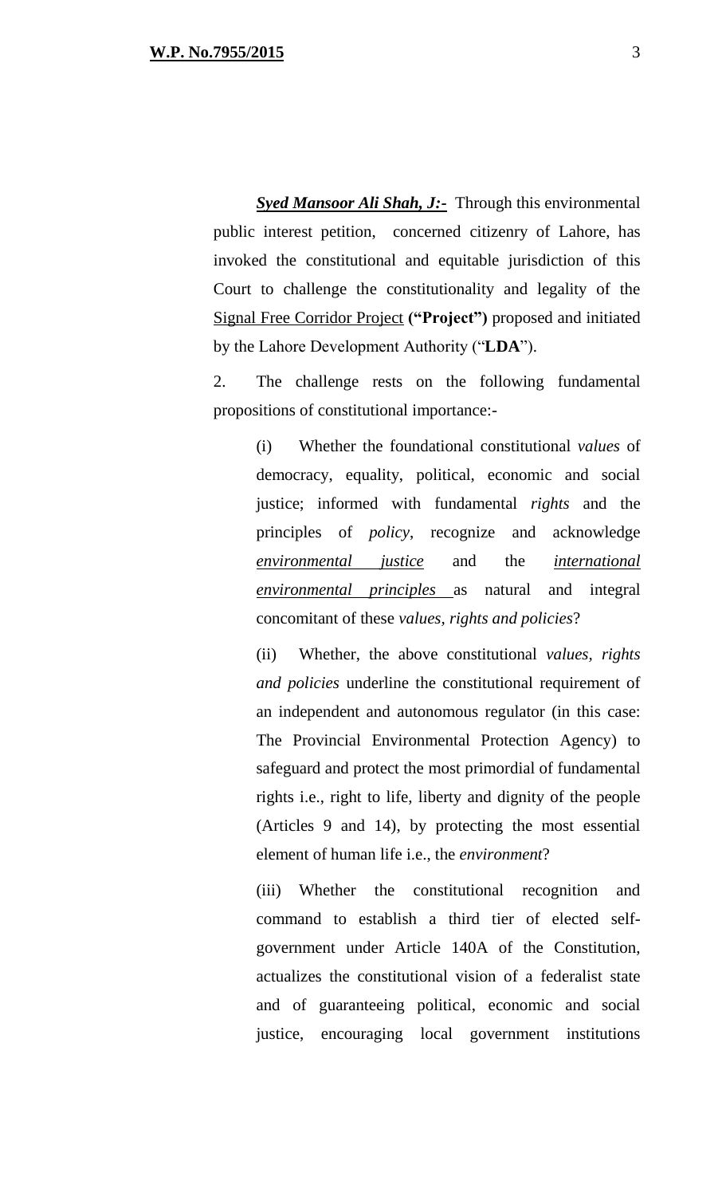***<u>Syed Mansoor Ali Shah, J:-</u>*** Through this environmental public interest petition, concerned citizenry of Lahore, has invoked the constitutional and equitable jurisdiction of this Court to challenge the constitutionality and legality of the <u>Signal Free Corridor Project</u> **("Project")** proposed and initiated by the Lahore Development Authority ("**LDA**").

2. The challenge rests on the following fundamental propositions of constitutional importance:-

> (i) Whether the foundational constitutional *values* of democracy, equality, political, economic and social justice; informed with fundamental *rights* and the principles of *policy*, recognize and acknowledge *<u>environmental justice</u>* and the *<u>international environmental principles</u>* as natural and integral concomitant of these *values, rights and policies*?
>
> (ii) Whether, the above constitutional *values, rights and policies* underline the constitutional requirement of an independent and autonomous regulator (in this case: The Provincial Environmental Protection Agency) to safeguard and protect the most primordial of fundamental rights i.e., right to life, liberty and dignity of the people (Articles 9 and 14), by protecting the most essential element of human life i.e., the *environment*?
>
> (iii) Whether the constitutional recognition and command to establish a third tier of elected self-government under Article 140A of the Constitution, actualizes the constitutional vision of a federalist state and of guaranteeing political, economic and social justice, encouraging local government institutions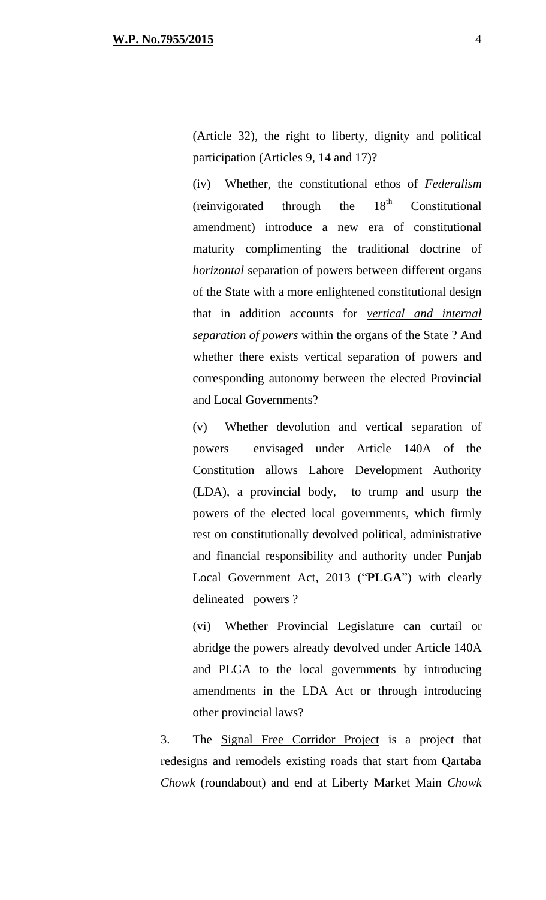(Article 32), the right to liberty, dignity and political participation (Articles 9, 14 and 17)?

(iv) Whether, the constitutional ethos of *Federalism* (reinvigorated through the 18th Constitutional amendment) introduce a new era of constitutional maturity complimenting the traditional doctrine of *horizontal* separation of powers between different organs of the State with a more enlightened constitutional design that in addition accounts for ***vertical and internal separation of powers*** within the organs of the State ? And whether there exists vertical separation of powers and corresponding autonomy between the elected Provincial and Local Governments?

(v) Whether devolution and vertical separation of powers envisaged under Article 140A of the Constitution allows Lahore Development Authority (LDA), a provincial body, to trump and usurp the powers of the elected local governments, which firmly rest on constitutionally devolved political, administrative and financial responsibility and authority under Punjab Local Government Act, 2013 ("**PLGA**") with clearly delineated powers ?

(vi) Whether Provincial Legislature can curtail or abridge the powers already devolved under Article 140A and PLGA to the local governments by introducing amendments in the LDA Act or through introducing other provincial laws?

3. The Signal Free Corridor Project is a project that redesigns and remodels existing roads that start from Qartaba *Chowk* (roundabout) and end at Liberty Market Main *Chowk*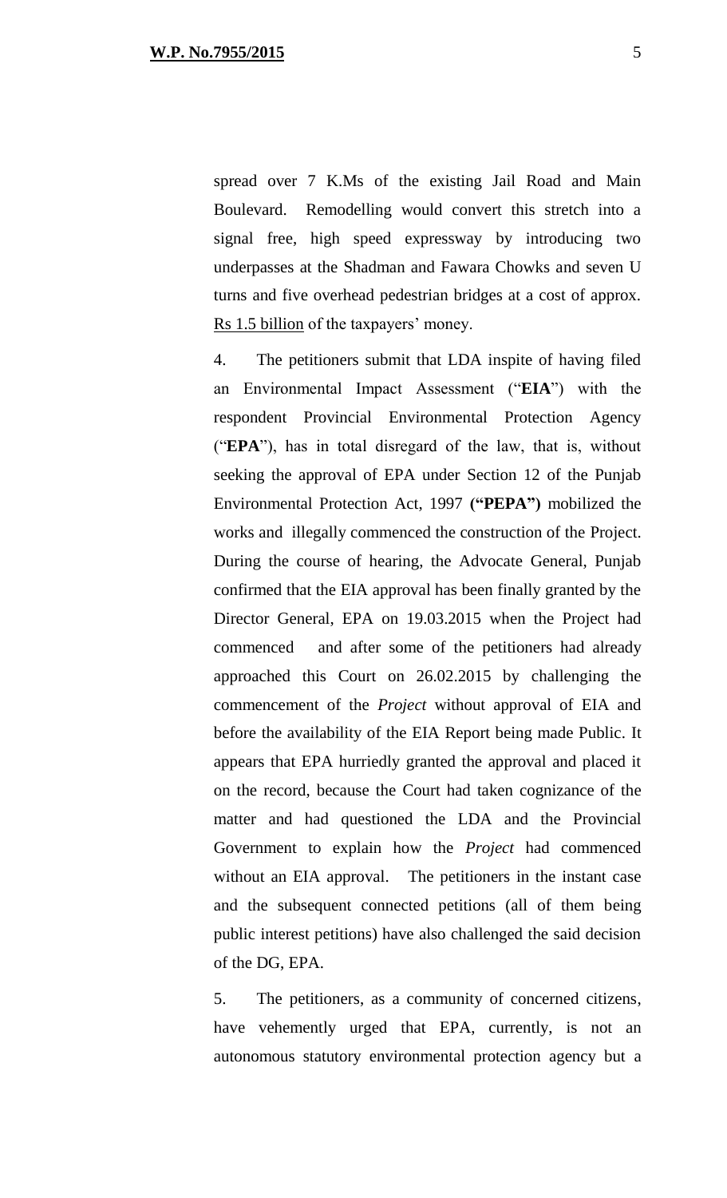spread over 7 K.Ms of the existing Jail Road and Main Boulevard. Remodelling would convert this stretch into a signal free, high speed expressway by introducing two underpasses at the Shadman and Fawara Chowks and seven U turns and five overhead pedestrian bridges at a cost of approx. Rs 1.5 billion of the taxpayers' money.

4. The petitioners submit that LDA inspite of having filed an Environmental Impact Assessment ("**EIA**") with the respondent Provincial Environmental Protection Agency ("**EPA**"), has in total disregard of the law, that is, without seeking the approval of EPA under Section 12 of the Punjab Environmental Protection Act, 1997 **("PEPA")** mobilized the works and illegally commenced the construction of the Project. During the course of hearing, the Advocate General, Punjab confirmed that the EIA approval has been finally granted by the Director General, EPA on 19.03.2015 when the Project had commenced and after some of the petitioners had already approached this Court on 26.02.2015 by challenging the commencement of the *Project* without approval of EIA and before the availability of the EIA Report being made Public. It appears that EPA hurriedly granted the approval and placed it on the record, because the Court had taken cognizance of the matter and had questioned the LDA and the Provincial Government to explain how the *Project* had commenced without an EIA approval. The petitioners in the instant case and the subsequent connected petitions (all of them being public interest petitions) have also challenged the said decision of the DG, EPA.

5. The petitioners, as a community of concerned citizens, have vehemently urged that EPA, currently, is not an autonomous statutory environmental protection agency but a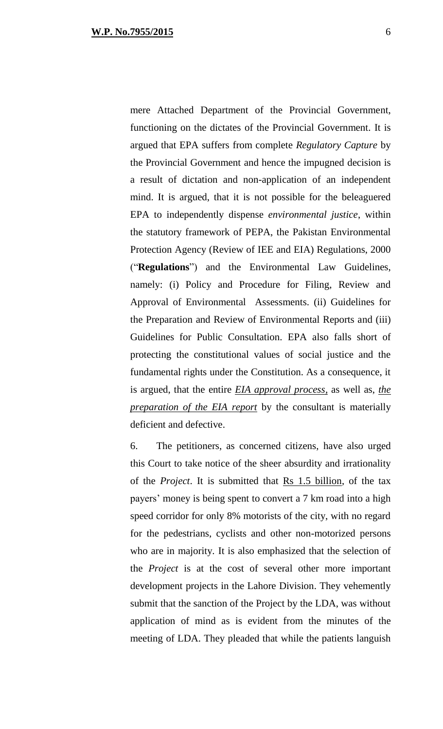mere Attached Department of the Provincial Government, functioning on the dictates of the Provincial Government. It is argued that EPA suffers from complete *Regulatory Capture* by the Provincial Government and hence the impugned decision is a result of dictation and non-application of an independent mind. It is argued, that it is not possible for the beleaguered EPA to independently dispense *environmental justice*, within the statutory framework of PEPA, the Pakistan Environmental Protection Agency (Review of IEE and EIA) Regulations, 2000 ("**Regulations**") and the Environmental Law Guidelines, namely: (i) Policy and Procedure for Filing, Review and Approval of Environmental Assessments. (ii) Guidelines for the Preparation and Review of Environmental Reports and (iii) Guidelines for Public Consultation. EPA also falls short of protecting the constitutional values of social justice and the fundamental rights under the Constitution. As a consequence, it is argued, that the entire ***EIA approval process***, as well as, ***the preparation of the EIA report*** by the consultant is materially deficient and defective.

6. The petitioners, as concerned citizens, have also urged this Court to take notice of the sheer absurdity and irrationality of the *Project*. It is submitted that Rs 1.5 billion, of the tax payers' money is being spent to convert a 7 km road into a high speed corridor for only 8% motorists of the city, with no regard for the pedestrians, cyclists and other non-motorized persons who are in majority. It is also emphasized that the selection of the *Project* is at the cost of several other more important development projects in the Lahore Division. They vehemently submit that the sanction of the Project by the LDA, was without application of mind as is evident from the minutes of the meeting of LDA. They pleaded that while the patients languish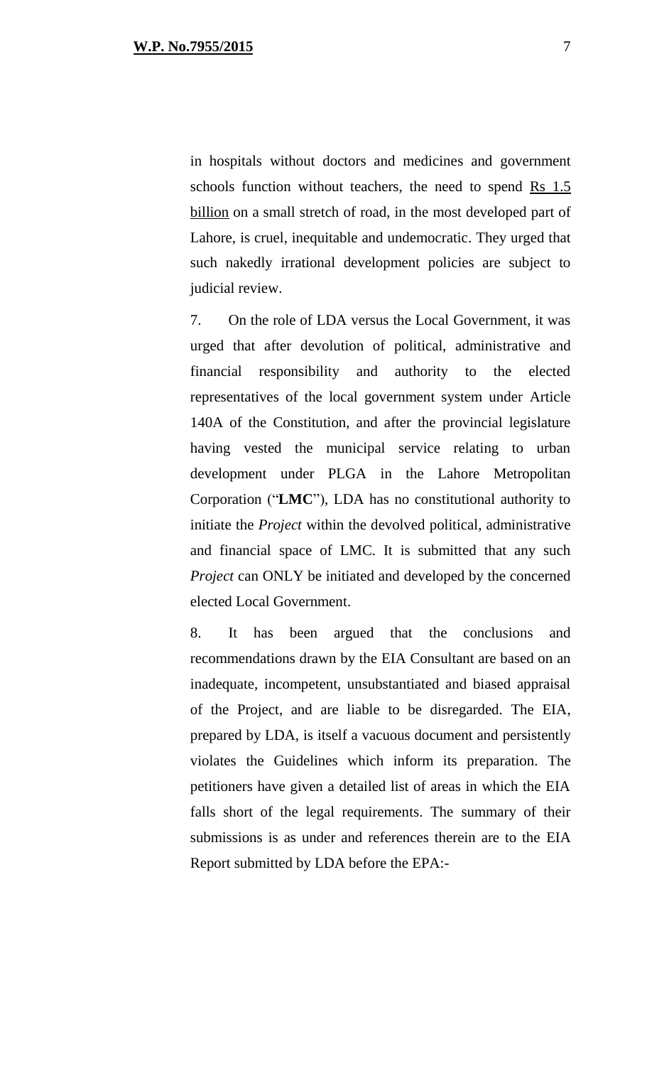in hospitals without doctors and medicines and government schools function without teachers, the need to spend Rs 1.5 billion on a small stretch of road, in the most developed part of Lahore, is cruel, inequitable and undemocratic. They urged that such nakedly irrational development policies are subject to judicial review.

7. On the role of LDA versus the Local Government, it was urged that after devolution of political, administrative and financial responsibility and authority to the elected representatives of the local government system under Article 140A of the Constitution, and after the provincial legislature having vested the municipal service relating to urban development under PLGA in the Lahore Metropolitan Corporation ("**LMC**"), LDA has no constitutional authority to initiate the *Project* within the devolved political, administrative and financial space of LMC. It is submitted that any such *Project* can ONLY be initiated and developed by the concerned elected Local Government.

8. It has been argued that the conclusions and recommendations drawn by the EIA Consultant are based on an inadequate, incompetent, unsubstantiated and biased appraisal of the Project, and are liable to be disregarded. The EIA, prepared by LDA, is itself a vacuous document and persistently violates the Guidelines which inform its preparation. The petitioners have given a detailed list of areas in which the EIA falls short of the legal requirements. The summary of their submissions is as under and references therein are to the EIA Report submitted by LDA before the EPA:-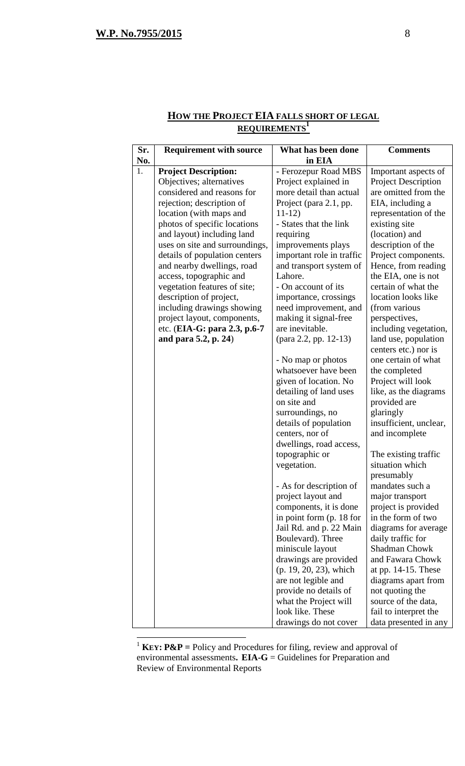## HOW THE PROJECT EIA FALLS SHORT OF LEGAL REQUIREMENTS[1]

| Sr. No. | Requirement with source | What has been done in EIA | Comments |
|---|---|---|---|
| 1. | **Project Description:** Objectives; alternatives considered and reasons for rejection; description of location (with maps and photos of specific locations and layout) including land uses on site and surroundings, details of population centers and nearby dwellings, road access, topographic and vegetation features of site; description of project, including drawings showing project layout, components, etc. (**EIA-G: para 2.3, p.6-7 and para 5.2, p. 24**) | - Ferozepur Road MBS Project explained in more detail than actual Project (para 2.1, pp. 11-12)<br>- States that the link requiring improvements plays important role in traffic and transport system of Lahore.<br>- On account of its importance, crossings need improvement, and making it signal-free are inevitable. (para 2.2, pp. 12-13)<br><br>- No map or photos whatsoever have been given of location. No detailing of land uses on site and surroundings, no details of population centers, nor of dwellings, road access, topographic or vegetation.<br><br>- As for description of project layout and components, it is done in point form (p. 18 for Jail Rd. and p. 22 Main Boulevard). Three miniscule layout drawings are provided (p. 19, 20, 23), which are not legible and provide no details of what the Project will look like. These drawings do not cover | Important aspects of Project Description are omitted from the EIA, including a representation of the existing site (location) and description of the Project components. Hence, from reading the EIA, one is not certain of what the location looks like (from various perspectives, including vegetation, land use, population centers etc.) nor is one certain of what the completed Project will look like, as the diagrams provided are glaringly insufficient, unclear, and incomplete<br><br>The existing traffic situation which presumably mandates such a major transport project is provided in the form of two diagrams for average daily traffic for Shadman Chowk and Fawara Chowk at pp. 14-15. These diagrams apart from not quoting the source of the data, fail to interpret the data presented in any |

[1] **KEY: P&P =** Policy and Procedures for filing, review and approval of environmental assessments**. EIA-G** = Guidelines for Preparation and Review of Environmental Reports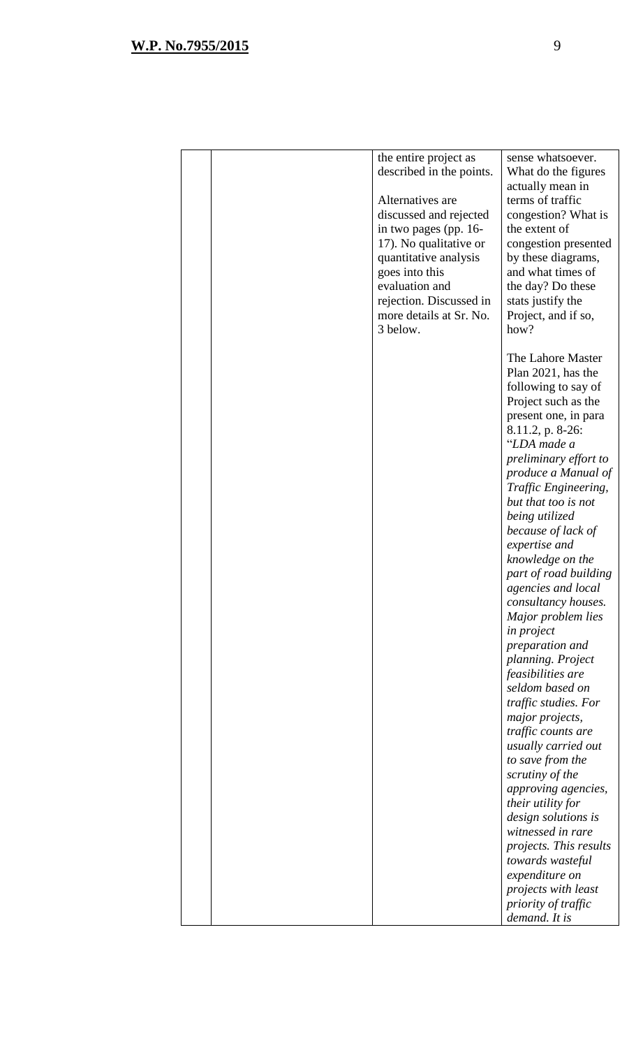| | | the entire project as described in the points.<br><br>Alternatives are discussed and rejected in two pages (pp. 16-17). No qualitative or quantitative analysis goes into this evaluation and rejection. Discussed in more details at Sr. No. 3 below. | sense whatsoever. What do the figures actually mean in terms of traffic congestion? What is the extent of congestion presented by these diagrams, and what times of the day? Do these stats justify the Project, and if so, how?<br><br>The Lahore Master Plan 2021, has the following to say of Project such as the present one, in para 8.11.2, p. 8-26: "*LDA made a preliminary effort to produce a Manual of Traffic Engineering, but that too is not being utilized because of lack of expertise and knowledge on the part of road building agencies and local consultancy houses. Major problem lies in project preparation and planning. Project feasibilities are seldom based on traffic studies. For major projects, traffic counts are usually carried out to save from the scrutiny of the approving agencies, their utility for design solutions is witnessed in rare projects. This results towards wasteful expenditure on projects with least priority of traffic demand. It is* |
|---|---|---|---|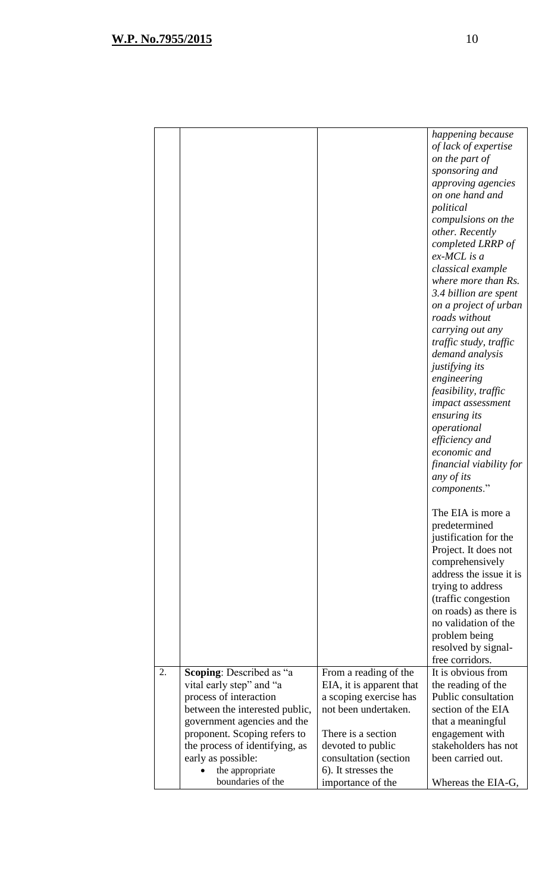| | | | |
|---|---|---|---|
| | | | *happening because of lack of expertise on the part of sponsoring and approving agencies on one hand and political compulsions on the other. Recently completed LRRP of ex-MCL is a classical example where more than Rs. 3.4 billion are spent on a project of urban roads without carrying out any traffic study, traffic demand analysis justifying its engineering feasibility, traffic impact assessment ensuring its operational efficiency and economic and financial viability for any of its components*."<br><br>The EIA is more a predetermined justification for the Project. It does not comprehensively address the issue it is trying to address (traffic congestion on roads) as there is no validation of the problem being resolved by signal-free corridors. |
| 2. | **Scoping**: Described as "a vital early step" and "a process of interaction between the interested public, government agencies and the proponent. Scoping refers to the process of identifying, as early as possible:<br>• the appropriate boundaries of the | From a reading of the EIA, it is apparent that a scoping exercise has not been undertaken.<br><br>There is a section devoted to public consultation (section 6). It stresses the importance of the | It is obvious from the reading of the Public consultation section of the EIA that a meaningful engagement with stakeholders has not been carried out.<br><br>Whereas the EIA-G, |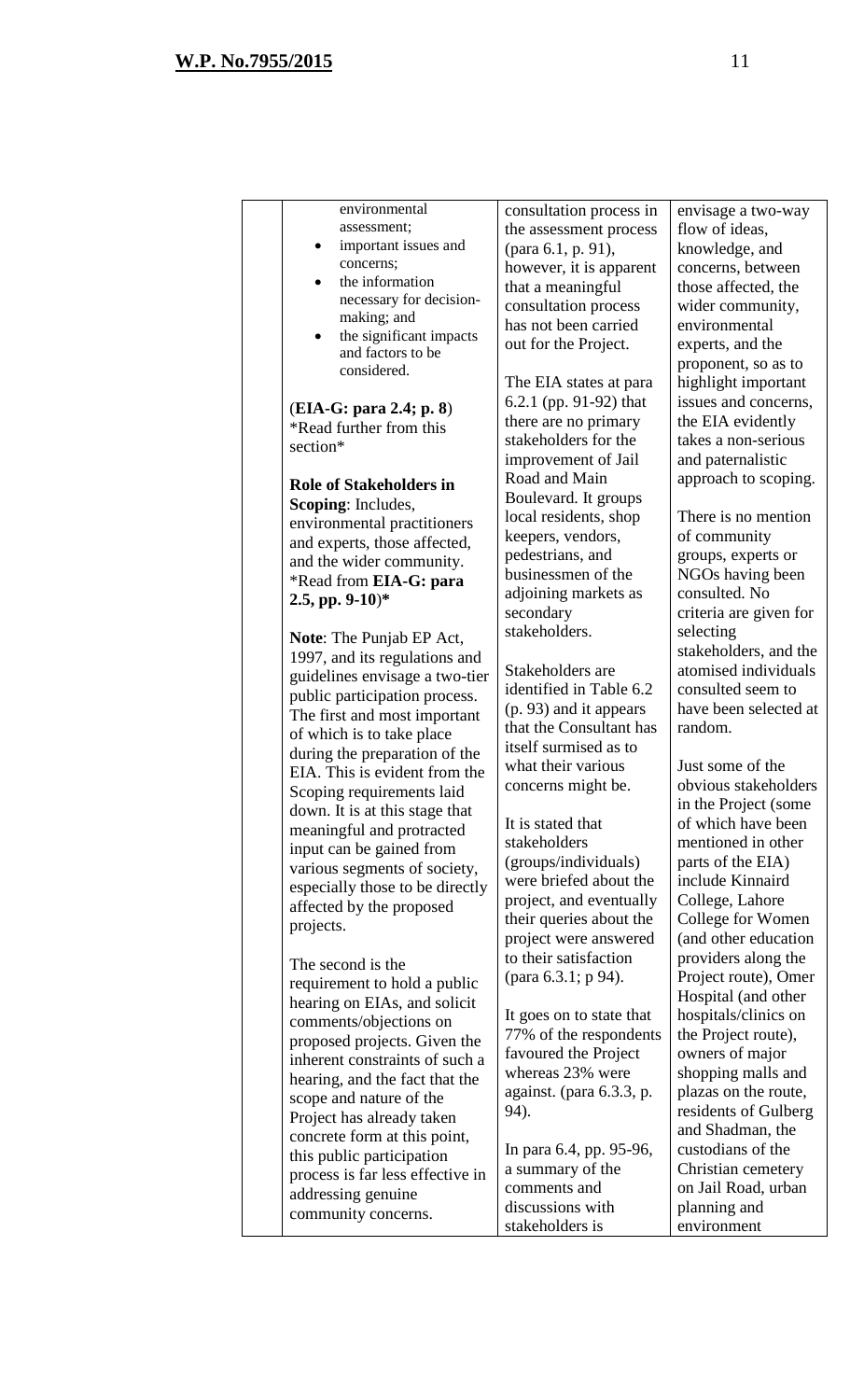| | | | |
|---|---|---|---|
| | environmental assessment;<br>• important issues and concerns;<br>• the information necessary for decision-making; and<br>• the significant impacts and factors to be considered.<br><br>(**EIA-G: para 2.4; p. 8**)<br>*Read further from this section*<br><br>**Role of Stakeholders in Scoping**: Includes, environmental practitioners and experts, those affected, and the wider community.<br>*Read from **EIA-G: para 2.5, pp. 9-10**)*<br><br>**Note**: The Punjab EP Act, 1997, and its regulations and guidelines envisage a two-tier public participation process. The first and most important of which is to take place during the preparation of the EIA. This is evident from the Scoping requirements laid down. It is at this stage that meaningful and protracted input can be gained from various segments of society, especially those to be directly affected by the proposed projects.<br><br>The second is the requirement to hold a public hearing on EIAs, and solicit comments/objections on proposed projects. Given the inherent constraints of such a hearing, and the fact that the scope and nature of the Project has already taken concrete form at this point, this public participation process is far less effective in addressing genuine community concerns. | consultation process in the assessment process (para 6.1, p. 91), however, it is apparent that a meaningful consultation process has not been carried out for the Project.<br><br>The EIA states at para 6.2.1 (pp. 91-92) that there are no primary stakeholders for the improvement of Jail Road and Main Boulevard. It groups local residents, shop keepers, vendors, pedestrians, and businessmen of the adjoining markets as secondary stakeholders.<br><br>Stakeholders are identified in Table 6.2 (p. 93) and it appears that the Consultant has itself surmised as to what their various concerns might be.<br><br>It is stated that stakeholders (groups/individuals) were briefed about the project, and eventually their queries about the project were answered to their satisfaction (para 6.3.1; p 94).<br><br>It goes on to state that 77% of the respondents favoured the Project whereas 23% were against. (para 6.3.3, p. 94).<br><br>In para 6.4, pp. 95-96, a summary of the comments and discussions with stakeholders is | envisage a two-way flow of ideas, knowledge, and concerns, between those affected, the wider community, environmental experts, and the proponent, so as to highlight important issues and concerns, the EIA evidently takes a non-serious and paternalistic approach to scoping.<br><br>There is no mention of community groups, experts or NGOs having been consulted. No criteria are given for selecting stakeholders, and the atomised individuals consulted seem to have been selected at random.<br><br>Just some of the obvious stakeholders in the Project (some of which have been mentioned in other parts of the EIA) include Kinnaird College, Lahore College for Women (and other education providers along the Project route), Omer Hospital (and other hospitals/clinics on the Project route), owners of major shopping malls and plazas on the route, residents of Gulberg and Shadman, the custodians of the Christian cemetery on Jail Road, urban planning and environment |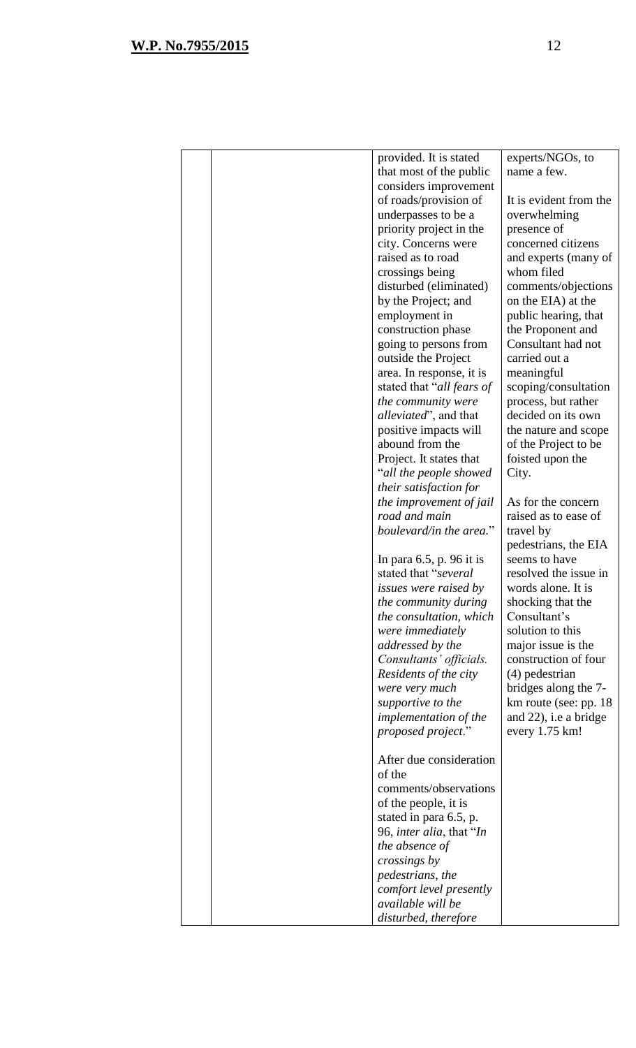| | | | |
|---|---|---|---|
| | | provided. It is stated that most of the public considers improvement of roads/provision of underpasses to be a priority project in the city. Concerns were raised as to road crossings being disturbed (eliminated) by the Project; and employment in construction phase going to persons from outside the Project area. In response, it is stated that "*all fears of the community were alleviated*", and that positive impacts will abound from the Project. It states that "*all the people showed their satisfaction for the improvement of jail road and main boulevard/in the area.*"<br><br>In para 6.5, p. 96 it is stated that "*several issues were raised by the community during the consultation, which were immediately addressed by the Consultants' officials. Residents of the city were very much supportive to the implementation of the proposed project.*"<br><br>After due consideration of the comments/observations of the people, it is stated in para 6.5, p. 96, *inter alia*, that "*In the absence of crossings by pedestrians, the comfort level presently available will be disturbed, therefore* | experts/NGOs, to name a few.<br><br>It is evident from the overwhelming presence of concerned citizens and experts (many of whom filed comments/objections on the EIA) at the public hearing, that the Proponent and Consultant had not carried out a meaningful scoping/consultation process, but rather decided on its own the nature and scope of the Project to be foisted upon the City.<br><br>As for the concern raised as to ease of travel by pedestrians, the EIA seems to have resolved the issue in words alone. It is shocking that the Consultant's solution to this major issue is the construction of four (4) pedestrian bridges along the 7-km route (see: pp. 18 and 22), i.e a bridge every 1.75 km! |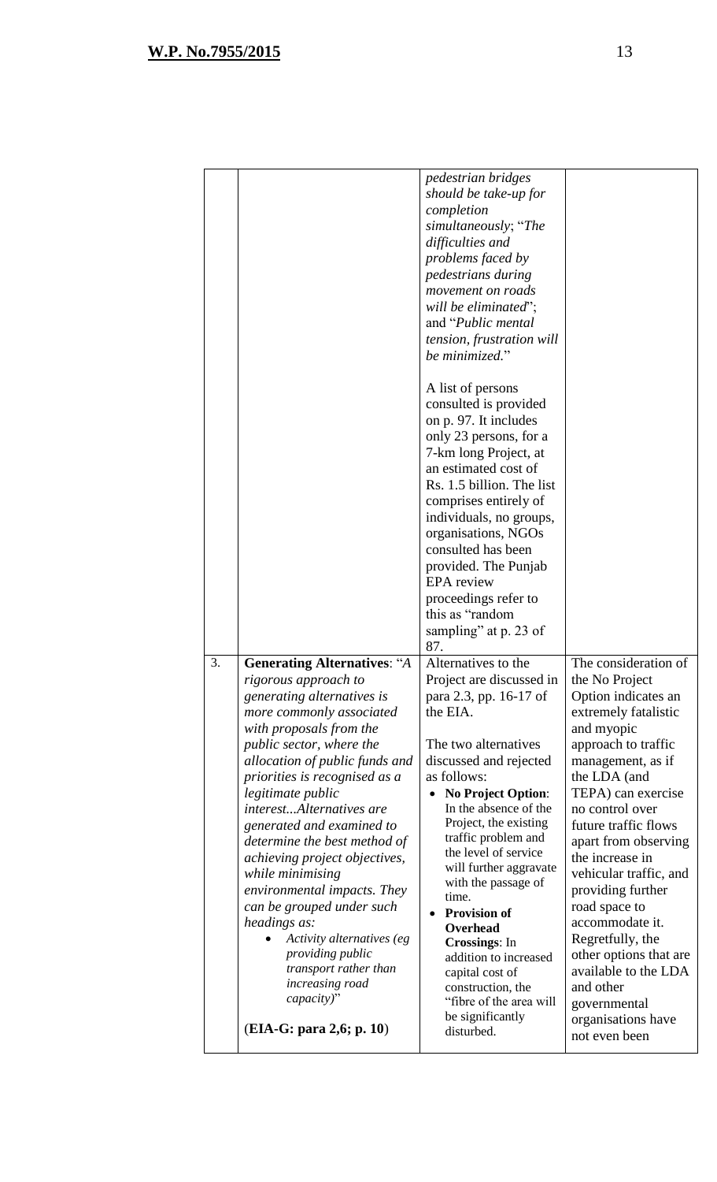| | | | |
|---|---|---|---|
| | | *pedestrian bridges should be take-up for completion simultaneously*; "*The difficulties and problems faced by pedestrians during movement on roads will be eliminated*"; and "*Public mental tension, frustration will be minimized.*"<br><br>A list of persons consulted is provided on p. 97. It includes only 23 persons, for a 7-km long Project, at an estimated cost of Rs. 1.5 billion. The list comprises entirely of individuals, no groups, organisations, NGOs consulted has been provided. The Punjab EPA review proceedings refer to this as "random sampling" at p. 23 of 87. | |
| 3. | **Generating Alternatives**: "*A rigorous approach to generating alternatives is more commonly associated with proposals from the public sector, where the allocation of public funds and priorities is recognised as a legitimate public interest...Alternatives are generated and examined to determine the best method of achieving project objectives, while minimising environmental impacts. They can be grouped under such headings as:*<br>• *Activity alternatives (eg providing public transport rather than increasing road capacity)*"<br><br>(**EIA-G: para 2,6; p. 10**) | Alternatives to the Project are discussed in para 2.3, pp. 16-17 of the EIA.<br><br>The two alternatives discussed and rejected as follows:<br>• **No Project Option**: In the absence of the Project, the existing traffic problem and the level of service will further aggravate with the passage of time.<br>• **Provision of Overhead Crossings**: In addition to increased capital cost of construction, the "fibre of the area will be significantly disturbed. | The consideration of the No Project Option indicates an extremely fatalistic and myopic approach to traffic management, as if the LDA (and TEPA) can exercise no control over future traffic flows apart from observing the increase in vehicular traffic, and providing further road space to accommodate it. Regretfully, the other options that are available to the LDA and other governmental organisations have not even been |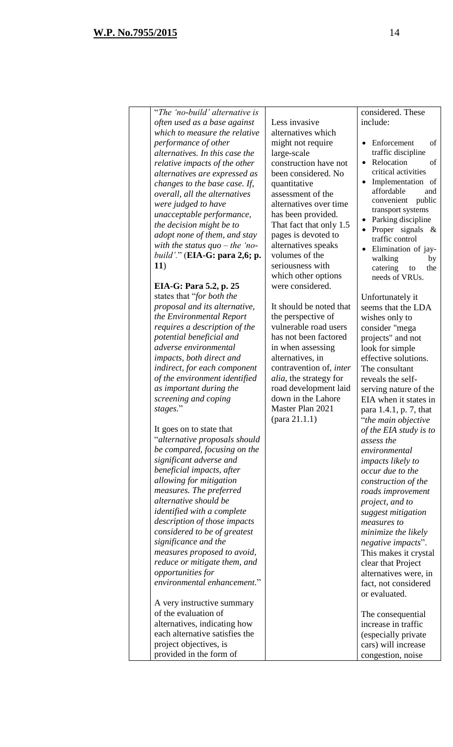| | "*The 'no-build' alternative is often used as a base against which to measure the relative performance of other alternatives. In this case the relative impacts of the other alternatives are expressed as changes to the base case. If, overall, all the alternatives were judged to have unacceptable performance, the decision might be to adopt none of them, and stay with the status quo – the 'no-build'.*" (**EIA-G: para 2,6; p. 11**)<br><br>**EIA-G: Para 5.2, p. 25** states that "*for both the proposal and its alternative, the Environmental Report requires a description of the potential beneficial and adverse environmental impacts, both direct and indirect, for each component of the environment identified as important during the screening and coping stages.*"<br><br>It goes on to state that "*alternative proposals should be compared, focusing on the significant adverse and beneficial impacts, after allowing for mitigation measures. The preferred alternative should be identified with a complete description of those impacts considered to be of greatest significance and the measures proposed to avoid, reduce or mitigate them, and opportunities for environmental enhancement.*"<br><br>A very instructive summary of the evaluation of alternatives, indicating how each alternative satisfies the project objectives, is provided in the form of | Less invasive alternatives which might not require large-scale construction have not been considered. No quantitative assessment of the alternatives over time has been provided. That fact that only 1.5 pages is devoted to alternatives speaks volumes of the seriousness with which other options were considered.<br><br>It should be noted that the perspective of vulnerable road users has not been factored in when assessing alternatives, in contravention of, *inter alia*, the strategy for road development laid down in the Lahore Master Plan 2021 (para 21.1.1) | considered. These include:<br><br>• Enforcement of traffic discipline<br>• Relocation of critical activities<br>• Implementation of affordable and convenient public transport systems<br>• Parking discipline<br>• Proper signals & traffic control<br>• Elimination of jay-walking by catering to the needs of VRUs.<br><br>Unfortunately it seems that the LDA wishes only to consider "mega projects" and not look for simple effective solutions. The consultant reveals the self-serving nature of the EIA when it states in para 1.4.1, p. 7, that "*the main objective of the EIA study is to assess the environmental impacts likely to occur due to the construction of the roads improvement project, and to suggest mitigation measures to minimize the likely negative impacts*". This makes it crystal clear that Project alternatives were, in fact, not considered or evaluated.<br><br>The consequential increase in traffic (especially private cars) will increase congestion, noise |
|---|---|---|---|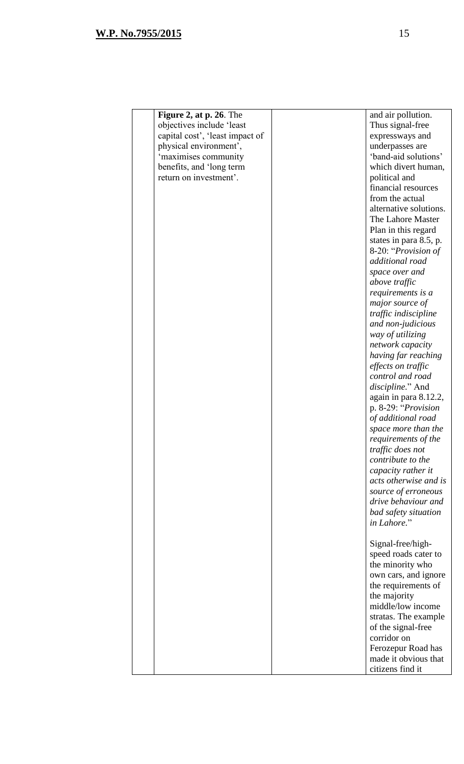|  | **Figure 2, at p. 26**. The objectives include 'least capital cost', 'least impact of physical environment', 'maximises community benefits, and 'long term return on investment'. |  | and air pollution. Thus signal-free expressways and underpasses are 'band-aid solutions' which divert human, political and financial resources from the actual alternative solutions. The Lahore Master Plan in this regard states in para 8.5, p. 8-20: "*Provision of additional road space over and above traffic requirements is a major source of traffic indiscipline and non-judicious way of utilizing network capacity having far reaching effects on traffic control and road discipline.*" And again in para 8.12.2, p. 8-29: "*Provision of additional road space more than the requirements of the traffic does not contribute to the capacity rather it acts otherwise and is source of erroneous drive behaviour and bad safety situation in Lahore.*"<br><br>Signal-free/high-speed roads cater to the minority who own cars, and ignore the requirements of the majority middle/low income stratas. The example of the signal-free corridor on Ferozepur Road has made it obvious that citizens find it |
|---|---|---|---|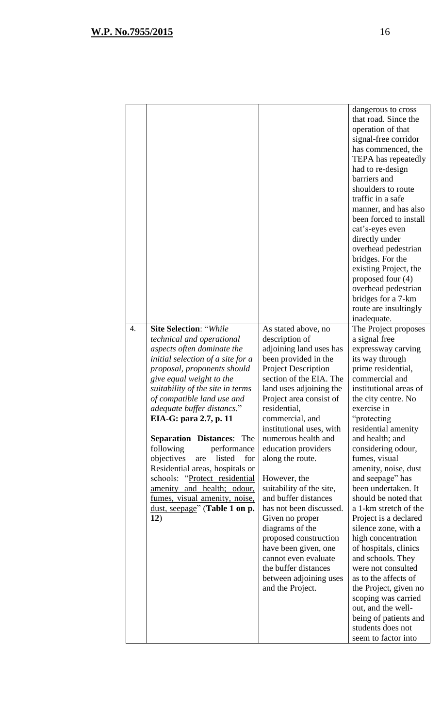| | | | |
|---|---|---|---|
| | | | dangerous to cross that road. Since the operation of that signal-free corridor has commenced, the TEPA has repeatedly had to re-design barriers and shoulders to route traffic in a safe manner, and has also been forced to install cat's-eyes even directly under overhead pedestrian bridges. For the existing Project, the proposed four (4) overhead pedestrian bridges for a 7-km route are insultingly inadequate. |
| 4. | **Site Selection**: "*While technical and operational aspects often dominate the initial selection of a site for a proposal, proponents should give equal weight to the suitability of the site in terms of compatible land use and adequate buffer distancs.*" **EIA-G: para 2.7, p. 11**<br><br>**Separation Distances**: The following performance objectives are listed for Residential areas, hospitals or schools: "<u>Protect residential amenity and health; odour, fumes, visual amenity, noise, dust, seepage</u>" (**Table 1 on p. 12**) | As stated above, no description of adjoining land uses has been provided in the Project Description section of the EIA. The land uses adjoining the Project area consist of residential, commercial, and institutional uses, with numerous health and education providers along the route.<br><br>However, the suitability of the site, and buffer distances has not been discussed. Given no proper diagrams of the proposed construction have been given, one cannot even evaluate the buffer distances between adjoining uses and the Project. | The Project proposes a signal free expressway carving its way through prime residential, commercial and institutional areas of the city centre. No exercise in "protecting residential amenity and health; and considering odour, fumes, visual amenity, noise, dust and seepage" has been undertaken. It should be noted that a 1-km stretch of the Project is a declared silence zone, with a high concentration of hospitals, clinics and schools. They were not consulted as to the affects of the Project, given no scoping was carried out, and the well-being of patients and students does not seem to factor into |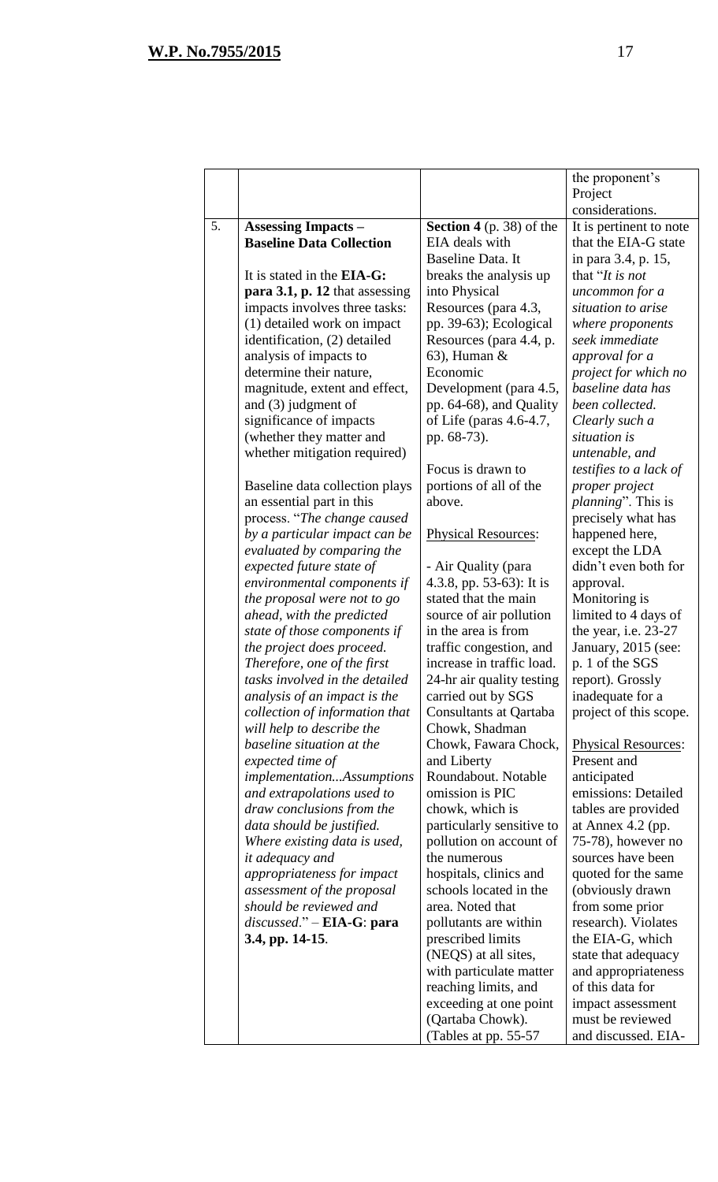| | | | |
|---|---|---|---|
| | | | the proponent's Project considerations. |
| 5. | **Assessing Impacts – Baseline Data Collection**<br><br>It is stated in the **EIA-G: para 3.1, p. 12** that assessing impacts involves three tasks: (1) detailed work on impact identification, (2) detailed analysis of impacts to determine their nature, magnitude, extent and effect, and (3) judgment of significance of impacts (whether they matter and whether mitigation required)<br><br>Baseline data collection plays an essential part in this process. "*The change caused by a particular impact can be evaluated by comparing the expected future state of environmental components if the proposal were not to go ahead, with the predicted state of those components if the project does proceed. Therefore, one of the first tasks involved in the detailed analysis of an impact is the collection of information that will help to describe the baseline situation at the expected time of implementation...Assumptions and extrapolations used to draw conclusions from the data should be justified. Where existing data is used, it adequacy and appropriateness for impact assessment of the proposal should be reviewed and discussed*." – **EIA-G**: **para 3.4, pp. 14-15**. | **Section 4** (p. 38) of the EIA deals with Baseline Data. It breaks the analysis up into Physical Resources (para 4.3, pp. 39-63); Ecological Resources (para 4.4, p. 63), Human & Economic Development (para 4.5, pp. 64-68), and Quality of Life (paras 4.6-4.7, pp. 68-73).<br><br>Focus is drawn to portions of all of the above.<br><br><u>Physical Resources</u>:<br><br>- Air Quality (para 4.3.8, pp. 53-63): It is stated that the main source of air pollution in the area is from traffic congestion, and increase in traffic load. 24-hr air quality testing carried out by SGS Consultants at Qartaba Chowk, Shadman Chowk, Fawara Chock, and Liberty Roundabout. Notable omission is PIC chowk, which is particularly sensitive to pollution on account of the numerous hospitals, clinics and schools located in the area. Noted that pollutants are within prescribed limits (NEQS) at all sites, with particulate matter reaching limits, and exceeding at one point (Qartaba Chowk). (Tables at pp. 55-57 | It is pertinent to note that the EIA-G state in para 3.4, p. 15, that "*It is not uncommon for a situation to arise where proponents seek immediate approval for a project for which no baseline data has been collected. Clearly such a situation is untenable, and testifies to a lack of proper project planning*". This is precisely what has happened here, except the LDA didn't even both for approval. Monitoring is limited to 4 days of the year, i.e. 23-27 January, 2015 (see: p. 1 of the SGS report). Grossly inadequate for a project of this scope.<br><br><u>Physical Resources</u>: Present and anticipated emissions: Detailed tables are provided at Annex 4.2 (pp. 75-78), however no sources have been quoted for the same (obviously drawn from some prior research). Violates the EIA-G, which state that adequacy and appropriateness of this data for impact assessment must be reviewed and discussed. EIA- |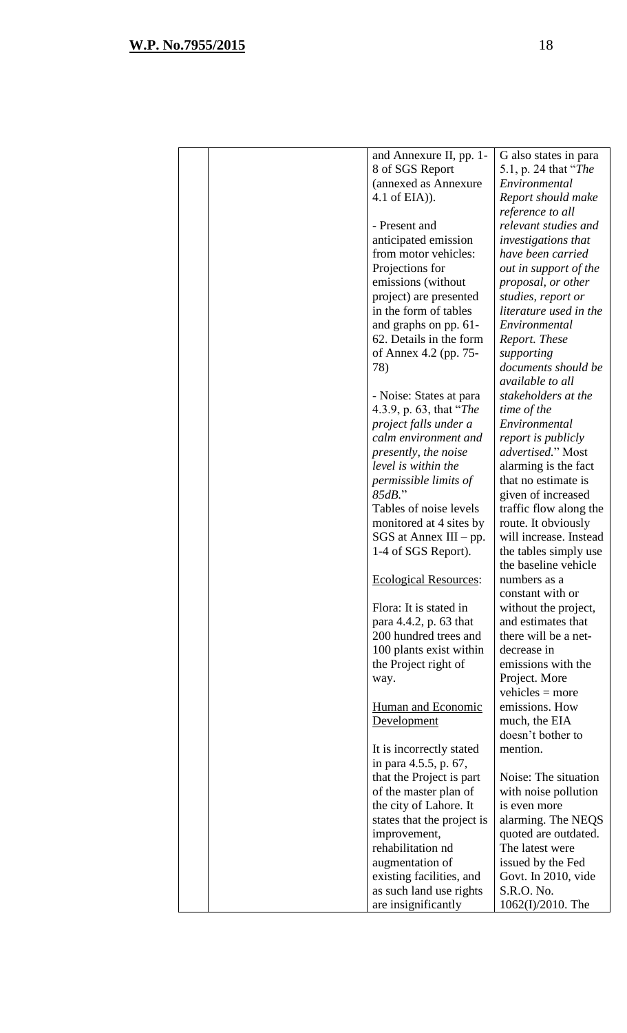| | | | |
|---|---|---|---|
| | | and Annexure II, pp. 1-8 of SGS Report (annexed as Annexure 4.1 of EIA)).<br><br>- Present and anticipated emission from motor vehicles: Projections for emissions (without project) are presented in the form of tables and graphs on pp. 61-62. Details in the form of Annex 4.2 (pp. 75-78)<br><br>- Noise: States at para 4.3.9, p. 63, that "*The project falls under a calm environment and presently, the noise level is within the permissible limits of 85dB.*"<br>Tables of noise levels monitored at 4 sites by SGS at Annex III – pp. 1-4 of SGS Report).<br><br><u>Ecological Resources</u>:<br><br>Flora: It is stated in para 4.4.2, p. 63 that 200 hundred trees and 100 plants exist within the Project right of way.<br><br><u>Human and Economic Development</u><br><br>It is incorrectly stated in para 4.5.5, p. 67, that the Project is part of the master plan of the city of Lahore. It states that the project is improvement, rehabilitation nd augmentation of existing facilities, and as such land use rights are insignificantly | G also states in para 5.1, p. 24 that "*The Environmental Report should make reference to all relevant studies and investigations that have been carried out in support of the proposal, or other studies, report or literature used in the Environmental Report. These supporting documents should be available to all stakeholders at the time of the Environmental report is publicly advertised.*" Most alarming is the fact that no estimate is given of increased traffic flow along the route. It obviously will increase. Instead the tables simply use the baseline vehicle numbers as a constant with or without the project, and estimates that there will be a net-decrease in emissions with the Project. More vehicles = more emissions. How much, the EIA doesn't bother to mention.<br><br>Noise: The situation with noise pollution is even more alarming. The NEQS quoted are outdated. The latest were issued by the Fed Govt. In 2010, vide S.R.O. No. 1062(I)/2010. The |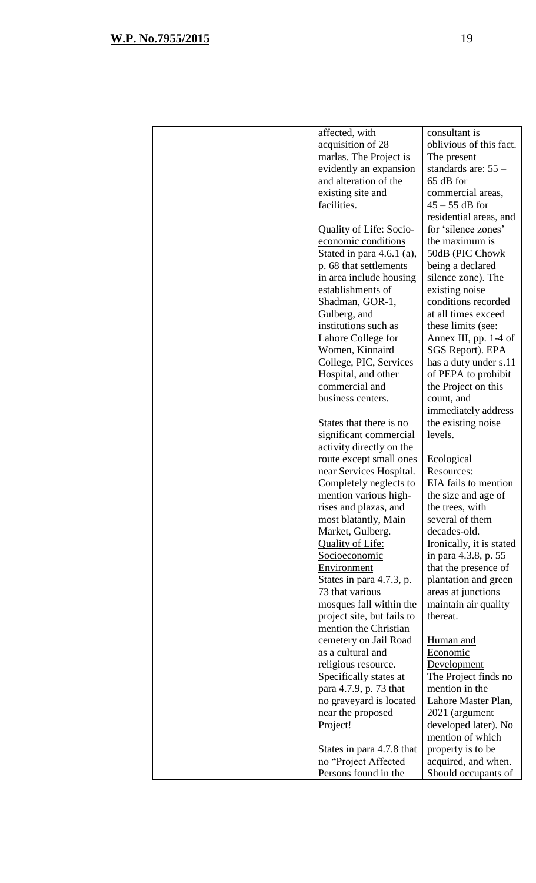| | | | |
|---|---|---|---|
| | | affected, with acquisition of 28 marlas. The Project is evidently an expansion and alteration of the existing site and facilities.<br><br><u>Quality of Life: Socio-economic conditions</u><br>Stated in para 4.6.1 (a), p. 68 that settlements in area include housing establishments of Shadman, GOR-1, Gulberg, and institutions such as Lahore College for Women, Kinnaird College, PIC, Services Hospital, and other commercial and business centers.<br><br>States that there is no significant commercial activity directly on the route except small ones near Services Hospital. Completely neglects to mention various high-rises and plazas, and most blatantly, Main Market, Gulberg.<br><u>Quality of Life: Socioeconomic Environment</u><br>States in para 4.7.3, p. 73 that various mosques fall within the project site, but fails to mention the Christian cemetery on Jail Road as a cultural and religious resource. Specifically states at para 4.7.9, p. 73 that no graveyard is located near the proposed Project!<br><br>States in para 4.7.8 that no "Project Affected Persons found in the | consultant is oblivious of this fact. The present standards are: 55 – 65 dB for commercial areas, 45 – 55 dB for residential areas, and for 'silence zones' the maximum is 50dB (PIC Chowk being a declared silence zone). The existing noise conditions recorded at all times exceed these limits (see: Annex III, pp. 1-4 of SGS Report). EPA has a duty under s.11 of PEPA to prohibit the Project on this count, and immediately address the existing noise levels.<br><br><u>Ecological Resources</u>:<br>EIA fails to mention the size and age of the trees, with several of them decades-old. Ironically, it is stated in para 4.3.8, p. 55 that the presence of plantation and green areas at junctions maintain air quality thereat.<br><br><u>Human and Economic Development</u><br>The Project finds no mention in the Lahore Master Plan, 2021 (argument developed later). No mention of which property is to be acquired, and when. Should occupants of |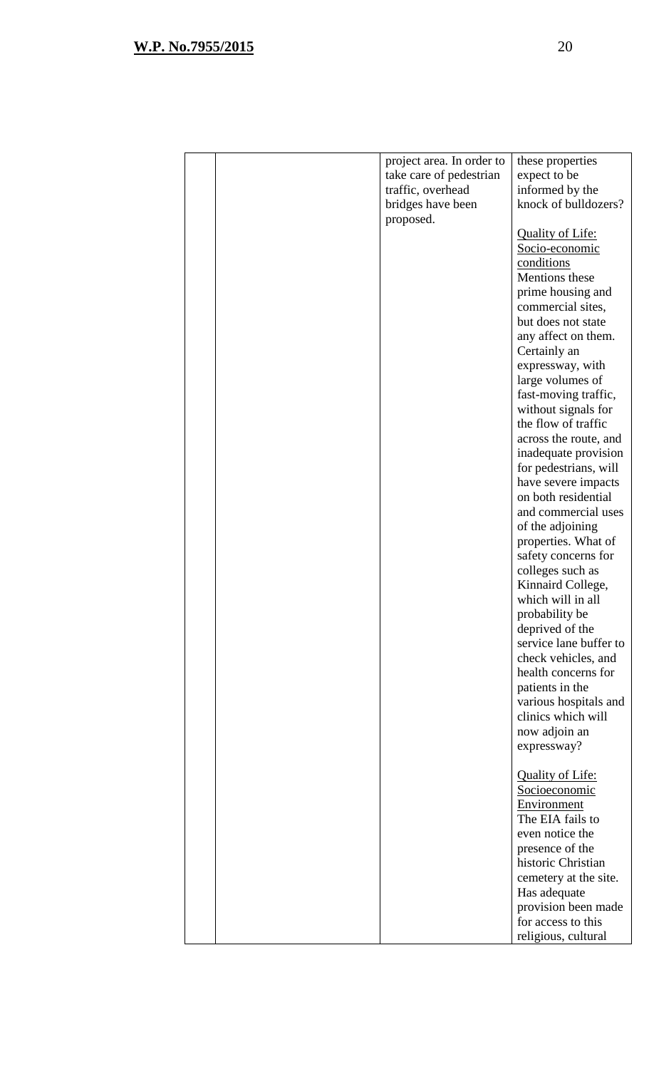| | | | |
|---|---|---|---|
| | | project area. In order to take care of pedestrian traffic, overhead bridges have been proposed. | these properties expect to be informed by the knock of bulldozers?<br><br><u>Quality of Life: Socio-economic conditions</u><br>Mentions these prime housing and commercial sites, but does not state any affect on them. Certainly an expressway, with large volumes of fast-moving traffic, without signals for the flow of traffic across the route, and inadequate provision for pedestrians, will have severe impacts on both residential and commercial uses of the adjoining properties. What of safety concerns for colleges such as Kinnaird College, which will in all probability be deprived of the service lane buffer to check vehicles, and health concerns for patients in the various hospitals and clinics which will now adjoin an expressway?<br><br><u>Quality of Life: Socioeconomic Environment</u><br>The EIA fails to even notice the presence of the historic Christian cemetery at the site. Has adequate provision been made for access to this religious, cultural |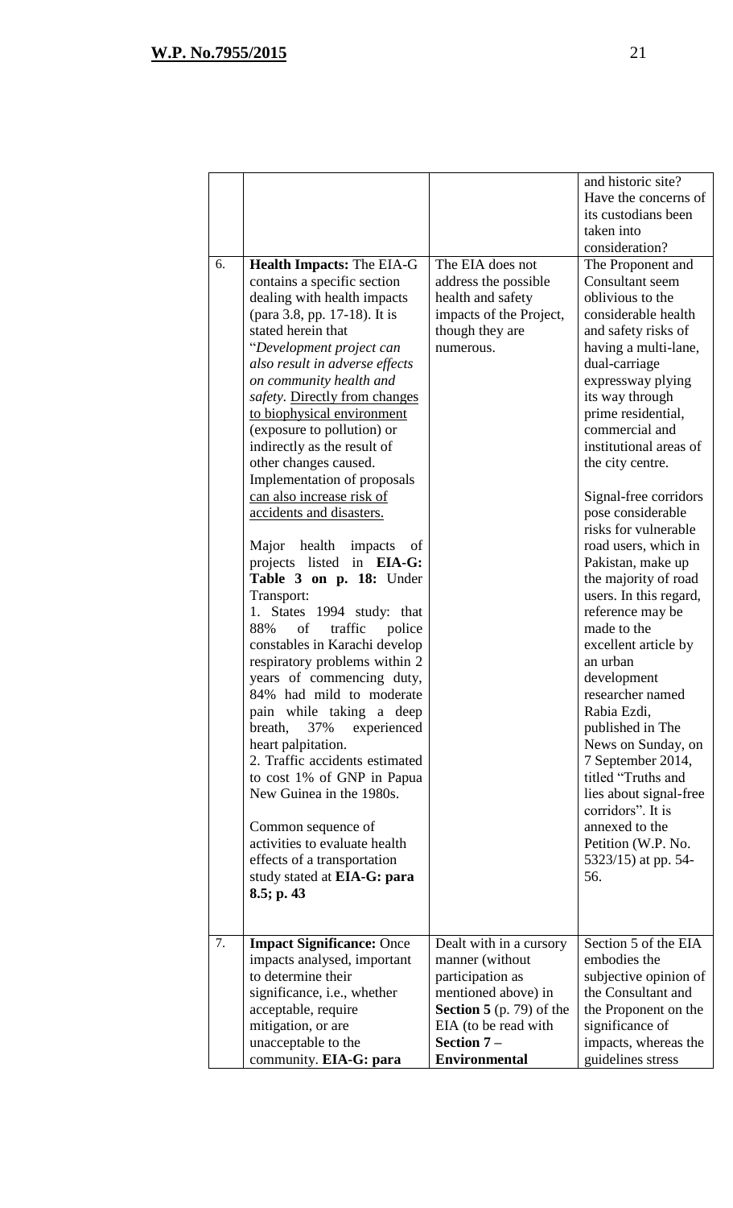| | | | |
|---|---|---|---|
| | | | and historic site? Have the concerns of its custodians been taken into consideration? |
| 6. | **Health Impacts:** The EIA-G contains a specific section dealing with health impacts (para 3.8, pp. 17-18). It is stated herein that "*Development project can also result in adverse effects on community health and safety*. Directly from changes to biophysical environment (exposure to pollution) or indirectly as the result of other changes caused. Implementation of proposals can also increase risk of accidents and disasters.<br><br>Major health impacts of projects listed in **EIA-G: Table 3 on p. 18:** Under Transport:<br>1. States 1994 study: that 88% of traffic police constables in Karachi develop respiratory problems within 2 years of commencing duty, 84% had mild to moderate pain while taking a deep breath, 37% experienced heart palpitation.<br>2. Traffic accidents estimated to cost 1% of GNP in Papua New Guinea in the 1980s.<br><br>Common sequence of activities to evaluate health effects of a transportation study stated at **EIA-G: para 8.5; p. 43** | The EIA does not address the possible health and safety impacts of the Project, though they are numerous. | The Proponent and Consultant seem oblivious to the considerable health and safety risks of having a multi-lane, dual-carriage expressway plying its way through prime residential, commercial and institutional areas of the city centre.<br><br>Signal-free corridors pose considerable risks for vulnerable road users, which in Pakistan, make up the majority of road users. In this regard, reference may be made to the excellent article by an urban development researcher named Rabia Ezdi, published in The News on Sunday, on 7 September 2014, titled "Truths and lies about signal-free corridors". It is annexed to the Petition (W.P. No. 5323/15) at pp. 54-56. |
| 7. | **Impact Significance:** Once impacts analysed, important to determine their significance, i.e., whether acceptable, require mitigation, or are unacceptable to the community. **EIA-G: para** | Dealt with in a cursory manner (without participation as mentioned above) in **Section 5** (p. 79) of the EIA (to be read with **Section 7 – Environmental** | Section 5 of the EIA embodies the subjective opinion of the Consultant and the Proponent on the significance of impacts, whereas the guidelines stress |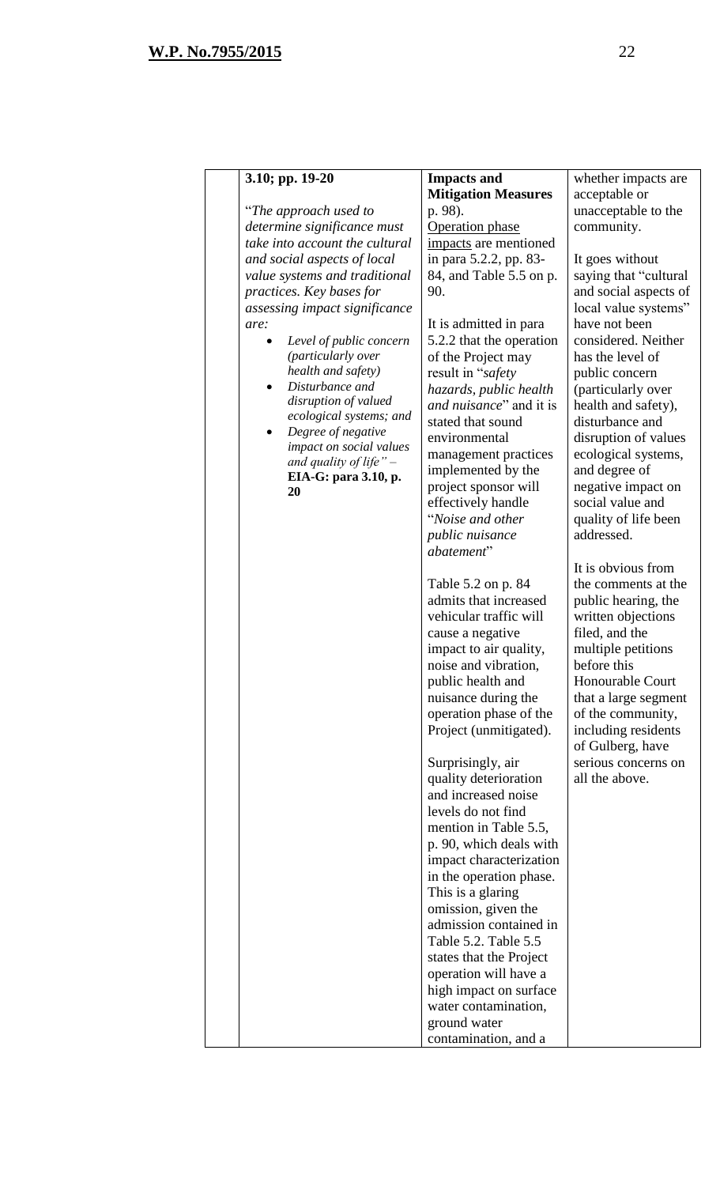| | | | |
|---|---|---|---|
| | **3.10; pp. 19-20**<br><br>"*The approach used to determine significance must take into account the cultural and social aspects of local value systems and traditional practices. Key bases for assessing impact significance are:*<br>• *Level of public concern (particularly over health and safety)*<br>• *Disturbance and disruption of valued ecological systems; and*<br>• *Degree of negative impact on social values and quality of life" –* **EIA-G: para 3.10, p. 20** | **Impacts and Mitigation Measures** p. 98).<br><br>Operation phase impacts are mentioned in para 5.2.2, pp. 83-84, and Table 5.5 on p. 90.<br><br>It is admitted in para 5.2.2 that the operation of the Project may result in "*safety hazards, public health and nuisance*" and it is stated that sound environmental management practices implemented by the project sponsor will effectively handle "*Noise and other public nuisance abatement*"<br><br>Table 5.2 on p. 84 admits that increased vehicular traffic will cause a negative impact to air quality, noise and vibration, public health and nuisance during the operation phase of the Project (unmitigated).<br><br>Surprisingly, air quality deterioration and increased noise levels do not find mention in Table 5.5, p. 90, which deals with impact characterization in the operation phase. This is a glaring omission, given the admission contained in Table 5.2. Table 5.5 states that the Project operation will have a high impact on surface water contamination, ground water contamination, and a | whether impacts are acceptable or unacceptable to the community.<br><br>It goes without saying that "cultural and social aspects of local value systems" have not been considered. Neither has the level of public concern (particularly over health and safety), disturbance and disruption of values ecological systems, and degree of negative impact on social value and quality of life been addressed.<br><br>It is obvious from the comments at the public hearing, the written objections filed, and the multiple petitions before this Honourable Court that a large segment of the community, including residents of Gulberg, have serious concerns on all the above. |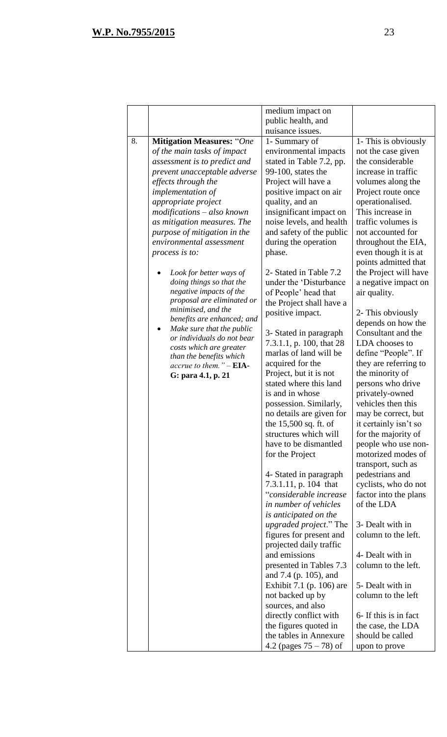|  |  | medium impact on public health, and nuisance issues. |  |
|---|---|---|---|
| 8. | **Mitigation Measures:** "*One of the main tasks of impact assessment is to predict and prevent unacceptable adverse effects through the implementation of appropriate project modifications – also known as mitigation measures. The purpose of mitigation in the environmental assessment process is to:*<br><br>• *Look for better ways of doing things so that the negative impacts of the proposal are eliminated or minimised, and the benefits are enhanced; and*<br>• *Make sure that the public or individuals do not bear costs which are greater than the benefits which accrue to them.*" – **EIA-G: para 4.1, p. 21** | 1- Summary of environmental impacts stated in Table 7.2, pp. 99-100, states the Project will have a positive impact on air quality, and an insignificant impact on noise levels, and health and safety of the public during the operation phase.<br><br>2- Stated in Table 7.2 under the 'Disturbance of People' head that the Project shall have a positive impact.<br><br>3- Stated in paragraph 7.3.1.1, p. 100, that 28 marlas of land will be acquired for the Project, but it is not stated where this land is and in whose possession. Similarly, no details are given for the 15,500 sq. ft. of structures which will have to be dismantled for the Project<br><br>4- Stated in paragraph 7.3.1.11, p. 104 that "*considerable increase in number of vehicles is anticipated on the upgraded project*." The figures for present and projected daily traffic and emissions presented in Tables 7.3 and 7.4 (p. 105), and Exhibit 7.1 (p. 106) are not backed up by sources, and also directly conflict with the figures quoted in the tables in Annexure 4.2 (pages 75 – 78) of | 1- This is obviously not the case given the considerable increase in traffic volumes along the Project route once operationalised. This increase in traffic volumes is not accounted for throughout the EIA, even though it is at points admitted that the Project will have a negative impact on air quality.<br><br>2- This obviously depends on how the Consultant and the LDA chooses to define "People". If they are referring to the minority of persons who drive privately-owned vehicles then this may be correct, but it certainly isn't so for the majority of people who use non-motorized modes of transport, such as pedestrians and cyclists, who do not factor into the plans of the LDA<br><br>3- Dealt with in column to the left.<br><br>4- Dealt with in column to the left.<br><br>5- Dealt with in column to the left<br><br>6- If this is in fact the case, the LDA should be called upon to prove |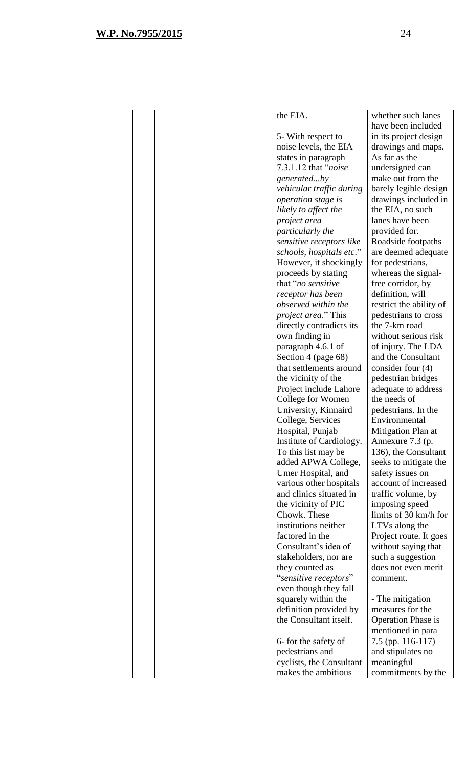| | | | |
|---|---|---|---|
| | | the EIA.<br><br>5- With respect to noise levels, the EIA states in paragraph 7.3.1.12 that "*noise generated...by vehicular traffic during operation stage is likely to affect the project area particularly the sensitive receptors like schools, hospitals etc*." However, it shockingly proceeds by stating that "*no sensitive receptor has been observed within the project area*." This directly contradicts its own finding in paragraph 4.6.1 of Section 4 (page 68) that settlements around the vicinity of the Project include Lahore College for Women University, Kinnaird College, Services Hospital, Punjab Institute of Cardiology. To this list may be added APWA College, Umer Hospital, and various other hospitals and clinics situated in the vicinity of PIC Chowk. These institutions neither factored in the Consultant's idea of stakeholders, nor are they counted as "*sensitive receptors*" even though they fall squarely within the definition provided by the Consultant itself.<br><br>6- for the safety of pedestrians and cyclists, the Consultant makes the ambitious | whether such lanes have been included in its project design drawings and maps. As far as the undersigned can make out from the barely legible design drawings included in the EIA, no such lanes have been provided for. Roadside footpaths are deemed adequate for pedestrians, whereas the signal-free corridor, by definition, will restrict the ability of pedestrians to cross the 7-km road without serious risk of injury. The LDA and the Consultant consider four (4) pedestrian bridges adequate to address the needs of pedestrians. In the Environmental Mitigation Plan at Annexure 7.3 (p. 136), the Consultant seeks to mitigate the safety issues on account of increased traffic volume, by imposing speed limits of 30 km/h for LTVs along the Project route. It goes without saying that such a suggestion does not even merit comment.<br><br>- The mitigation measures for the Operation Phase is mentioned in para 7.5 (pp. 116-117) and stipulates no meaningful commitments by the |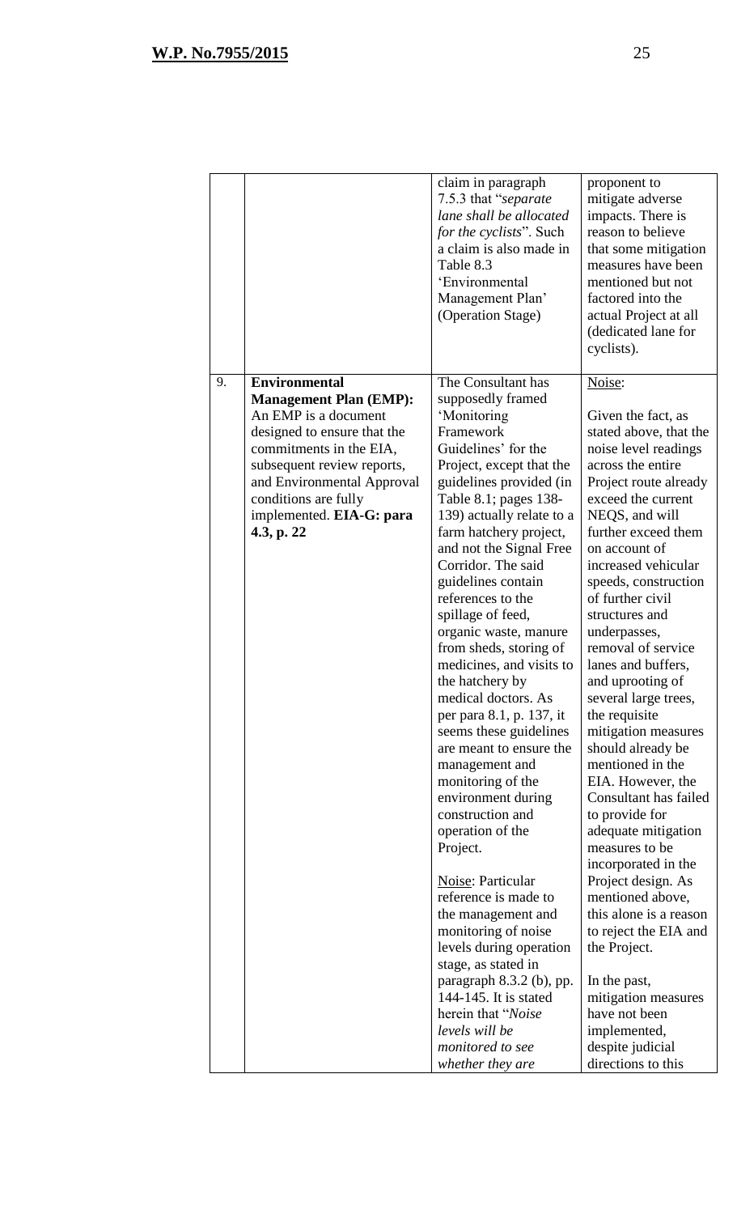| | | | |
|---|---|---|---|
| | | claim in paragraph 7.5.3 that "*separate lane shall be allocated for the cyclists*". Such a claim is also made in Table 8.3 'Environmental Management Plan' (Operation Stage) | proponent to mitigate adverse impacts. There is reason to believe that some mitigation measures have been mentioned but not factored into the actual Project at all (dedicated lane for cyclists). |
| 9. | **Environmental Management Plan (EMP):** An EMP is a document designed to ensure that the commitments in the EIA, subsequent review reports, and Environmental Approval conditions are fully implemented. **EIA-G: para 4.3, p. 22** | The Consultant has supposedly framed 'Monitoring Framework Guidelines' for the Project, except that the guidelines provided (in Table 8.1; pages 138-139) actually relate to a farm hatchery project, and not the Signal Free Corridor. The said guidelines contain references to the spillage of feed, organic waste, manure from sheds, storing of medicines, and visits to the hatchery by medical doctors. As per para 8.1, p. 137, it seems these guidelines are meant to ensure the management and monitoring of the environment during construction and operation of the Project.<br><br><u>Noise</u>: Particular reference is made to the management and monitoring of noise levels during operation stage, as stated in paragraph 8.3.2 (b), pp. 144-145. It is stated herein that "*Noise levels will be monitored to see whether they are* | <u>Noise</u>:<br><br>Given the fact, as stated above, that the noise level readings across the entire Project route already exceed the current NEQS, and will further exceed them on account of increased vehicular speeds, construction of further civil structures and underpasses, removal of service lanes and buffers, and uprooting of several large trees, the requisite mitigation measures should already be mentioned in the EIA. However, the Consultant has failed to provide for adequate mitigation measures to be incorporated in the Project design. As mentioned above, this alone is a reason to reject the EIA and the Project.<br><br>In the past, mitigation measures have not been implemented, despite judicial directions to this |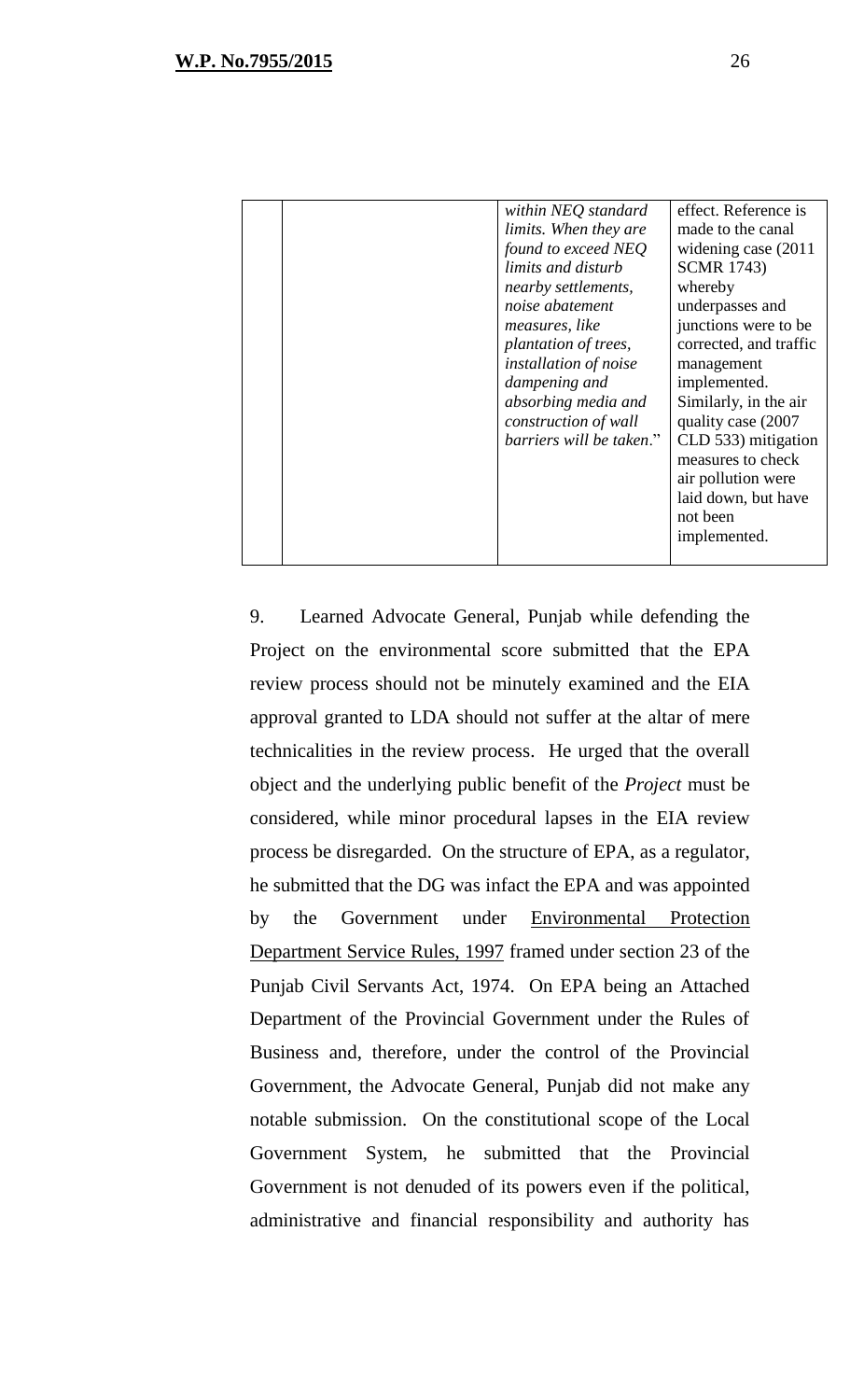| | | | |
|---|---|---|---|
| | | *within NEQ standard limits. When they are found to exceed NEQ limits and disturb nearby settlements, noise abatement measures, like plantation of trees, installation of noise dampening and absorbing media and construction of wall barriers will be taken*." | effect. Reference is made to the canal widening case (2011 SCMR 1743) whereby underpasses and junctions were to be corrected, and traffic management implemented. Similarly, in the air quality case (2007 CLD 533) mitigation measures to check air pollution were laid down, but have not been implemented. |

9. Learned Advocate General, Punjab while defending the Project on the environmental score submitted that the EPA review process should not be minutely examined and the EIA approval granted to LDA should not suffer at the altar of mere technicalities in the review process. He urged that the overall object and the underlying public benefit of the *Project* must be considered, while minor procedural lapses in the EIA review process be disregarded. On the structure of EPA, as a regulator, he submitted that the DG was infact the EPA and was appointed by the Government under <u>Environmental Protection Department Service Rules, 1997</u> framed under section 23 of the Punjab Civil Servants Act, 1974. On EPA being an Attached Department of the Provincial Government under the Rules of Business and, therefore, under the control of the Provincial Government, the Advocate General, Punjab did not make any notable submission. On the constitutional scope of the Local Government System, he submitted that the Provincial Government is not denuded of its powers even if the political, administrative and financial responsibility and authority has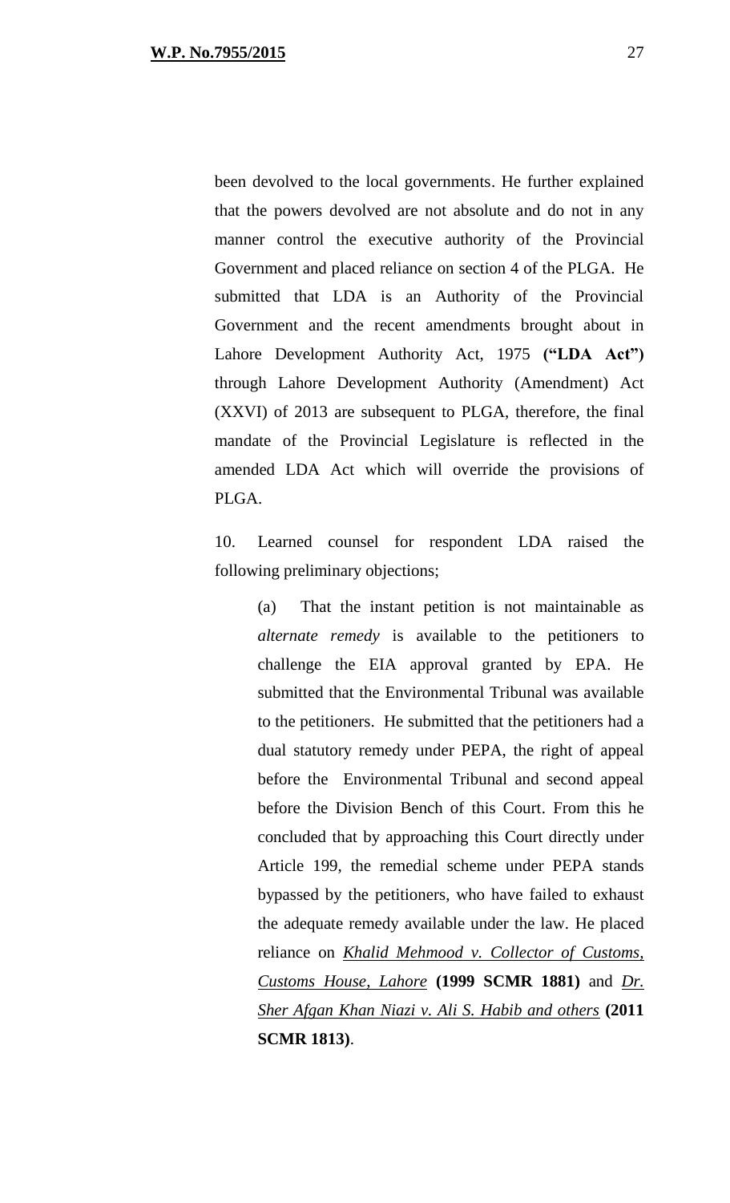been devolved to the local governments. He further explained that the powers devolved are not absolute and do not in any manner control the executive authority of the Provincial Government and placed reliance on section 4 of the PLGA. He submitted that LDA is an Authority of the Provincial Government and the recent amendments brought about in Lahore Development Authority Act, 1975 **("LDA Act")** through Lahore Development Authority (Amendment) Act (XXVI) of 2013 are subsequent to PLGA, therefore, the final mandate of the Provincial Legislature is reflected in the amended LDA Act which will override the provisions of PLGA.

10. Learned counsel for respondent LDA raised the following preliminary objections;

> (a) That the instant petition is not maintainable as *alternate remedy* is available to the petitioners to challenge the EIA approval granted by EPA. He submitted that the Environmental Tribunal was available to the petitioners. He submitted that the petitioners had a dual statutory remedy under PEPA, the right of appeal before the Environmental Tribunal and second appeal before the Division Bench of this Court. From this he concluded that by approaching this Court directly under Article 199, the remedial scheme under PEPA stands bypassed by the petitioners, who have failed to exhaust the adequate remedy available under the law. He placed reliance on *Khalid Mehmood v. Collector of Customs, Customs House, Lahore* **(1999 SCMR 1881)** and *Dr. Sher Afgan Khan Niazi v. Ali S. Habib and others* **(2011 SCMR 1813)**.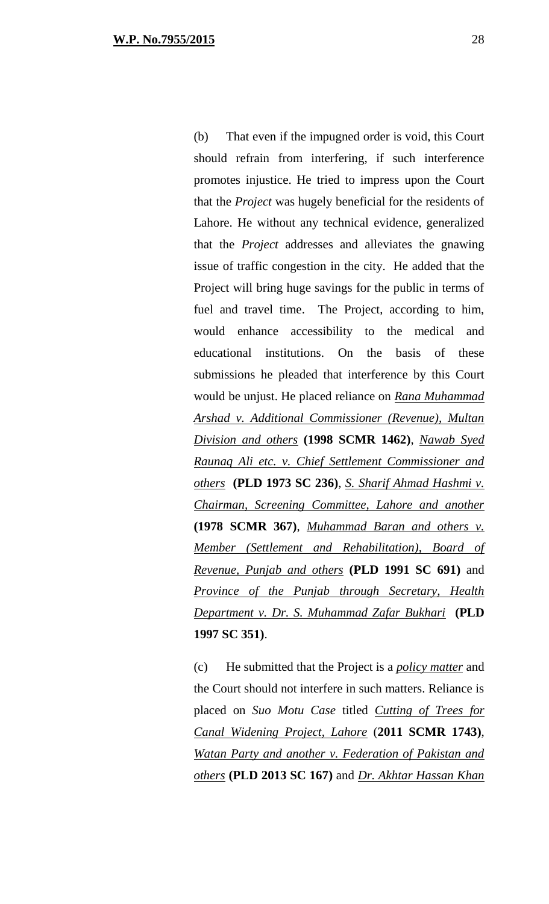(b) That even if the impugned order is void, this Court should refrain from interfering, if such interference promotes injustice. He tried to impress upon the Court that the *Project* was hugely beneficial for the residents of Lahore. He without any technical evidence, generalized that the *Project* addresses and alleviates the gnawing issue of traffic congestion in the city. He added that the Project will bring huge savings for the public in terms of fuel and travel time. The Project, according to him, would enhance accessibility to the medical and educational institutions. On the basis of these submissions he pleaded that interference by this Court would be unjust. He placed reliance on *Rana Muhammad Arshad v. Additional Commissioner (Revenue), Multan Division and others* **(1998 SCMR 1462)**, *Nawab Syed Raunaq Ali etc. v. Chief Settlement Commissioner and others* **(PLD 1973 SC 236)**, *S. Sharif Ahmad Hashmi v. Chairman, Screening Committee, Lahore and another* **(1978 SCMR 367)**, *Muhammad Baran and others v. Member (Settlement and Rehabilitation), Board of Revenue, Punjab and others* **(PLD 1991 SC 691)** and *Province of the Punjab through Secretary, Health Department v. Dr. S. Muhammad Zafar Bukhari* **(PLD 1997 SC 351)**.

(c) He submitted that the Project is a *policy matter* and the Court should not interfere in such matters. Reliance is placed on *Suo Motu Case* titled *Cutting of Trees for Canal Widening Project, Lahore* (**2011 SCMR 1743)**, *Watan Party and another v. Federation of Pakistan and others* **(PLD 2013 SC 167)** and *Dr. Akhtar Hassan Khan*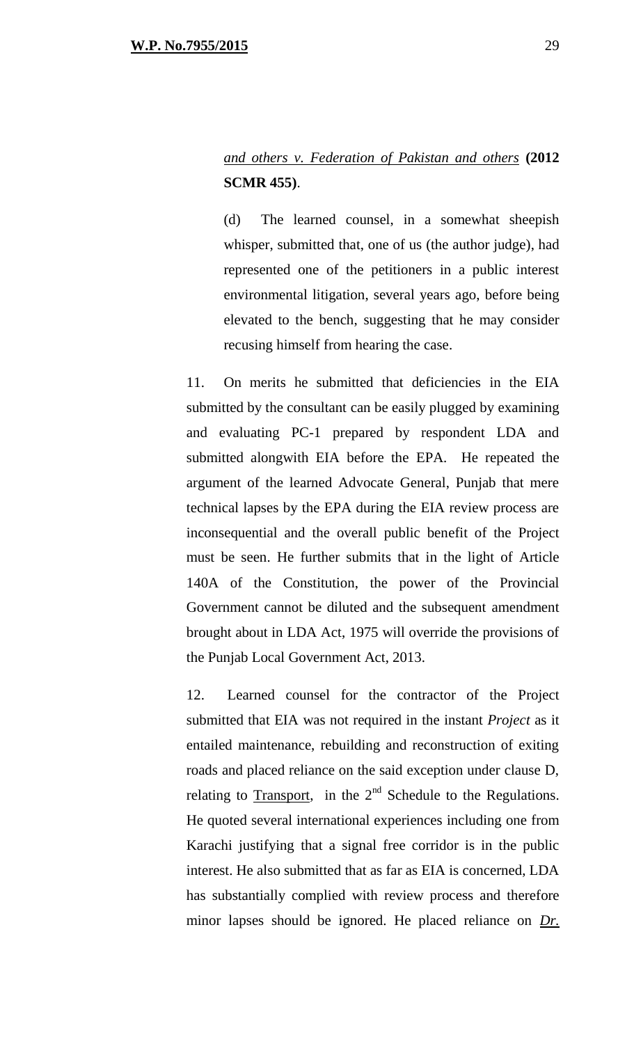*and others v. Federation of Pakistan and others* **(2012 SCMR 455)**.

(d) The learned counsel, in a somewhat sheepish whisper, submitted that, one of us (the author judge), had represented one of the petitioners in a public interest environmental litigation, several years ago, before being elevated to the bench, suggesting that he may consider recusing himself from hearing the case.

11. On merits he submitted that deficiencies in the EIA submitted by the consultant can be easily plugged by examining and evaluating PC-1 prepared by respondent LDA and submitted alongwith EIA before the EPA. He repeated the argument of the learned Advocate General, Punjab that mere technical lapses by the EPA during the EIA review process are inconsequential and the overall public benefit of the Project must be seen. He further submits that in the light of Article 140A of the Constitution, the power of the Provincial Government cannot be diluted and the subsequent amendment brought about in LDA Act, 1975 will override the provisions of the Punjab Local Government Act, 2013.

12. Learned counsel for the contractor of the Project submitted that EIA was not required in the instant *Project* as it entailed maintenance, rebuilding and reconstruction of exiting roads and placed reliance on the said exception under clause D, relating to Transport, in the 2nd Schedule to the Regulations. He quoted several international experiences including one from Karachi justifying that a signal free corridor is in the public interest. He also submitted that as far as EIA is concerned, LDA has substantially complied with review process and therefore minor lapses should be ignored. He placed reliance on *Dr.*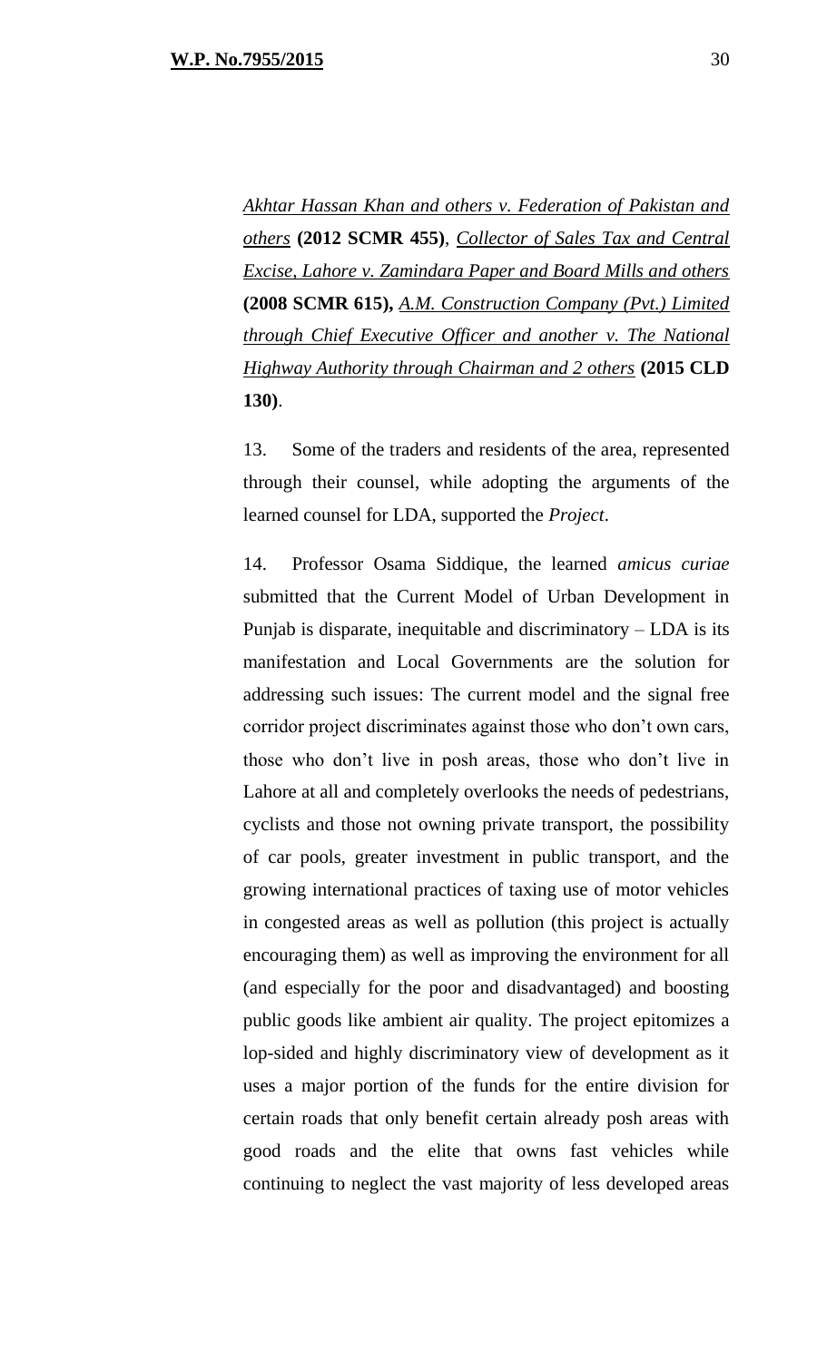<u>*Akhtar Hassan Khan and others v. Federation of Pakistan and others*</u> **(2012 SCMR 455)**, <u>*Collector of Sales Tax and Central Excise, Lahore v. Zamindara Paper and Board Mills and others*</u> **(2008 SCMR 615),** <u>*A.M. Construction Company (Pvt.) Limited through Chief Executive Officer and another v. The National Highway Authority through Chairman and 2 others*</u> **(2015 CLD 130)**.

13. Some of the traders and residents of the area, represented through their counsel, while adopting the arguments of the learned counsel for LDA, supported the *Project*.

14. Professor Osama Siddique, the learned *amicus curiae* submitted that the Current Model of Urban Development in Punjab is disparate, inequitable and discriminatory – LDA is its manifestation and Local Governments are the solution for addressing such issues: The current model and the signal free corridor project discriminates against those who don't own cars, those who don't live in posh areas, those who don't live in Lahore at all and completely overlooks the needs of pedestrians, cyclists and those not owning private transport, the possibility of car pools, greater investment in public transport, and the growing international practices of taxing use of motor vehicles in congested areas as well as pollution (this project is actually encouraging them) as well as improving the environment for all (and especially for the poor and disadvantaged) and boosting public goods like ambient air quality. The project epitomizes a lop-sided and highly discriminatory view of development as it uses a major portion of the funds for the entire division for certain roads that only benefit certain already posh areas with good roads and the elite that owns fast vehicles while continuing to neglect the vast majority of less developed areas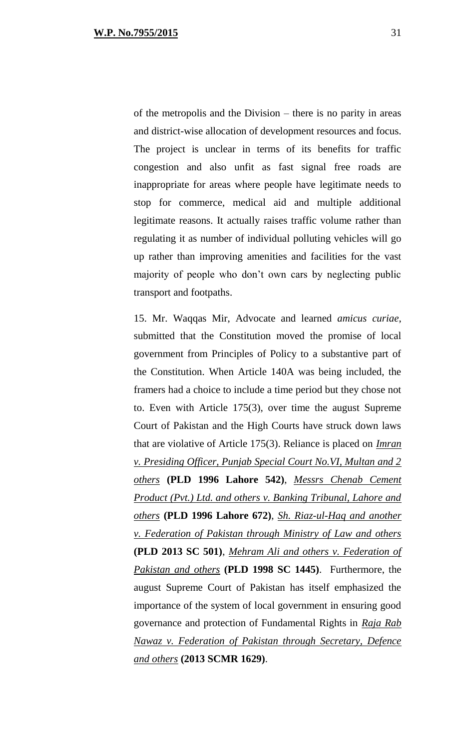of the metropolis and the Division – there is no parity in areas and district-wise allocation of development resources and focus. The project is unclear in terms of its benefits for traffic congestion and also unfit as fast signal free roads are inappropriate for areas where people have legitimate needs to stop for commerce, medical aid and multiple additional legitimate reasons. It actually raises traffic volume rather than regulating it as number of individual polluting vehicles will go up rather than improving amenities and facilities for the vast majority of people who don't own cars by neglecting public transport and footpaths.

15. Mr. Waqqas Mir, Advocate and learned *amicus curiae*, submitted that the Constitution moved the promise of local government from Principles of Policy to a substantive part of the Constitution. When Article 140A was being included, the framers had a choice to include a time period but they chose not to. Even with Article 175(3), over time the august Supreme Court of Pakistan and the High Courts have struck down laws that are violative of Article 175(3). Reliance is placed on *Imran v. Presiding Officer, Punjab Special Court No.VI, Multan and 2 others* **(PLD 1996 Lahore 542)**, *Messrs Chenab Cement Product (Pvt.) Ltd. and others v. Banking Tribunal, Lahore and others* **(PLD 1996 Lahore 672)**, *Sh. Riaz-ul-Haq and another v. Federation of Pakistan through Ministry of Law and others* **(PLD 2013 SC 501)**, *Mehram Ali and others v. Federation of Pakistan and others* **(PLD 1998 SC 1445)**. Furthermore, the august Supreme Court of Pakistan has itself emphasized the importance of the system of local government in ensuring good governance and protection of Fundamental Rights in *Raja Rab Nawaz v. Federation of Pakistan through Secretary, Defence and others* **(2013 SCMR 1629)**.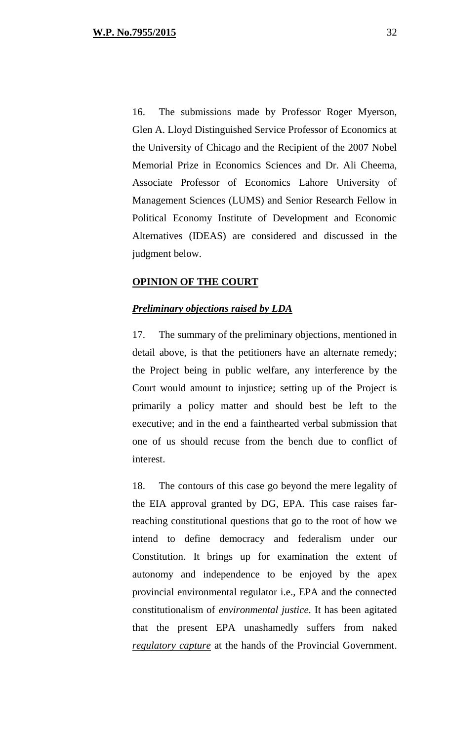16. The submissions made by Professor Roger Myerson, Glen A. Lloyd Distinguished Service Professor of Economics at the University of Chicago and the Recipient of the 2007 Nobel Memorial Prize in Economics Sciences and Dr. Ali Cheema, Associate Professor of Economics Lahore University of Management Sciences (LUMS) and Senior Research Fellow in Political Economy Institute of Development and Economic Alternatives (IDEAS) are considered and discussed in the judgment below.

**OPINION OF THE COURT**

***Preliminary objections raised by LDA***

17. The summary of the preliminary objections, mentioned in detail above, is that the petitioners have an alternate remedy; the Project being in public welfare, any interference by the Court would amount to injustice; setting up of the Project is primarily a policy matter and should best be left to the executive; and in the end a fainthearted verbal submission that one of us should recuse from the bench due to conflict of interest.

18. The contours of this case go beyond the mere legality of the EIA approval granted by DG, EPA. This case raises far-reaching constitutional questions that go to the root of how we intend to define democracy and federalism under our Constitution. It brings up for examination the extent of autonomy and independence to be enjoyed by the apex provincial environmental regulator i.e., EPA and the connected constitutionalism of *environmental justice*. It has been agitated that the present EPA unashamedly suffers from naked ***regulatory capture*** at the hands of the Provincial Government.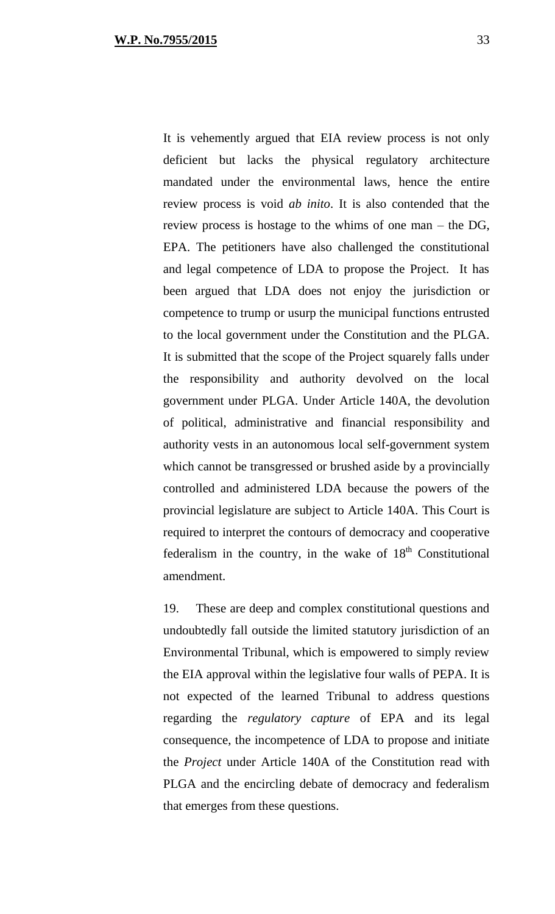It is vehemently argued that EIA review process is not only deficient but lacks the physical regulatory architecture mandated under the environmental laws, hence the entire review process is void *ab inito*. It is also contended that the review process is hostage to the whims of one man – the DG, EPA. The petitioners have also challenged the constitutional and legal competence of LDA to propose the Project. It has been argued that LDA does not enjoy the jurisdiction or competence to trump or usurp the municipal functions entrusted to the local government under the Constitution and the PLGA. It is submitted that the scope of the Project squarely falls under the responsibility and authority devolved on the local government under PLGA. Under Article 140A, the devolution of political, administrative and financial responsibility and authority vests in an autonomous local self-government system which cannot be transgressed or brushed aside by a provincially controlled and administered LDA because the powers of the provincial legislature are subject to Article 140A. This Court is required to interpret the contours of democracy and cooperative federalism in the country, in the wake of 18th Constitutional amendment.

19. These are deep and complex constitutional questions and undoubtedly fall outside the limited statutory jurisdiction of an Environmental Tribunal, which is empowered to simply review the EIA approval within the legislative four walls of PEPA. It is not expected of the learned Tribunal to address questions regarding the *regulatory capture* of EPA and its legal consequence, the incompetence of LDA to propose and initiate the *Project* under Article 140A of the Constitution read with PLGA and the encircling debate of democracy and federalism that emerges from these questions.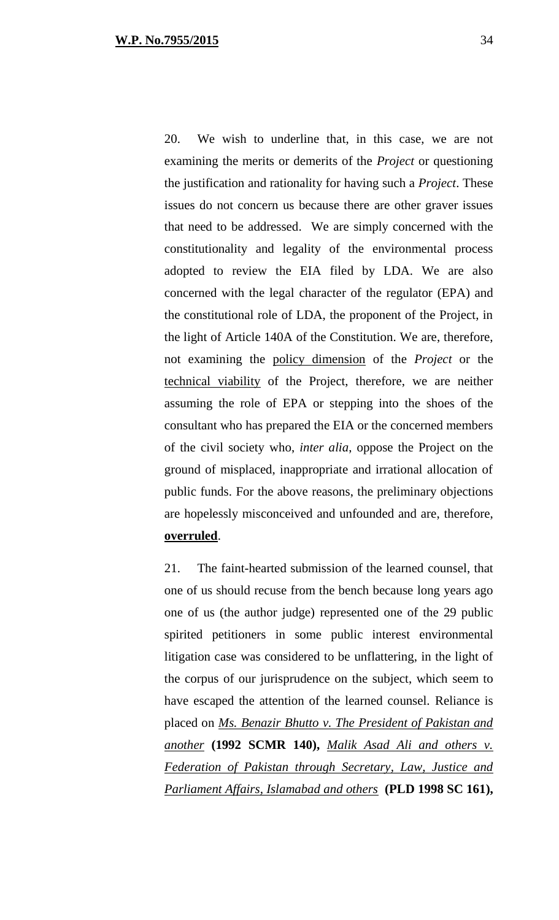20. We wish to underline that, in this case, we are not examining the merits or demerits of the *Project* or questioning the justification and rationality for having such a *Project*. These issues do not concern us because there are other graver issues that need to be addressed. We are simply concerned with the constitutionality and legality of the environmental process adopted to review the EIA filed by LDA. We are also concerned with the legal character of the regulator (EPA) and the constitutional role of LDA, the proponent of the Project, in the light of Article 140A of the Constitution. We are, therefore, not examining the <u>policy dimension</u> of the *Project* or the <u>technical viability</u> of the Project, therefore, we are neither assuming the role of EPA or stepping into the shoes of the consultant who has prepared the EIA or the concerned members of the civil society who, *inter alia*, oppose the Project on the ground of misplaced, inappropriate and irrational allocation of public funds. For the above reasons, the preliminary objections are hopelessly misconceived and unfounded and are, therefore, **<u>overruled</u>**.

21. The faint-hearted submission of the learned counsel, that one of us should recuse from the bench because long years ago one of us (the author judge) represented one of the 29 public spirited petitioners in some public interest environmental litigation case was considered to be unflattering, in the light of the corpus of our jurisprudence on the subject, which seem to have escaped the attention of the learned counsel. Reliance is placed on *<u>Ms. Benazir Bhutto v. The President of Pakistan and another</u>* **(1992 SCMR 140),** *<u>Malik Asad Ali and others v. Federation of Pakistan through Secretary, Law, Justice and Parliament Affairs, Islamabad and others</u>* **(PLD 1998 SC 161),**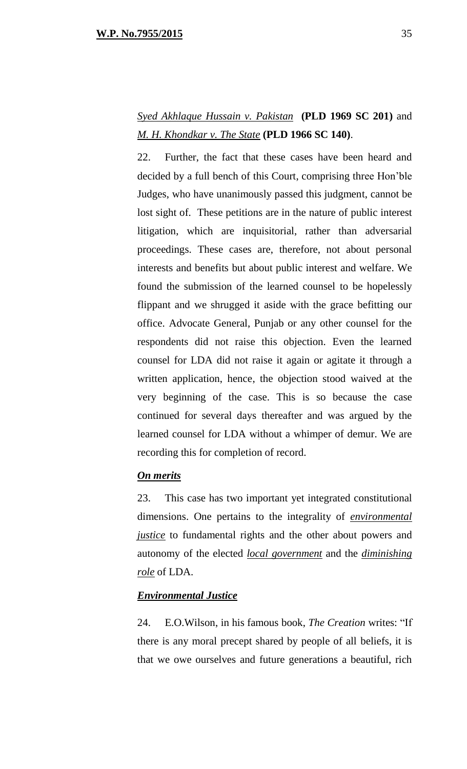*Syed Akhlaque Hussain v. Pakistan* **(PLD 1969 SC 201)** and *M. H. Khondkar v. The State* **(PLD 1966 SC 140)**.

22. Further, the fact that these cases have been heard and decided by a full bench of this Court, comprising three Hon'ble Judges, who have unanimously passed this judgment, cannot be lost sight of. These petitions are in the nature of public interest litigation, which are inquisitorial, rather than adversarial proceedings. These cases are, therefore, not about personal interests and benefits but about public interest and welfare. We found the submission of the learned counsel to be hopelessly flippant and we shrugged it aside with the grace befitting our office. Advocate General, Punjab or any other counsel for the respondents did not raise this objection. Even the learned counsel for LDA did not raise it again or agitate it through a written application, hence, the objection stood waived at the very beginning of the case. This is so because the case continued for several days thereafter and was argued by the learned counsel for LDA without a whimper of demur. We are recording this for completion of record.

***On merits***

23. This case has two important yet integrated constitutional dimensions. One pertains to the integrality of ***environmental justice*** to fundamental rights and the other about powers and autonomy of the elected ***local government*** and the ***diminishing role*** of LDA.

***Environmental Justice***

24. E.O.Wilson, in his famous book, *The Creation* writes: "If there is any moral precept shared by people of all beliefs, it is that we owe ourselves and future generations a beautiful, rich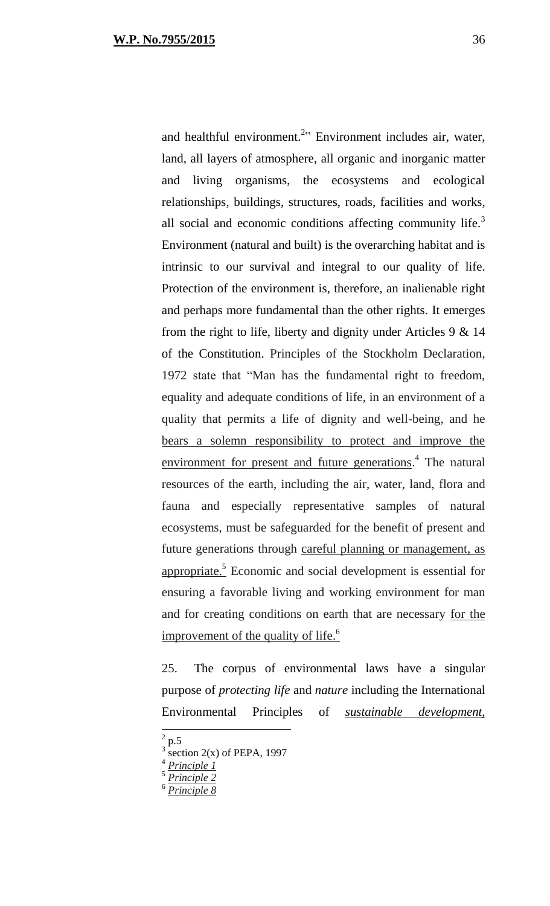and healthful environment.[2]" Environment includes air, water, land, all layers of atmosphere, all organic and inorganic matter and living organisms, the ecosystems and ecological relationships, buildings, structures, roads, facilities and works, all social and economic conditions affecting community life.[3] Environment (natural and built) is the overarching habitat and is intrinsic to our survival and integral to our quality of life. Protection of the environment is, therefore, an inalienable right and perhaps more fundamental than the other rights. It emerges from the right to life, liberty and dignity under Articles 9 & 14 of the Constitution. Principles of the Stockholm Declaration, 1972 state that "Man has the fundamental right to freedom, equality and adequate conditions of life, in an environment of a quality that permits a life of dignity and well-being, and he <u>bears a solemn responsibility to protect and improve the environment for present and future generations</u>.[4] The natural resources of the earth, including the air, water, land, flora and fauna and especially representative samples of natural ecosystems, must be safeguarded for the benefit of present and future generations through <u>careful planning or management, as appropriate.</u>[5] Economic and social development is essential for ensuring a favorable living and working environment for man and for creating conditions on earth that are necessary <u>for the improvement of the quality of life.</u>[6]

25. The corpus of environmental laws have a singular purpose of *protecting life* and *nature* including the International Environmental Principles of <u>*sustainable development,*</u>

---

[2] p.5

[3] section 2(x) of PEPA, 1997

[4] *<u>Principle 1</u>*

[5] *<u>Principle 2</u>*

[6] *<u>Principle 8</u>*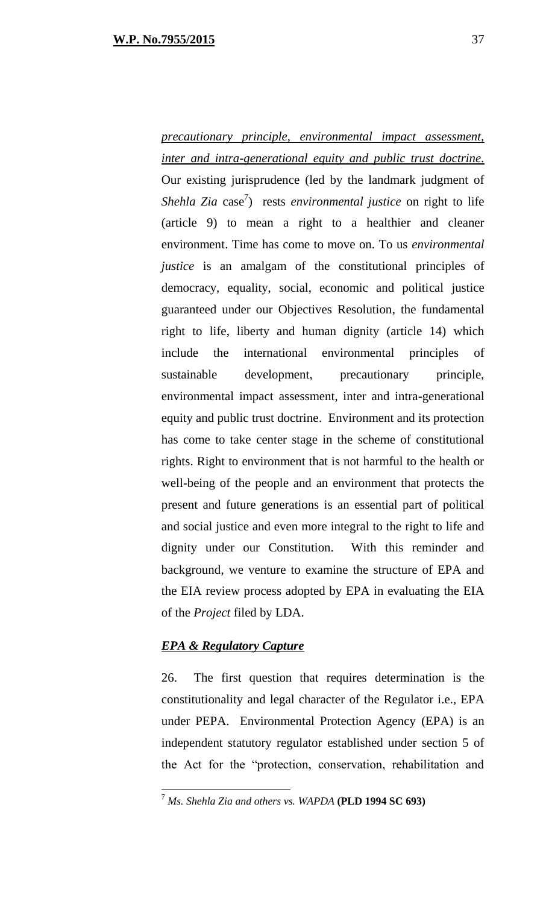*precautionary principle, environmental impact assessment, inter and intra-generational equity and public trust doctrine.* Our existing jurisprudence (led by the landmark judgment of *Shehla Zia* case[7]) rests *environmental justice* on right to life (article 9) to mean a right to a healthier and cleaner environment. Time has come to move on. To us *environmental justice* is an amalgam of the constitutional principles of democracy, equality, social, economic and political justice guaranteed under our Objectives Resolution, the fundamental right to life, liberty and human dignity (article 14) which include the international environmental principles of sustainable development, precautionary principle, environmental impact assessment, inter and intra-generational equity and public trust doctrine. Environment and its protection has come to take center stage in the scheme of constitutional rights. Right to environment that is not harmful to the health or well-being of the people and an environment that protects the present and future generations is an essential part of political and social justice and even more integral to the right to life and dignity under our Constitution. With this reminder and background, we venture to examine the structure of EPA and the EIA review process adopted by EPA in evaluating the EIA of the *Project* filed by LDA.

***EPA & Regulatory Capture***

26. The first question that requires determination is the constitutionality and legal character of the Regulator i.e., EPA under PEPA. Environmental Protection Agency (EPA) is an independent statutory regulator established under section 5 of the Act for the "protection, conservation, rehabilitation and

---

[7] *Ms. Shehla Zia and others vs. WAPDA* **(PLD 1994 SC 693)**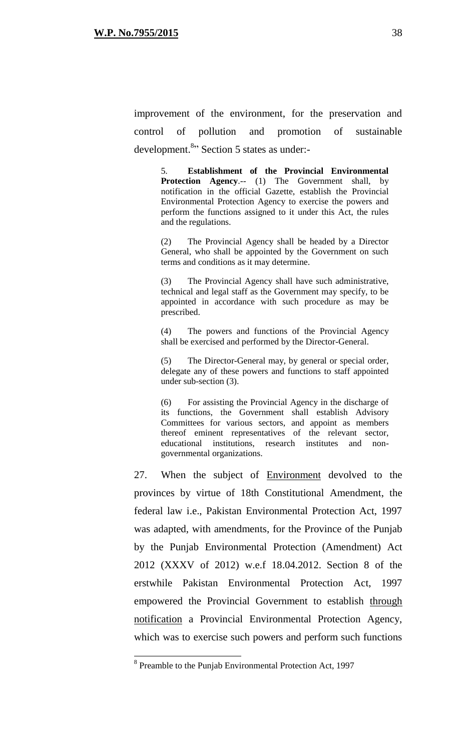improvement of the environment, for the preservation and control of pollution and promotion of sustainable development.[8]" Section 5 states as under:-

> 5. **Establishment of the Provincial Environmental Protection Agency**.-- (1) The Government shall, by notification in the official Gazette, establish the Provincial Environmental Protection Agency to exercise the powers and perform the functions assigned to it under this Act, the rules and the regulations.
>
> (2) The Provincial Agency shall be headed by a Director General, who shall be appointed by the Government on such terms and conditions as it may determine.
>
> (3) The Provincial Agency shall have such administrative, technical and legal staff as the Government may specify, to be appointed in accordance with such procedure as may be prescribed.
>
> (4) The powers and functions of the Provincial Agency shall be exercised and performed by the Director-General.
>
> (5) The Director-General may, by general or special order, delegate any of these powers and functions to staff appointed under sub-section (3).
>
> (6) For assisting the Provincial Agency in the discharge of its functions, the Government shall establish Advisory Committees for various sectors, and appoint as members thereof eminent representatives of the relevant sector, educational institutions, research institutes and non-governmental organizations.

27. When the subject of <u>Environment</u> devolved to the provinces by virtue of 18th Constitutional Amendment, the federal law i.e., Pakistan Environmental Protection Act, 1997 was adapted, with amendments, for the Province of the Punjab by the Punjab Environmental Protection (Amendment) Act 2012 (XXXV of 2012) w.e.f 18.04.2012. Section 8 of the erstwhile Pakistan Environmental Protection Act, 1997 empowered the Provincial Government to establish <u>through notification</u> a Provincial Environmental Protection Agency, which was to exercise such powers and perform such functions

---

[8] Preamble to the Punjab Environmental Protection Act, 1997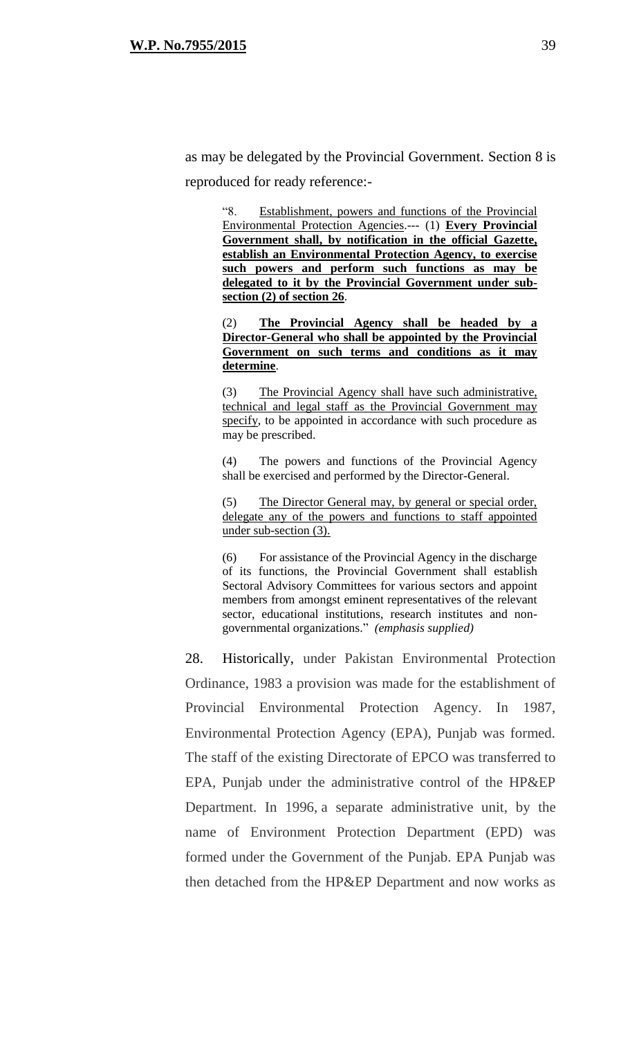as may be delegated by the Provincial Government. Section 8 is reproduced for ready reference:-

> "8. Establishment, powers and functions of the Provincial Environmental Protection Agencies.--- (1) **Every Provincial Government shall, by notification in the official Gazette, establish an Environmental Protection Agency, to exercise such powers and perform such functions as may be delegated to it by the Provincial Government under sub-section (2) of section 26**.
>
> (2) **The Provincial Agency shall be headed by a Director-General who shall be appointed by the Provincial Government on such terms and conditions as it may determine**.
>
> (3) The Provincial Agency shall have such administrative, technical and legal staff as the Provincial Government may specify, to be appointed in accordance with such procedure as may be prescribed.
>
> (4) The powers and functions of the Provincial Agency shall be exercised and performed by the Director-General.
>
> (5) The Director General may, by general or special order, delegate any of the powers and functions to staff appointed under sub-section (3).
>
> (6) For assistance of the Provincial Agency in the discharge of its functions, the Provincial Government shall establish Sectoral Advisory Committees for various sectors and appoint members from amongst eminent representatives of the relevant sector, educational institutions, research institutes and non-governmental organizations." *(emphasis supplied)*

28. Historically, under Pakistan Environmental Protection Ordinance, 1983 a provision was made for the establishment of Provincial Environmental Protection Agency. In 1987, Environmental Protection Agency (EPA), Punjab was formed. The staff of the existing Directorate of EPCO was transferred to EPA, Punjab under the administrative control of the HP&EP Department. In 1996, a separate administrative unit, by the name of Environment Protection Department (EPD) was formed under the Government of the Punjab. EPA Punjab was then detached from the HP&EP Department and now works as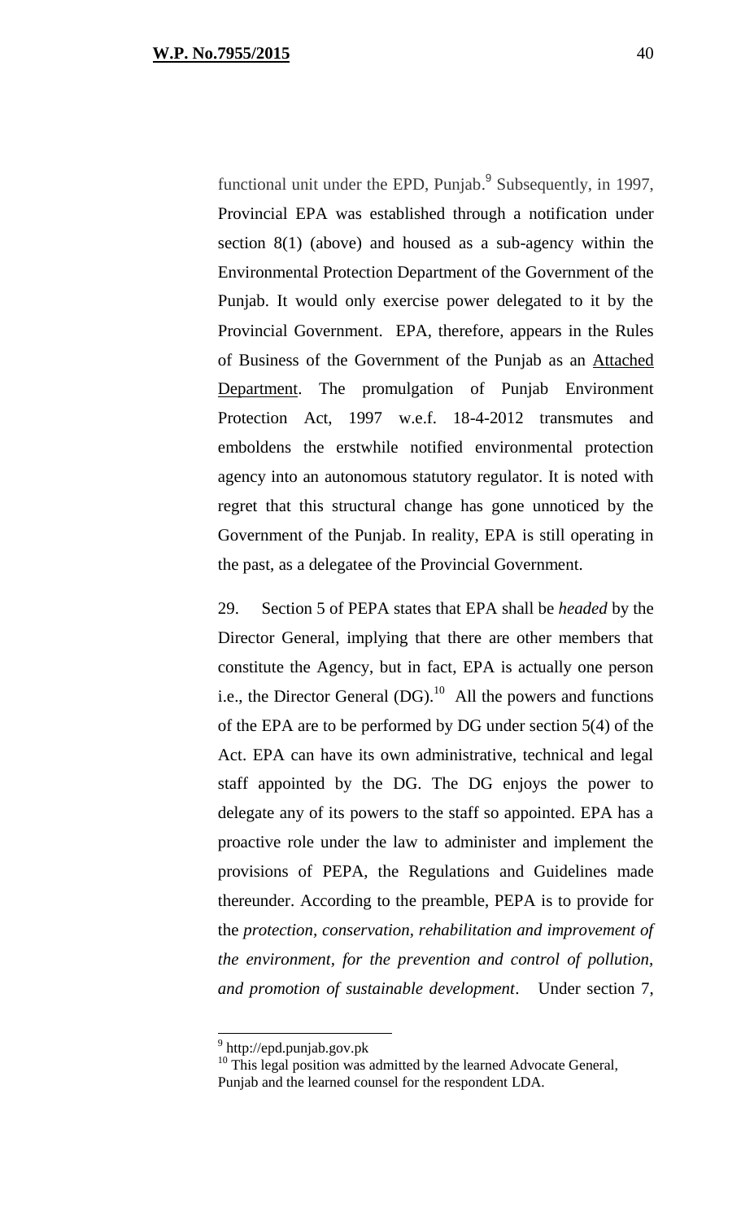functional unit under the EPD, Punjab.[9] Subsequently, in 1997, Provincial EPA was established through a notification under section 8(1) (above) and housed as a sub-agency within the Environmental Protection Department of the Government of the Punjab. It would only exercise power delegated to it by the Provincial Government. EPA, therefore, appears in the Rules of Business of the Government of the Punjab as an <u>Attached Department</u>. The promulgation of Punjab Environment Protection Act, 1997 w.e.f. 18-4-2012 transmutes and emboldens the erstwhile notified environmental protection agency into an autonomous statutory regulator. It is noted with regret that this structural change has gone unnoticed by the Government of the Punjab. In reality, EPA is still operating in the past, as a delegatee of the Provincial Government.

29. Section 5 of PEPA states that EPA shall be *headed* by the Director General, implying that there are other members that constitute the Agency, but in fact, EPA is actually one person i.e., the Director General (DG).[10] All the powers and functions of the EPA are to be performed by DG under section 5(4) of the Act. EPA can have its own administrative, technical and legal staff appointed by the DG. The DG enjoys the power to delegate any of its powers to the staff so appointed. EPA has a proactive role under the law to administer and implement the provisions of PEPA, the Regulations and Guidelines made thereunder. According to the preamble, PEPA is to provide for the *protection, conservation, rehabilitation and improvement of the environment, for the prevention and control of pollution, and promotion of sustainable development*. Under section 7,

---

[9] http://epd.punjab.gov.pk

[10] This legal position was admitted by the learned Advocate General, Punjab and the learned counsel for the respondent LDA.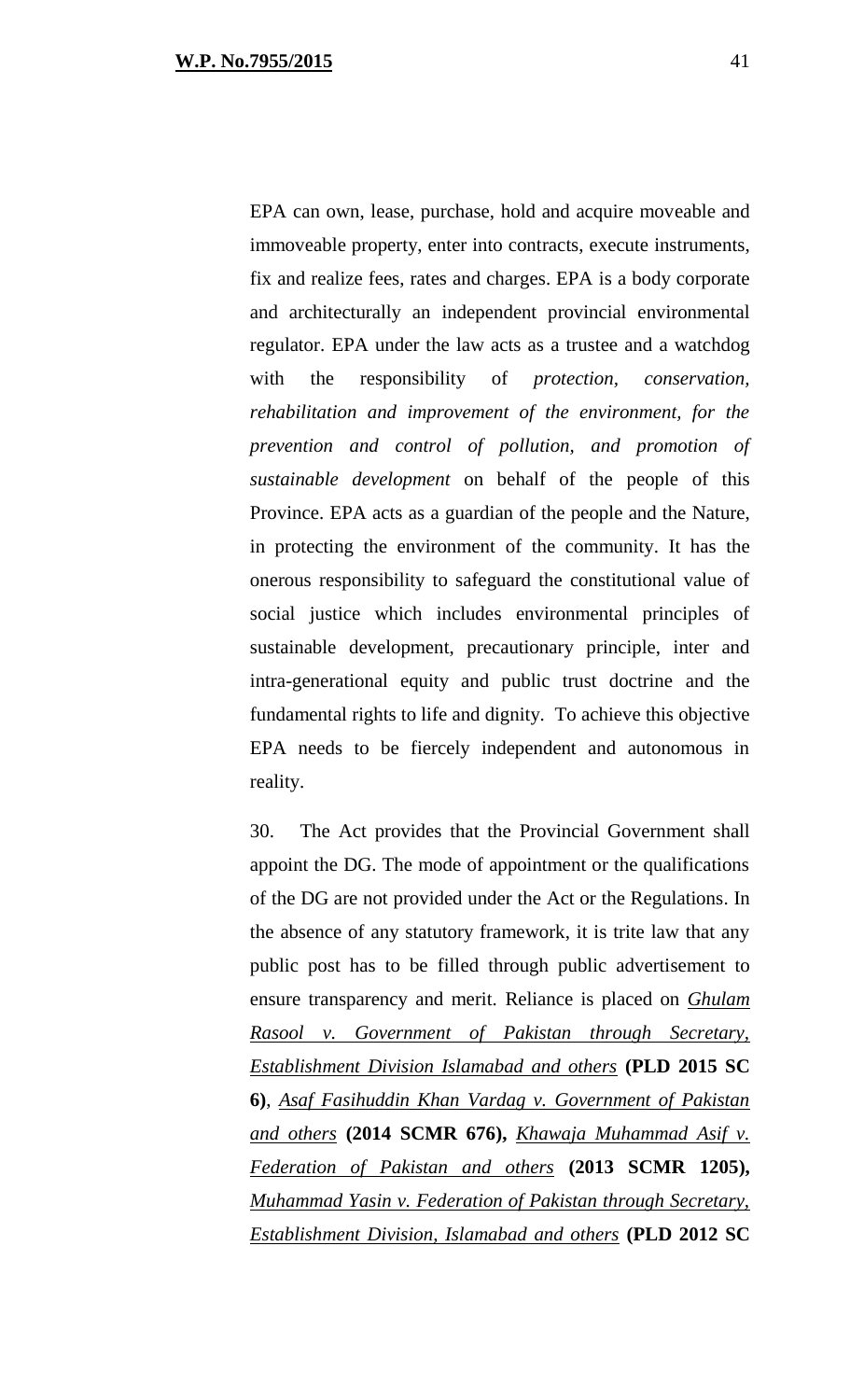EPA can own, lease, purchase, hold and acquire moveable and immoveable property, enter into contracts, execute instruments, fix and realize fees, rates and charges. EPA is a body corporate and architecturally an independent provincial environmental regulator. EPA under the law acts as a trustee and a watchdog with the responsibility of *protection, conservation, rehabilitation and improvement of the environment, for the prevention and control of pollution, and promotion of sustainable development* on behalf of the people of this Province. EPA acts as a guardian of the people and the Nature, in protecting the environment of the community. It has the onerous responsibility to safeguard the constitutional value of social justice which includes environmental principles of sustainable development, precautionary principle, inter and intra-generational equity and public trust doctrine and the fundamental rights to life and dignity. To achieve this objective EPA needs to be fiercely independent and autonomous in reality.

30. The Act provides that the Provincial Government shall appoint the DG. The mode of appointment or the qualifications of the DG are not provided under the Act or the Regulations. In the absence of any statutory framework, it is trite law that any public post has to be filled through public advertisement to ensure transparency and merit. Reliance is placed on *Ghulam Rasool v. Government of Pakistan through Secretary, Establishment Division Islamabad and others* **(PLD 2015 SC 6)**, *Asaf Fasihuddin Khan Vardag v. Government of Pakistan and others* **(2014 SCMR 676),** *Khawaja Muhammad Asif v. Federation of Pakistan and others* **(2013 SCMR 1205),** *Muhammad Yasin v. Federation of Pakistan through Secretary, Establishment Division, Islamabad and others* **(PLD 2012 SC**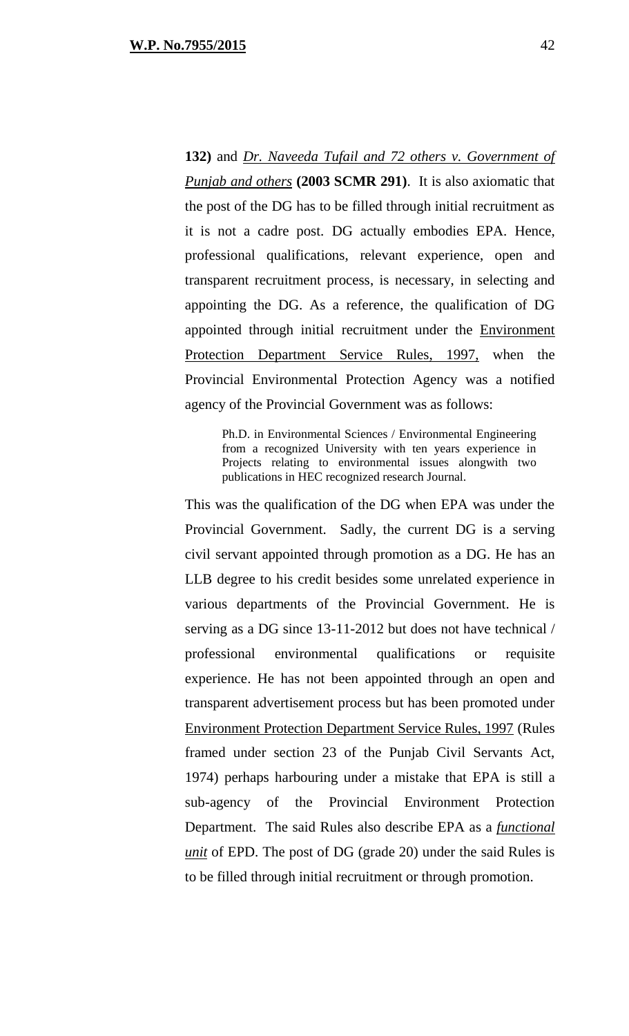**132)** and _Dr. Naveeda Tufail and 72 others v. Government of Punjab and others_ **(2003 SCMR 291)**. It is also axiomatic that the post of the DG has to be filled through initial recruitment as it is not a cadre post. DG actually embodies EPA. Hence, professional qualifications, relevant experience, open and transparent recruitment process, is necessary, in selecting and appointing the DG. As a reference, the qualification of DG appointed through initial recruitment under the Environment Protection Department Service Rules, 1997, when the Provincial Environmental Protection Agency was a notified agency of the Provincial Government was as follows:

> Ph.D. in Environmental Sciences / Environmental Engineering from a recognized University with ten years experience in Projects relating to environmental issues alongwith two publications in HEC recognized research Journal.

This was the qualification of the DG when EPA was under the Provincial Government. Sadly, the current DG is a serving civil servant appointed through promotion as a DG. He has an LLB degree to his credit besides some unrelated experience in various departments of the Provincial Government. He is serving as a DG since 13-11-2012 but does not have technical / professional environmental qualifications or requisite experience. He has not been appointed through an open and transparent advertisement process but has been promoted under Environment Protection Department Service Rules, 1997 (Rules framed under section 23 of the Punjab Civil Servants Act, 1974) perhaps harbouring under a mistake that EPA is still a sub-agency of the Provincial Environment Protection Department. The said Rules also describe EPA as a **_functional unit_** of EPD. The post of DG (grade 20) under the said Rules is to be filled through initial recruitment or through promotion.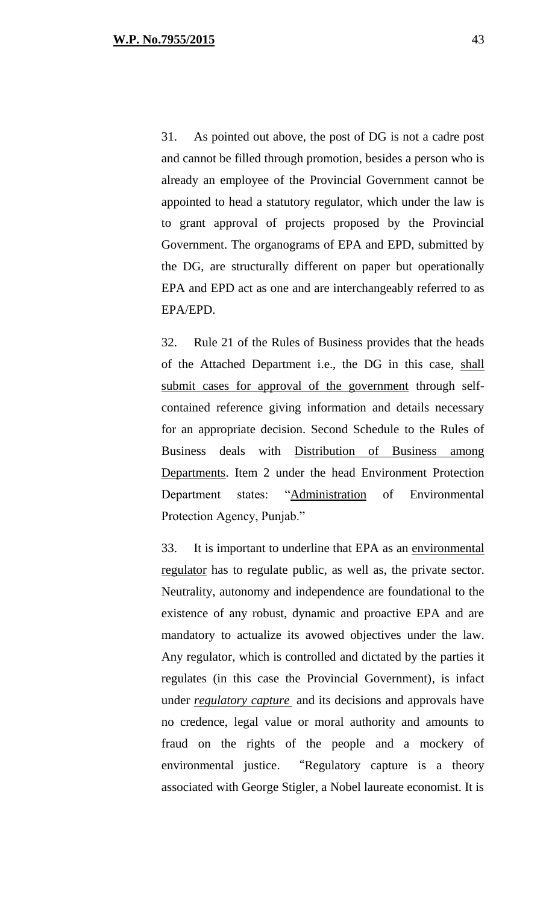31. As pointed out above, the post of DG is not a cadre post and cannot be filled through promotion, besides a person who is already an employee of the Provincial Government cannot be appointed to head a statutory regulator, which under the law is to grant approval of projects proposed by the Provincial Government. The organograms of EPA and EPD, submitted by the DG, are structurally different on paper but operationally EPA and EPD act as one and are interchangeably referred to as EPA/EPD.

32. Rule 21 of the Rules of Business provides that the heads of the Attached Department i.e., the DG in this case, shall submit cases for approval of the government through self-contained reference giving information and details necessary for an appropriate decision. Second Schedule to the Rules of Business deals with Distribution of Business among Departments. Item 2 under the head Environment Protection Department states: "Administration of Environmental Protection Agency, Punjab."

33. It is important to underline that EPA as an environmental regulator has to regulate public, as well as, the private sector. Neutrality, autonomy and independence are foundational to the existence of any robust, dynamic and proactive EPA and are mandatory to actualize its avowed objectives under the law. Any regulator, which is controlled and dictated by the parties it regulates (in this case the Provincial Government), is infact under ***regulatory capture*** and its decisions and approvals have no credence, legal value or moral authority and amounts to fraud on the rights of the people and a mockery of environmental justice. "Regulatory capture is a theory associated with George Stigler, a Nobel laureate economist. It is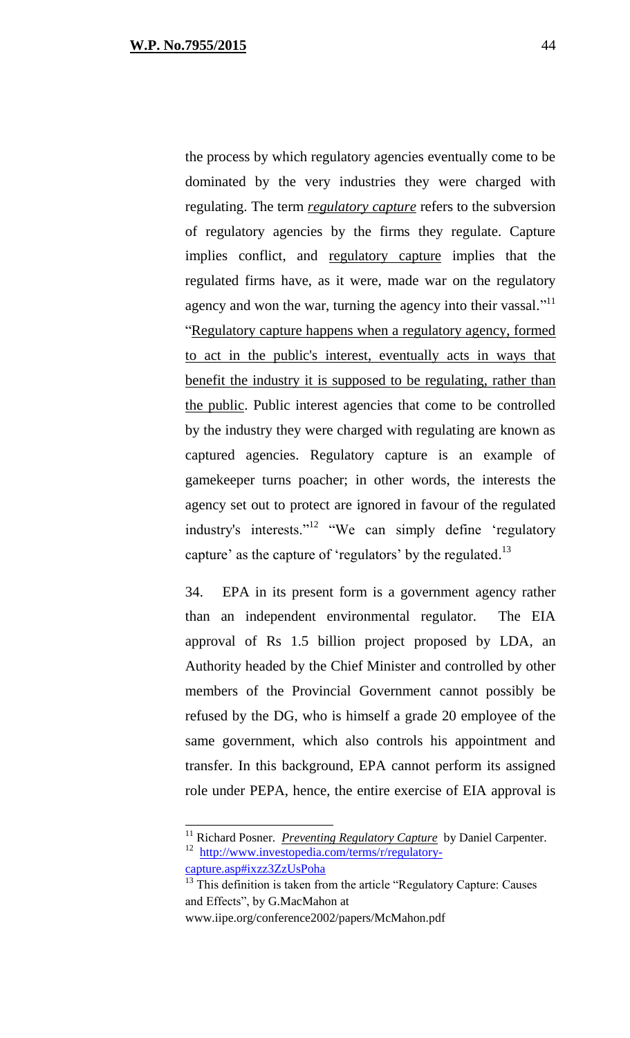the process by which regulatory agencies eventually come to be dominated by the very industries they were charged with regulating. The term ***regulatory capture*** refers to the subversion of regulatory agencies by the firms they regulate. Capture implies conflict, and regulatory capture implies that the regulated firms have, as it were, made war on the regulatory agency and won the war, turning the agency into their vassal."[11] "Regulatory capture happens when a regulatory agency, formed to act in the public's interest, eventually acts in ways that benefit the industry it is supposed to be regulating, rather than the public. Public interest agencies that come to be controlled by the industry they were charged with regulating are known as captured agencies. Regulatory capture is an example of gamekeeper turns poacher; in other words, the interests the agency set out to protect are ignored in favour of the regulated industry's interests."[12] "We can simply define 'regulatory capture' as the capture of 'regulators' by the regulated.[13]

34. EPA in its present form is a government agency rather than an independent environmental regulator. The EIA approval of Rs 1.5 billion project proposed by LDA, an Authority headed by the Chief Minister and controlled by other members of the Provincial Government cannot possibly be refused by the DG, who is himself a grade 20 employee of the same government, which also controls his appointment and transfer. In this background, EPA cannot perform its assigned role under PEPA, hence, the entire exercise of EIA approval is

---

[11] Richard Posner. ***Preventing Regulatory Capture*** by Daniel Carpenter.

[12] http://www.investopedia.com/terms/r/regulatory-capture.asp#ixzz3ZzUsPoha

[13] This definition is taken from the article "Regulatory Capture: Causes and Effects", by G.MacMahon at www.iipe.org/conference2002/papers/McMahon.pdf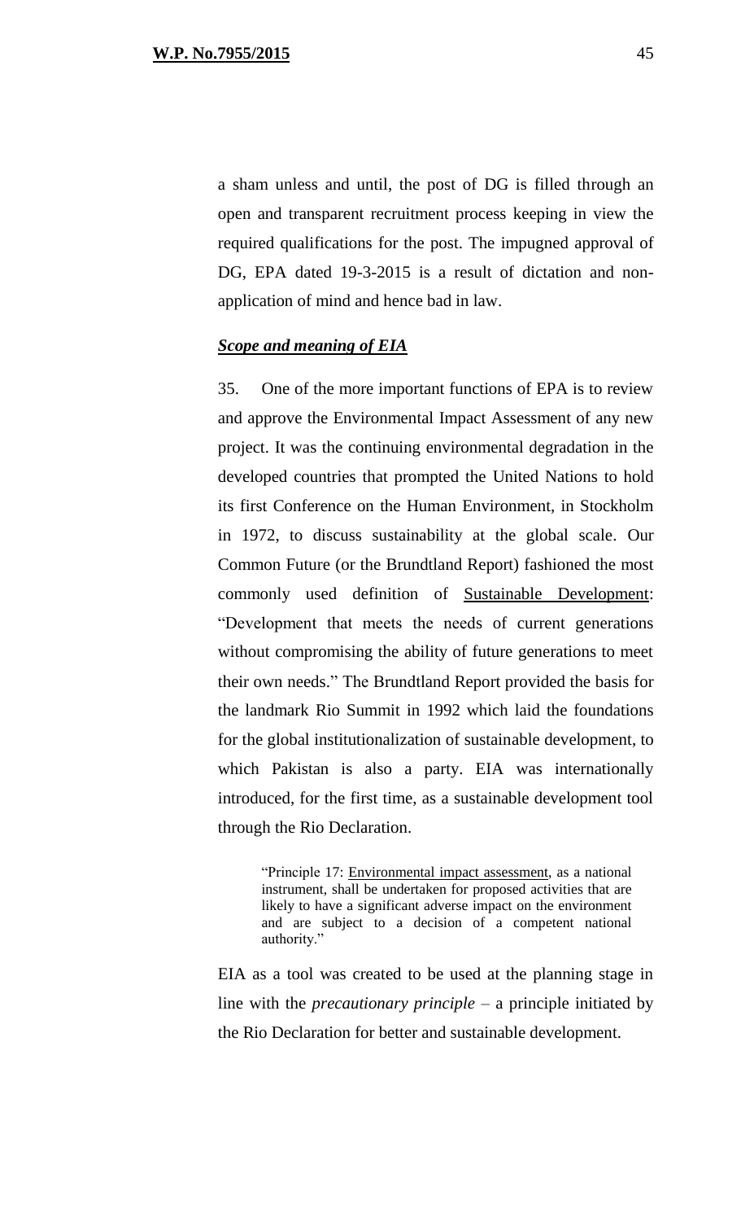a sham unless and until, the post of DG is filled through an open and transparent recruitment process keeping in view the required qualifications for the post. The impugned approval of DG, EPA dated 19-3-2015 is a result of dictation and non-application of mind and hence bad in law.

***Scope and meaning of EIA***

35. One of the more important functions of EPA is to review and approve the Environmental Impact Assessment of any new project. It was the continuing environmental degradation in the developed countries that prompted the United Nations to hold its first Conference on the Human Environment, in Stockholm in 1972, to discuss sustainability at the global scale. Our Common Future (or the Brundtland Report) fashioned the most commonly used definition of Sustainable Development: "Development that meets the needs of current generations without compromising the ability of future generations to meet their own needs." The Brundtland Report provided the basis for the landmark Rio Summit in 1992 which laid the foundations for the global institutionalization of sustainable development, to which Pakistan is also a party. EIA was internationally introduced, for the first time, as a sustainable development tool through the Rio Declaration.

> "Principle 17: Environmental impact assessment, as a national instrument, shall be undertaken for proposed activities that are likely to have a significant adverse impact on the environment and are subject to a decision of a competent national authority."

EIA as a tool was created to be used at the planning stage in line with the *precautionary principle* – a principle initiated by the Rio Declaration for better and sustainable development.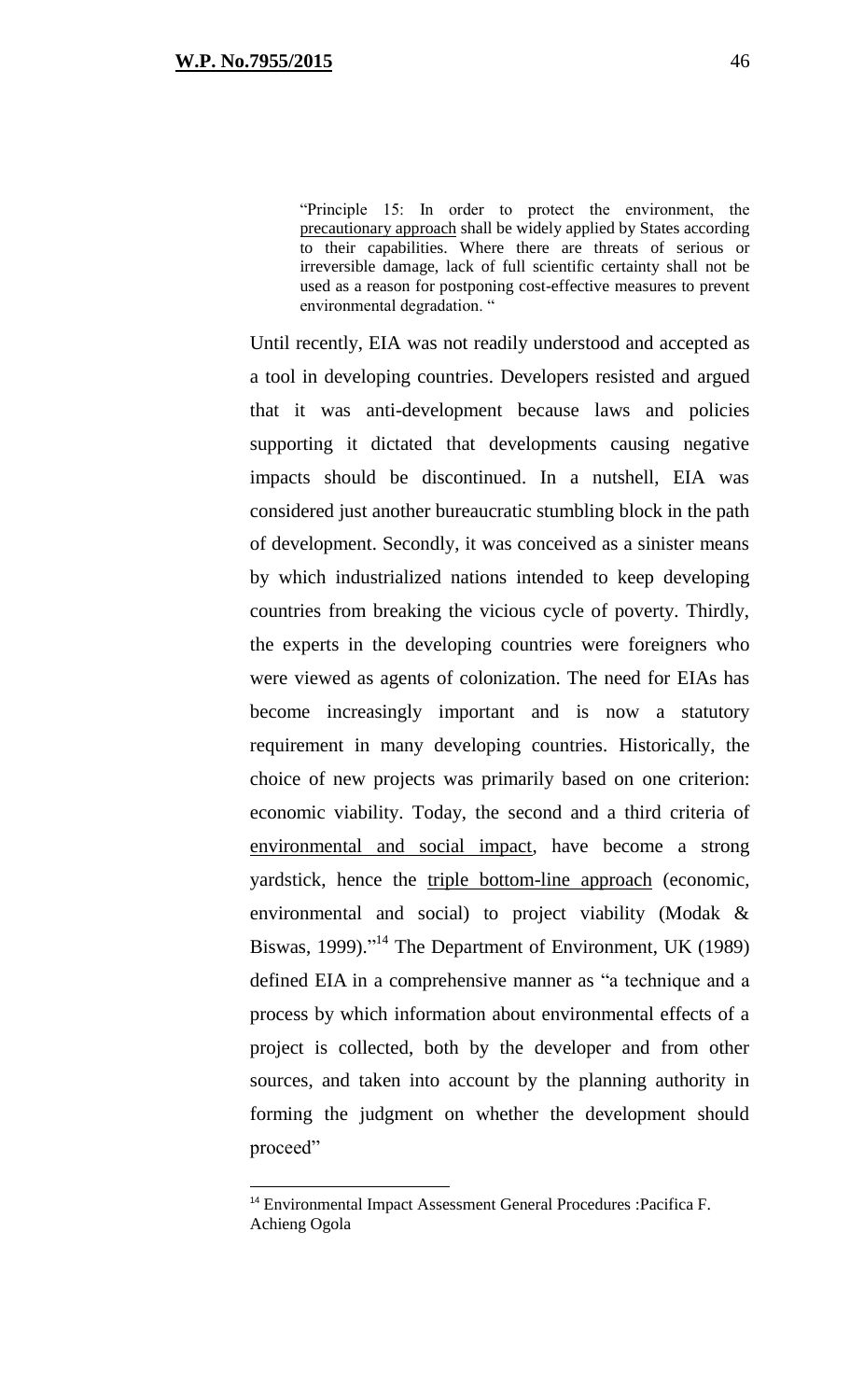> "Principle 15: In order to protect the environment, the <u>precautionary approach</u> shall be widely applied by States according to their capabilities. Where there are threats of serious or irreversible damage, lack of full scientific certainty shall not be used as a reason for postponing cost-effective measures to prevent environmental degradation. "

Until recently, EIA was not readily understood and accepted as a tool in developing countries. Developers resisted and argued that it was anti-development because laws and policies supporting it dictated that developments causing negative impacts should be discontinued. In a nutshell, EIA was considered just another bureaucratic stumbling block in the path of development. Secondly, it was conceived as a sinister means by which industrialized nations intended to keep developing countries from breaking the vicious cycle of poverty. Thirdly, the experts in the developing countries were foreigners who were viewed as agents of colonization. The need for EIAs has become increasingly important and is now a statutory requirement in many developing countries. Historically, the choice of new projects was primarily based on one criterion: economic viability. Today, the second and a third criteria of <u>environmental and social impact</u>, have become a strong yardstick, hence the <u>triple bottom-line approach</u> (economic, environmental and social) to project viability (Modak & Biswas, 1999)."[14] The Department of Environment, UK (1989) defined EIA in a comprehensive manner as "a technique and a process by which information about environmental effects of a project is collected, both by the developer and from other sources, and taken into account by the planning authority in forming the judgment on whether the development should proceed"

---

[14] Environmental Impact Assessment General Procedures :Pacifica F. Achieng Ogola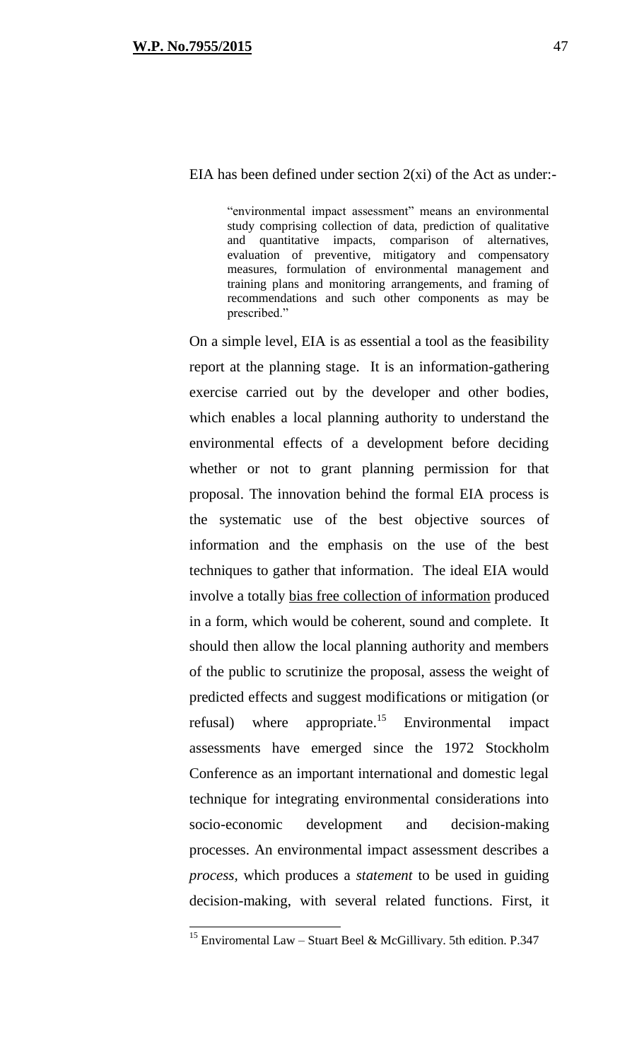EIA has been defined under section 2(xi) of the Act as under:-

> "environmental impact assessment" means an environmental study comprising collection of data, prediction of qualitative and quantitative impacts, comparison of alternatives, evaluation of preventive, mitigatory and compensatory measures, formulation of environmental management and training plans and monitoring arrangements, and framing of recommendations and such other components as may be prescribed."

On a simple level, EIA is as essential a tool as the feasibility report at the planning stage. It is an information-gathering exercise carried out by the developer and other bodies, which enables a local planning authority to understand the environmental effects of a development before deciding whether or not to grant planning permission for that proposal. The innovation behind the formal EIA process is the systematic use of the best objective sources of information and the emphasis on the use of the best techniques to gather that information. The ideal EIA would involve a totally <u>bias free collection of information</u> produced in a form, which would be coherent, sound and complete. It should then allow the local planning authority and members of the public to scrutinize the proposal, assess the weight of predicted effects and suggest modifications or mitigation (or refusal) where appropriate.[15] Environmental impact assessments have emerged since the 1972 Stockholm Conference as an important international and domestic legal technique for integrating environmental considerations into socio-economic development and decision-making processes. An environmental impact assessment describes a *process*, which produces a *statement* to be used in guiding decision-making, with several related functions. First, it

---

[15] Enviromental Law – Stuart Beel & McGillivary. 5th edition. P.347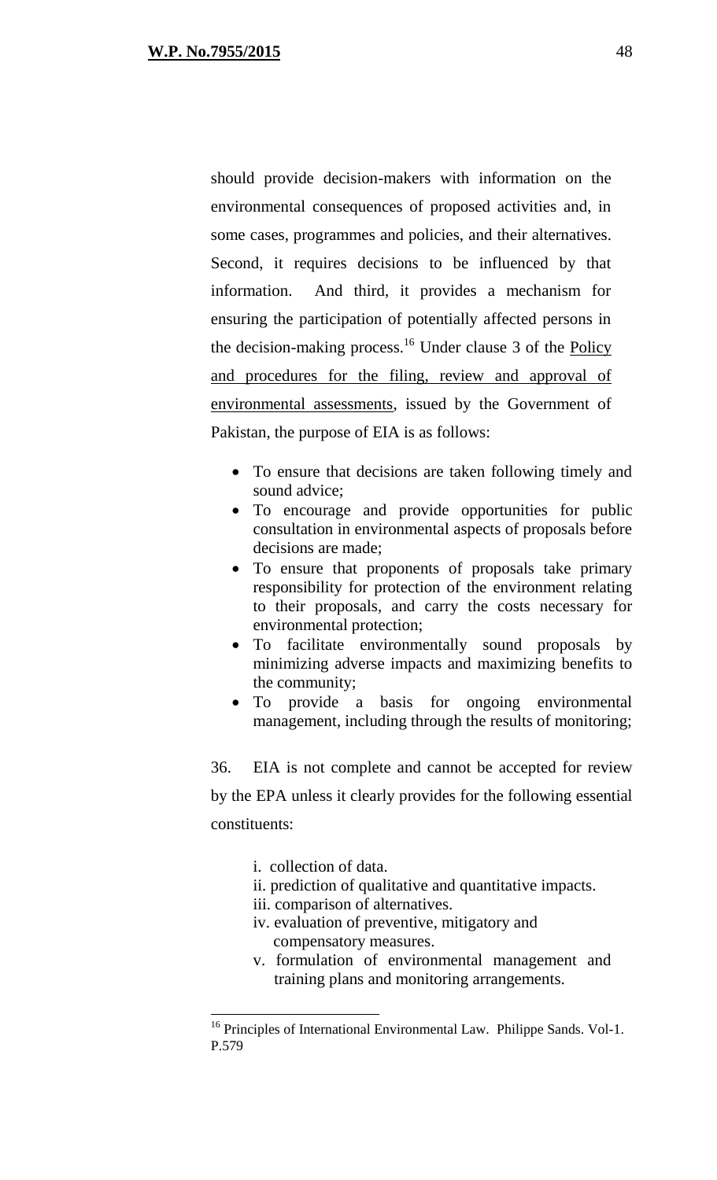should provide decision-makers with information on the environmental consequences of proposed activities and, in some cases, programmes and policies, and their alternatives. Second, it requires decisions to be influenced by that information. And third, it provides a mechanism for ensuring the participation of potentially affected persons in the decision-making process.[16] Under clause 3 of the Policy and procedures for the filing, review and approval of environmental assessments, issued by the Government of Pakistan, the purpose of EIA is as follows:

- To ensure that decisions are taken following timely and sound advice;
- To encourage and provide opportunities for public consultation in environmental aspects of proposals before decisions are made;
- To ensure that proponents of proposals take primary responsibility for protection of the environment relating to their proposals, and carry the costs necessary for environmental protection;
- To facilitate environmentally sound proposals by minimizing adverse impacts and maximizing benefits to the community;
- To provide a basis for ongoing environmental management, including through the results of monitoring;

36. EIA is not complete and cannot be accepted for review by the EPA unless it clearly provides for the following essential constituents:

i. collection of data.
ii. prediction of qualitative and quantitative impacts.
iii. comparison of alternatives.
iv. evaluation of preventive, mitigatory and compensatory measures.
v. formulation of environmental management and training plans and monitoring arrangements.

[16] Principles of International Environmental Law. Philippe Sands. Vol-1. P.579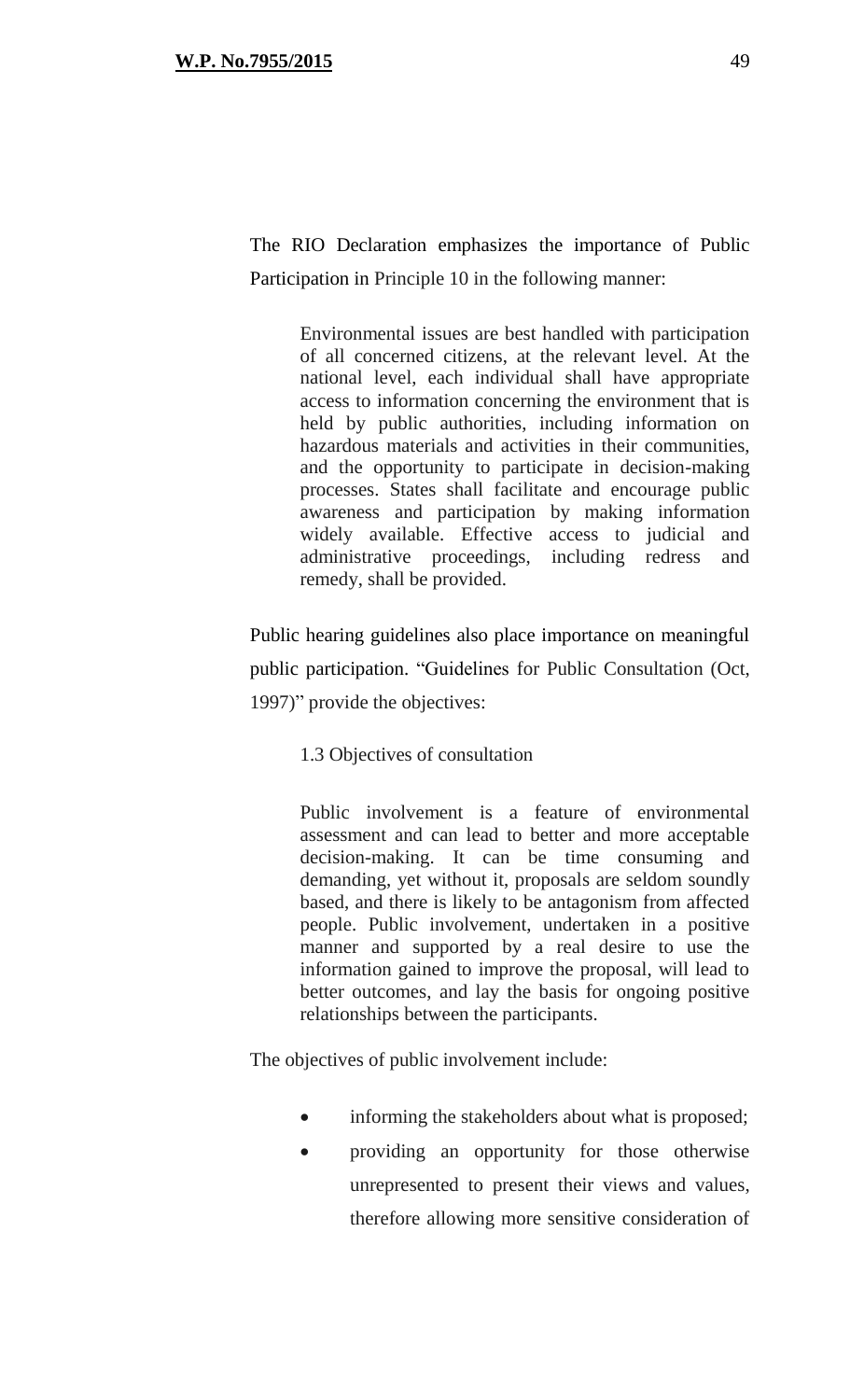The RIO Declaration emphasizes the importance of Public Participation in Principle 10 in the following manner:

> Environmental issues are best handled with participation of all concerned citizens, at the relevant level. At the national level, each individual shall have appropriate access to information concerning the environment that is held by public authorities, including information on hazardous materials and activities in their communities, and the opportunity to participate in decision-making processes. States shall facilitate and encourage public awareness and participation by making information widely available. Effective access to judicial and administrative proceedings, including redress and remedy, shall be provided.

Public hearing guidelines also place importance on meaningful public participation. "Guidelines for Public Consultation (Oct, 1997)" provide the objectives:

> 1.3 Objectives of consultation
>
> Public involvement is a feature of environmental assessment and can lead to better and more acceptable decision-making. It can be time consuming and demanding, yet without it, proposals are seldom soundly based, and there is likely to be antagonism from affected people. Public involvement, undertaken in a positive manner and supported by a real desire to use the information gained to improve the proposal, will lead to better outcomes, and lay the basis for ongoing positive relationships between the participants.

The objectives of public involvement include:

- informing the stakeholders about what is proposed;
- providing an opportunity for those otherwise unrepresented to present their views and values, therefore allowing more sensitive consideration of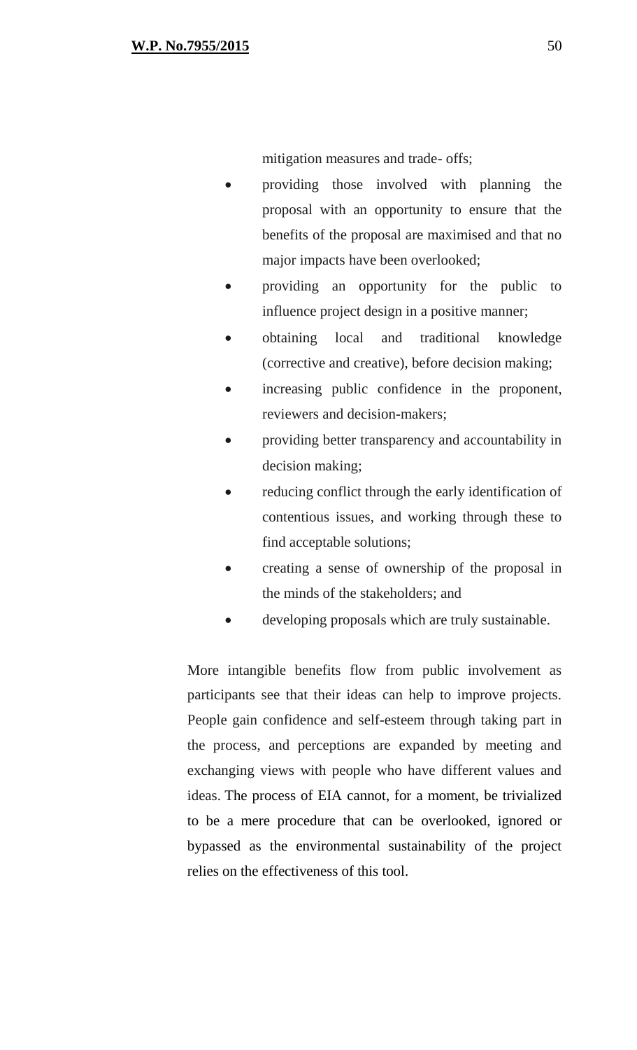mitigation measures and trade- offs;

- providing those involved with planning the proposal with an opportunity to ensure that the benefits of the proposal are maximised and that no major impacts have been overlooked;
- providing an opportunity for the public to influence project design in a positive manner;
- obtaining local and traditional knowledge (corrective and creative), before decision making;
- increasing public confidence in the proponent, reviewers and decision-makers;
- providing better transparency and accountability in decision making;
- reducing conflict through the early identification of contentious issues, and working through these to find acceptable solutions;
- creating a sense of ownership of the proposal in the minds of the stakeholders; and
- developing proposals which are truly sustainable.

More intangible benefits flow from public involvement as participants see that their ideas can help to improve projects. People gain confidence and self-esteem through taking part in the process, and perceptions are expanded by meeting and exchanging views with people who have different values and ideas. The process of EIA cannot, for a moment, be trivialized to be a mere procedure that can be overlooked, ignored or bypassed as the environmental sustainability of the project relies on the effectiveness of this tool.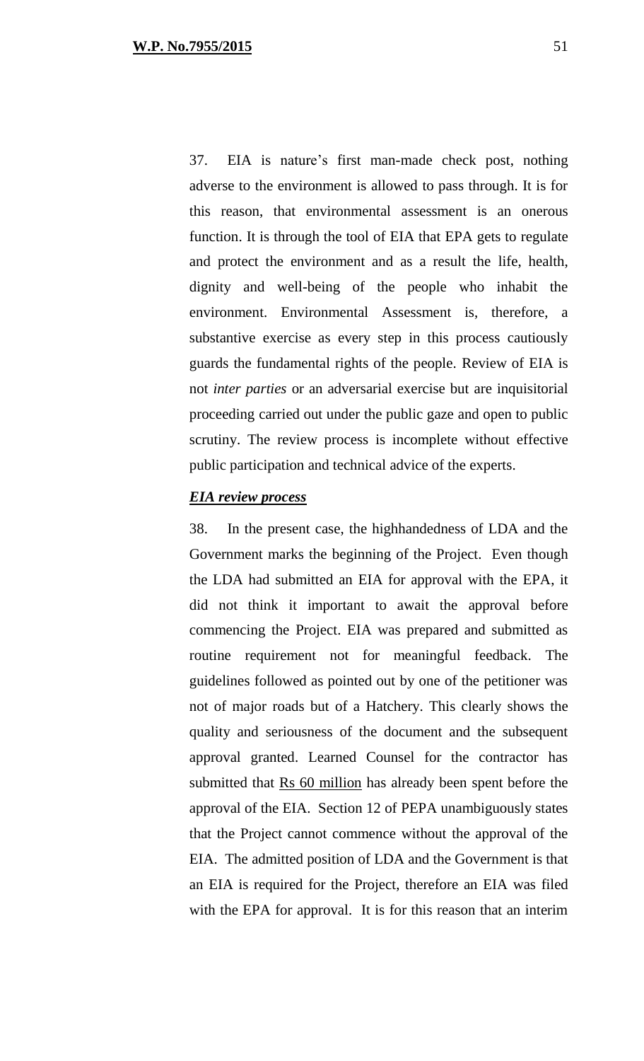37. EIA is nature's first man-made check post, nothing adverse to the environment is allowed to pass through. It is for this reason, that environmental assessment is an onerous function. It is through the tool of EIA that EPA gets to regulate and protect the environment and as a result the life, health, dignity and well-being of the people who inhabit the environment. Environmental Assessment is, therefore, a substantive exercise as every step in this process cautiously guards the fundamental rights of the people. Review of EIA is not *inter parties* or an adversarial exercise but are inquisitorial proceeding carried out under the public gaze and open to public scrutiny. The review process is incomplete without effective public participation and technical advice of the experts.

***EIA review process***

38. In the present case, the highhandedness of LDA and the Government marks the beginning of the Project. Even though the LDA had submitted an EIA for approval with the EPA, it did not think it important to await the approval before commencing the Project. EIA was prepared and submitted as routine requirement not for meaningful feedback. The guidelines followed as pointed out by one of the petitioner was not of major roads but of a Hatchery. This clearly shows the quality and seriousness of the document and the subsequent approval granted. Learned Counsel for the contractor has submitted that Rs 60 million has already been spent before the approval of the EIA. Section 12 of PEPA unambiguously states that the Project cannot commence without the approval of the EIA. The admitted position of LDA and the Government is that an EIA is required for the Project, therefore an EIA was filed with the EPA for approval. It is for this reason that an interim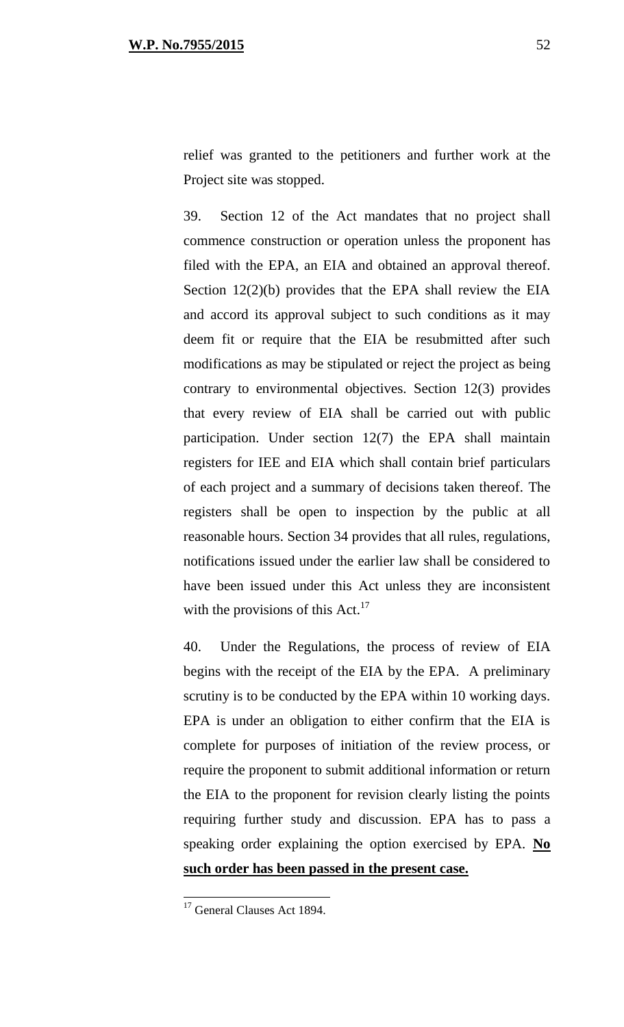relief was granted to the petitioners and further work at the Project site was stopped.

39. Section 12 of the Act mandates that no project shall commence construction or operation unless the proponent has filed with the EPA, an EIA and obtained an approval thereof. Section 12(2)(b) provides that the EPA shall review the EIA and accord its approval subject to such conditions as it may deem fit or require that the EIA be resubmitted after such modifications as may be stipulated or reject the project as being contrary to environmental objectives. Section 12(3) provides that every review of EIA shall be carried out with public participation. Under section 12(7) the EPA shall maintain registers for IEE and EIA which shall contain brief particulars of each project and a summary of decisions taken thereof. The registers shall be open to inspection by the public at all reasonable hours. Section 34 provides that all rules, regulations, notifications issued under the earlier law shall be considered to have been issued under this Act unless they are inconsistent with the provisions of this Act.[17]

40. Under the Regulations, the process of review of EIA begins with the receipt of the EIA by the EPA. A preliminary scrutiny is to be conducted by the EPA within 10 working days. EPA is under an obligation to either confirm that the EIA is complete for purposes of initiation of the review process, or require the proponent to submit additional information or return the EIA to the proponent for revision clearly listing the points requiring further study and discussion. EPA has to pass a speaking order explaining the option exercised by EPA. **<u>No such order has been passed in the present case.</u>**

---

[17] General Clauses Act 1894.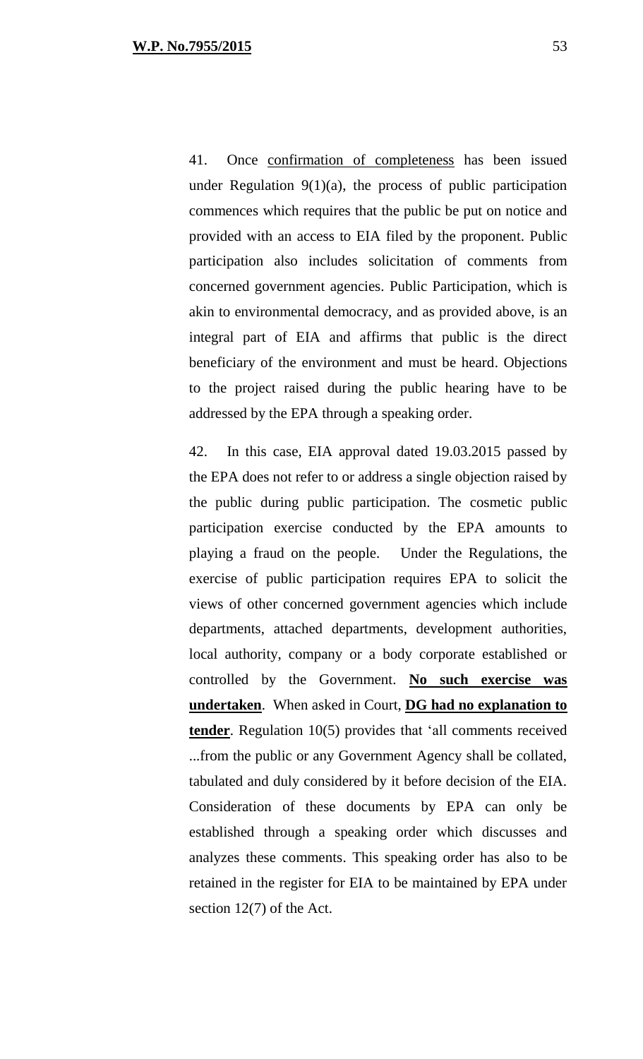41. Once <u>confirmation of completeness</u> has been issued under Regulation 9(1)(a), the process of public participation commences which requires that the public be put on notice and provided with an access to EIA filed by the proponent. Public participation also includes solicitation of comments from concerned government agencies. Public Participation, which is akin to environmental democracy, and as provided above, is an integral part of EIA and affirms that public is the direct beneficiary of the environment and must be heard. Objections to the project raised during the public hearing have to be addressed by the EPA through a speaking order.

42. In this case, EIA approval dated 19.03.2015 passed by the EPA does not refer to or address a single objection raised by the public during public participation. The cosmetic public participation exercise conducted by the EPA amounts to playing a fraud on the people. Under the Regulations, the exercise of public participation requires EPA to solicit the views of other concerned government agencies which include departments, attached departments, development authorities, local authority, company or a body corporate established or controlled by the Government. <u>**No such exercise was undertaken**</u>. When asked in Court, <u>**DG had no explanation to tender**</u>. Regulation 10(5) provides that 'all comments received ...from the public or any Government Agency shall be collated, tabulated and duly considered by it before decision of the EIA. Consideration of these documents by EPA can only be established through a speaking order which discusses and analyzes these comments. This speaking order has also to be retained in the register for EIA to be maintained by EPA under section 12(7) of the Act.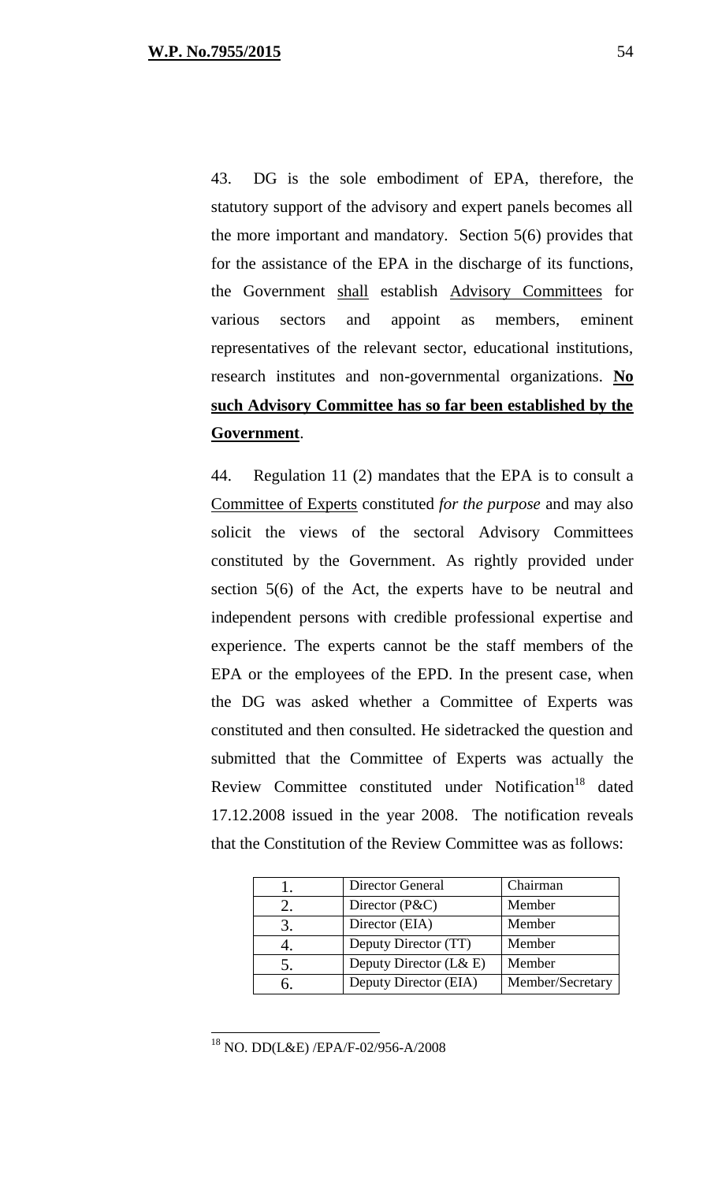43. DG is the sole embodiment of EPA, therefore, the statutory support of the advisory and expert panels becomes all the more important and mandatory. Section 5(6) provides that for the assistance of the EPA in the discharge of its functions, the Government <u>shall</u> establish <u>Advisory Committees</u> for various sectors and appoint as members, eminent representatives of the relevant sector, educational institutions, research institutes and non-governmental organizations. **<u>No such Advisory Committee has so far been established by the Government</u>**.

44. Regulation 11 (2) mandates that the EPA is to consult a <u>Committee of Experts</u> constituted *for the purpose* and may also solicit the views of the sectoral Advisory Committees constituted by the Government. As rightly provided under section 5(6) of the Act, the experts have to be neutral and independent persons with credible professional expertise and experience. The experts cannot be the staff members of the EPA or the employees of the EPD. In the present case, when the DG was asked whether a Committee of Experts was constituted and then consulted. He sidetracked the question and submitted that the Committee of Experts was actually the Review Committee constituted under Notification[18] dated 17.12.2008 issued in the year 2008. The notification reveals that the Constitution of the Review Committee was as follows:

| | | |
|---|---|---|
| 1. | Director General | Chairman |
| 2. | Director (P&C) | Member |
| 3. | Director (EIA) | Member |
| 4. | Deputy Director (TT) | Member |
| 5. | Deputy Director (L& E) | Member |
| 6. | Deputy Director (EIA) | Member/Secretary |

[18] NO. DD(L&E) /EPA/F-02/956-A/2008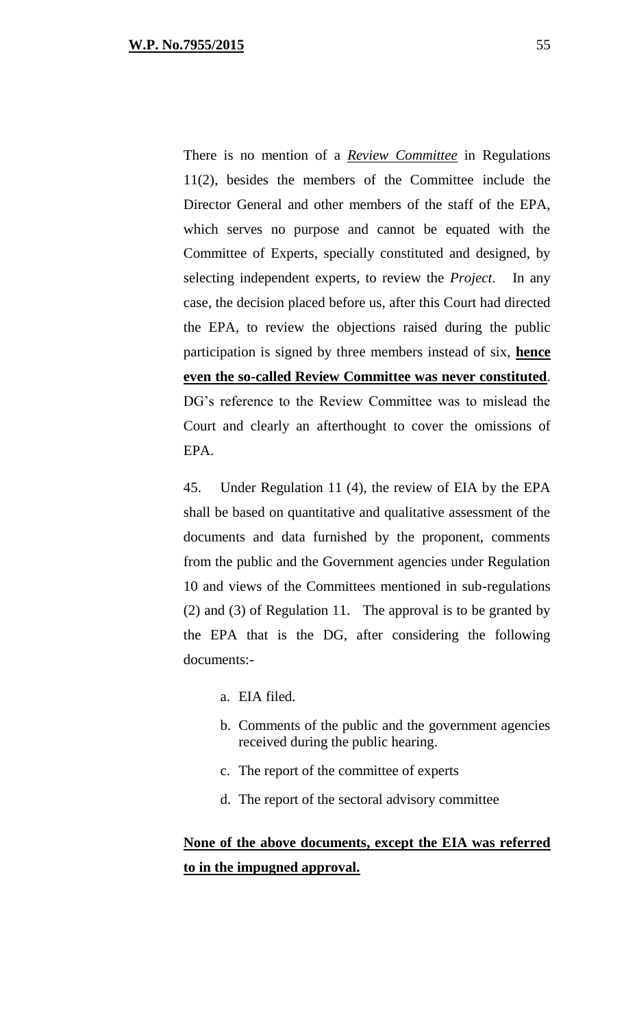There is no mention of a ***Review Committee*** in Regulations 11(2), besides the members of the Committee include the Director General and other members of the staff of the EPA, which serves no purpose and cannot be equated with the Committee of Experts, specially constituted and designed, by selecting independent experts, to review the *Project*. In any case, the decision placed before us, after this Court had directed the EPA, to review the objections raised during the public participation is signed by three members instead of six, **hence even the so-called Review Committee was never constituted**. DG's reference to the Review Committee was to mislead the Court and clearly an afterthought to cover the omissions of EPA.

45. Under Regulation 11 (4), the review of EIA by the EPA shall be based on quantitative and qualitative assessment of the documents and data furnished by the proponent, comments from the public and the Government agencies under Regulation 10 and views of the Committees mentioned in sub-regulations (2) and (3) of Regulation 11. The approval is to be granted by the EPA that is the DG, after considering the following documents:-

a. EIA filed.

b. Comments of the public and the government agencies received during the public hearing.

c. The report of the committee of experts

d. The report of the sectoral advisory committee

**None of the above documents, except the EIA was referred to in the impugned approval.**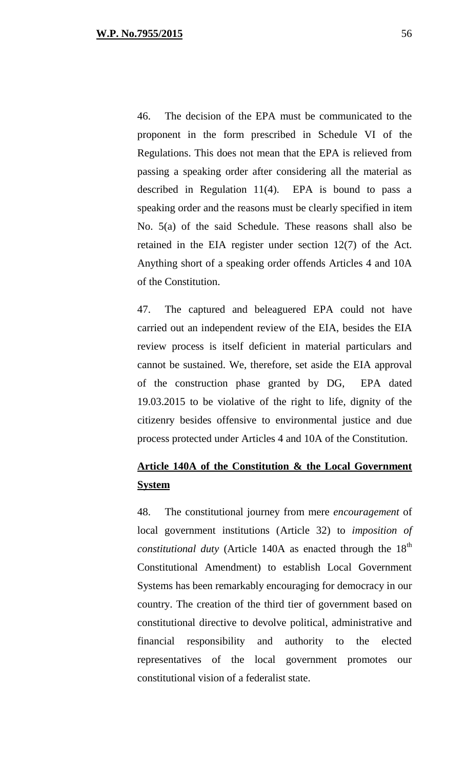46. The decision of the EPA must be communicated to the proponent in the form prescribed in Schedule VI of the Regulations. This does not mean that the EPA is relieved from passing a speaking order after considering all the material as described in Regulation 11(4). EPA is bound to pass a speaking order and the reasons must be clearly specified in item No. 5(a) of the said Schedule. These reasons shall also be retained in the EIA register under section 12(7) of the Act. Anything short of a speaking order offends Articles 4 and 10A of the Constitution.

47. The captured and beleaguered EPA could not have carried out an independent review of the EIA, besides the EIA review process is itself deficient in material particulars and cannot be sustained. We, therefore, set aside the EIA approval of the construction phase granted by DG, EPA dated 19.03.2015 to be violative of the right to life, dignity of the citizenry besides offensive to environmental justice and due process protected under Articles 4 and 10A of the Constitution.

**<u>Article 140A of the Constitution & the Local Government System</u>**

48. The constitutional journey from mere *encouragement* of local government institutions (Article 32) to *imposition of constitutional duty* (Article 140A as enacted through the 18th Constitutional Amendment) to establish Local Government Systems has been remarkably encouraging for democracy in our country. The creation of the third tier of government based on constitutional directive to devolve political, administrative and financial responsibility and authority to the elected representatives of the local government promotes our constitutional vision of a federalist state.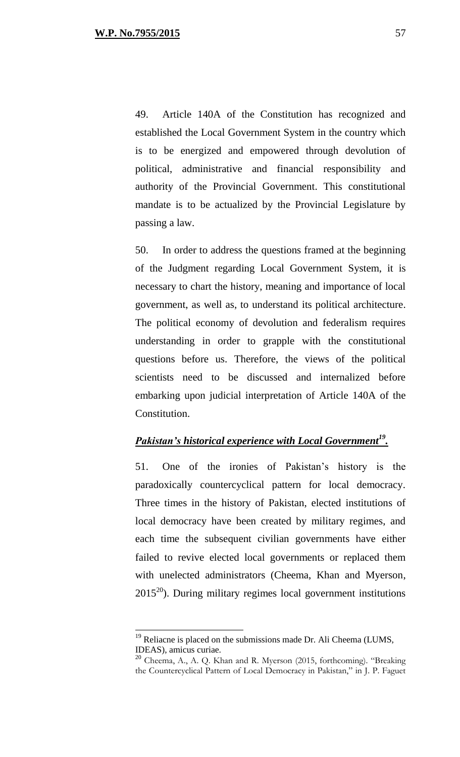49. Article 140A of the Constitution has recognized and established the Local Government System in the country which is to be energized and empowered through devolution of political, administrative and financial responsibility and authority of the Provincial Government. This constitutional mandate is to be actualized by the Provincial Legislature by passing a law.

50. In order to address the questions framed at the beginning of the Judgment regarding Local Government System, it is necessary to chart the history, meaning and importance of local government, as well as, to understand its political architecture. The political economy of devolution and federalism requires understanding in order to grapple with the constitutional questions before us. Therefore, the views of the political scientists need to be discussed and internalized before embarking upon judicial interpretation of Article 140A of the Constitution.

***<u>Pakistan's historical experience with Local Government</u>***[19]**.**

51. One of the ironies of Pakistan's history is the paradoxically countercyclical pattern for local democracy. Three times in the history of Pakistan, elected institutions of local democracy have been created by military regimes, and each time the subsequent civilian governments have either failed to revive elected local governments or replaced them with unelected administrators (Cheema, Khan and Myerson, 2015[20]). During military regimes local government institutions

---

[19] Reliacne is placed on the submissions made Dr. Ali Cheema (LUMS, IDEAS), amicus curiae.

[20] Cheema, A., A. Q. Khan and R. Myerson (2015, forthcoming). "Breaking the Countercyclical Pattern of Local Democracy in Pakistan," in J. P. Faguet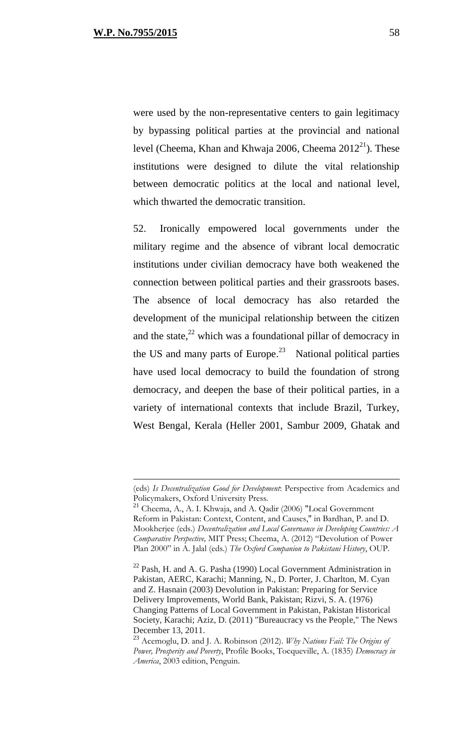were used by the non-representative centers to gain legitimacy by bypassing political parties at the provincial and national level (Cheema, Khan and Khwaja 2006, Cheema 2012[21]). These institutions were designed to dilute the vital relationship between democratic politics at the local and national level, which thwarted the democratic transition.

52. Ironically empowered local governments under the military regime and the absence of vibrant local democratic institutions under civilian democracy have both weakened the connection between political parties and their grassroots bases. The absence of local democracy has also retarded the development of the municipal relationship between the citizen and the state,[22] which was a foundational pillar of democracy in the US and many parts of Europe.[23] National political parties have used local democracy to build the foundation of strong democracy, and deepen the base of their political parties, in a variety of international contexts that include Brazil, Turkey, West Bengal, Kerala (Heller 2001, Sambur 2009, Ghatak and

---

(eds) *Is Decentralization Good for Development*: Perspective from Academics and Policymakers, Oxford University Press.

[21] Cheema, A., A. I. Khwaja, and A. Qadir (2006) "Local Government Reform in Pakistan: Context, Content, and Causes," in Bardhan, P. and D. Mookherjee (eds.) *Decentralization and Local Governance in Developing Countries: A Comparative Perspective,* MIT Press; Cheema, A. (2012) "Devolution of Power Plan 2000" in A. Jalal (eds.) *The Oxford Companion to Pakistani History*, OUP.

[22] Pash, H. and A. G. Pasha (1990) Local Government Administration in Pakistan, AERC, Karachi; Manning, N., D. Porter, J. Charlton, M. Cyan and Z. Hasnain (2003) Devolution in Pakistan: Preparing for Service Delivery Improvements, World Bank, Pakistan; Rizvi, S. A. (1976) Changing Patterns of Local Government in Pakistan, Pakistan Historical Society, Karachi; Aziz, D. (2011) "Bureaucracy vs the People," The News December 13, 2011.

[23] Acemoglu, D. and J. A. Robinson (2012). *Why Nations Fail: The Origins of Power, Prosperity and Poverty*, Profile Books, Tocqueville, A. (1835) *Democracy in America*, 2003 edition, Penguin.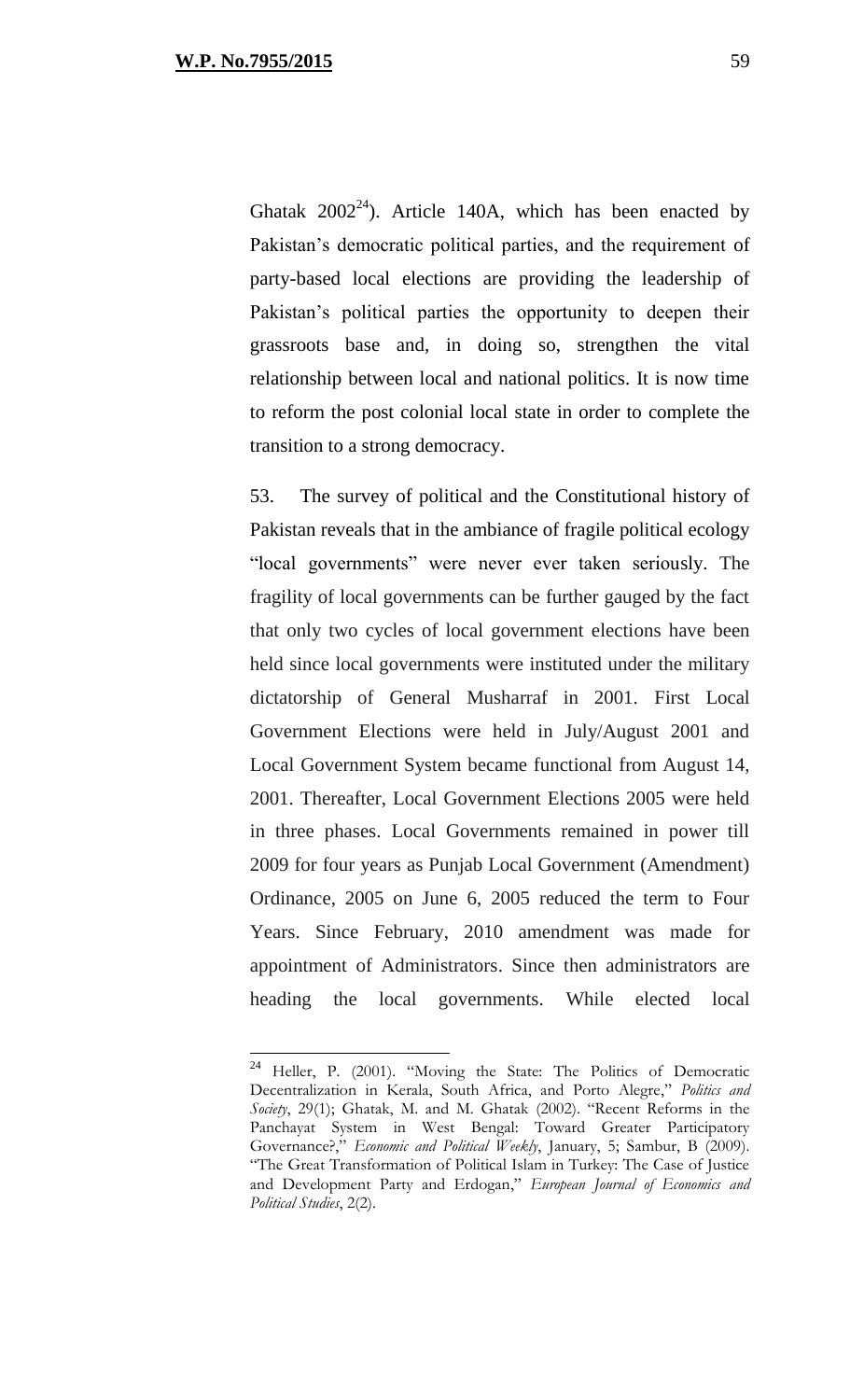Ghatak 2002[24]). Article 140A, which has been enacted by Pakistan's democratic political parties, and the requirement of party-based local elections are providing the leadership of Pakistan's political parties the opportunity to deepen their grassroots base and, in doing so, strengthen the vital relationship between local and national politics. It is now time to reform the post colonial local state in order to complete the transition to a strong democracy.

53. The survey of political and the Constitutional history of Pakistan reveals that in the ambiance of fragile political ecology "local governments" were never ever taken seriously. The fragility of local governments can be further gauged by the fact that only two cycles of local government elections have been held since local governments were instituted under the military dictatorship of General Musharraf in 2001. First Local Government Elections were held in July/August 2001 and Local Government System became functional from August 14, 2001. Thereafter, Local Government Elections 2005 were held in three phases. Local Governments remained in power till 2009 for four years as Punjab Local Government (Amendment) Ordinance, 2005 on June 6, 2005 reduced the term to Four Years. Since February, 2010 amendment was made for appointment of Administrators. Since then administrators are heading the local governments. While elected local

---

[24] Heller, P. (2001). "Moving the State: The Politics of Democratic Decentralization in Kerala, South Africa, and Porto Alegre," *Politics and Society*, 29(1); Ghatak, M. and M. Ghatak (2002). "Recent Reforms in the Panchayat System in West Bengal: Toward Greater Participatory Governance?," *Economic and Political Weekly*, January, 5; Sambur, B (2009). "The Great Transformation of Political Islam in Turkey: The Case of Justice and Development Party and Erdogan," *European Journal of Economics and Political Studies*, 2(2).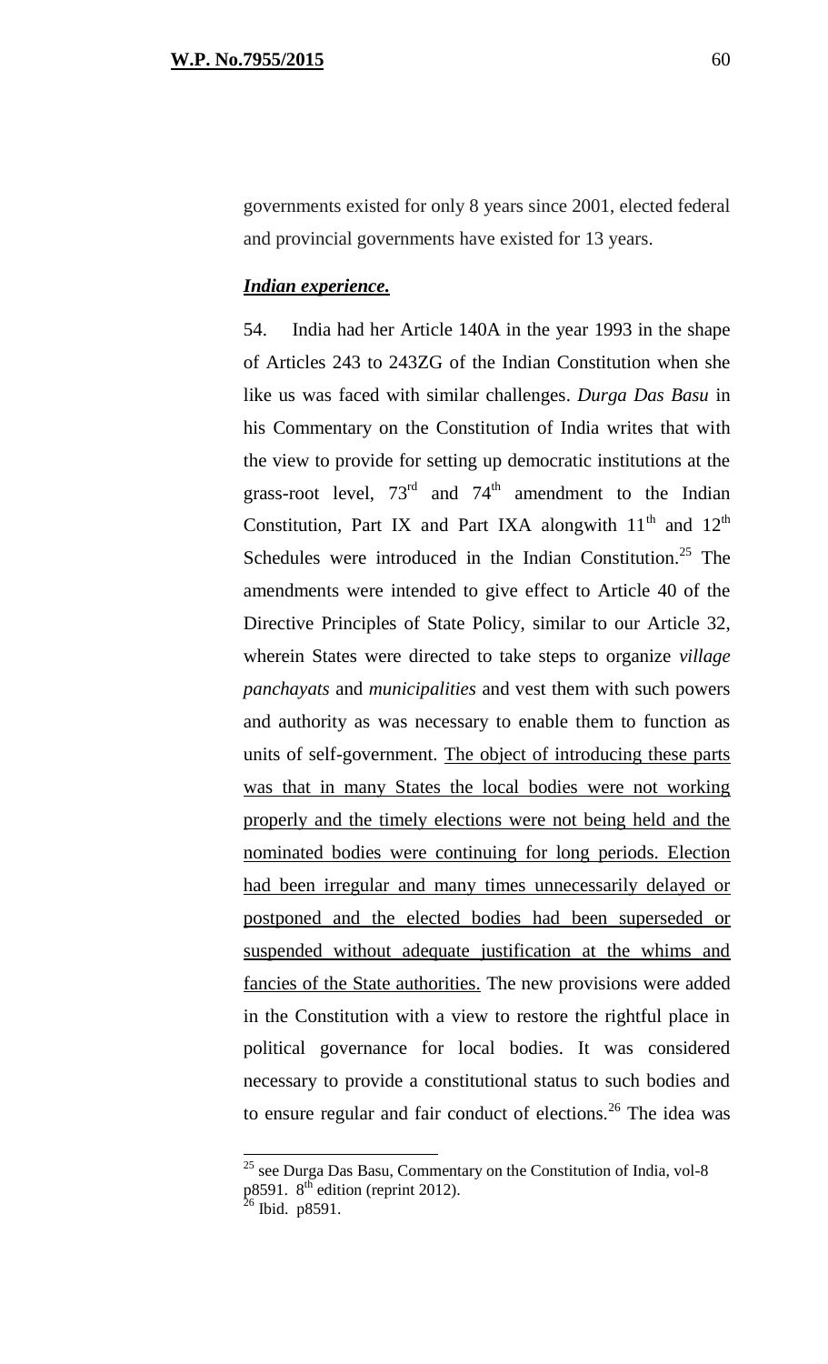governments existed for only 8 years since 2001, elected federal and provincial governments have existed for 13 years.

***Indian experience.***

54. India had her Article 140A in the year 1993 in the shape of Articles 243 to 243ZG of the Indian Constitution when she like us was faced with similar challenges. *Durga Das Basu* in his Commentary on the Constitution of India writes that with the view to provide for setting up democratic institutions at the grass-root level, 73rd and 74th amendment to the Indian Constitution, Part IX and Part IXA alongwith 11th and 12th Schedules were introduced in the Indian Constitution.[25] The amendments were intended to give effect to Article 40 of the Directive Principles of State Policy, similar to our Article 32, wherein States were directed to take steps to organize *village panchayats* and *municipalities* and vest them with such powers and authority as was necessary to enable them to function as units of self-government. <u>The object of introducing these parts was that in many States the local bodies were not working properly and the timely elections were not being held and the nominated bodies were continuing for long periods. Election had been irregular and many times unnecessarily delayed or postponed and the elected bodies had been superseded or suspended without adequate justification at the whims and fancies of the State authorities.</u> The new provisions were added in the Constitution with a view to restore the rightful place in political governance for local bodies. It was considered necessary to provide a constitutional status to such bodies and to ensure regular and fair conduct of elections.[26] The idea was

---

[25] see Durga Das Basu, Commentary on the Constitution of India, vol-8 p8591. 8th edition (reprint 2012).

[26] Ibid. p8591.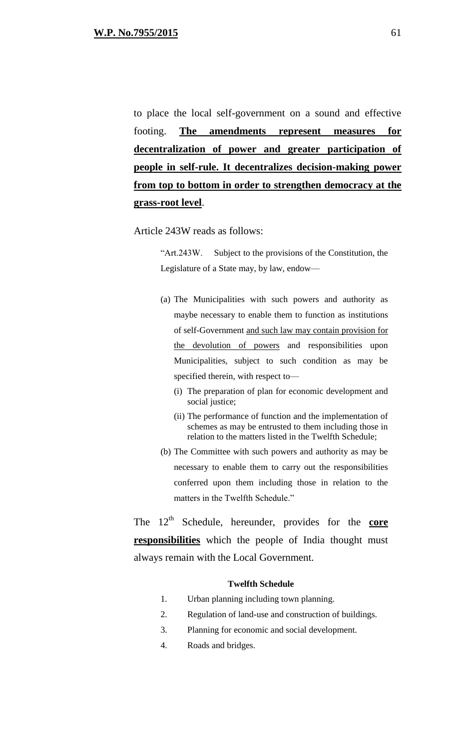to place the local self-government on a sound and effective footing. **<u>The amendments represent measures for decentralization of power and greater participation of people in self-rule. It decentralizes decision-making power from top to bottom in order to strengthen democracy at the grass-root level</u>**.

Article 243W reads as follows:

> "Art.243W. Subject to the provisions of the Constitution, the Legislature of a State may, by law, endow—
>
> (a) The Municipalities with such powers and authority as maybe necessary to enable them to function as institutions of self-Government <u>and such law may contain provision for the devolution of powers</u> and responsibilities upon Municipalities, subject to such condition as may be specified therein, with respect to—
>
> (i) The preparation of plan for economic development and social justice;
>
> (ii) The performance of function and the implementation of schemes as may be entrusted to them including those in relation to the matters listed in the Twelfth Schedule;
>
> (b) The Committee with such powers and authority as may be necessary to enable them to carry out the responsibilities conferred upon them including those in relation to the matters in the Twelfth Schedule."

The 12th Schedule, hereunder, provides for the **<u>core responsibilities</u>** which the people of India thought must always remain with the Local Government.

**Twelfth Schedule**

1. Urban planning including town planning.
2. Regulation of land-use and construction of buildings.
3. Planning for economic and social development.
4. Roads and bridges.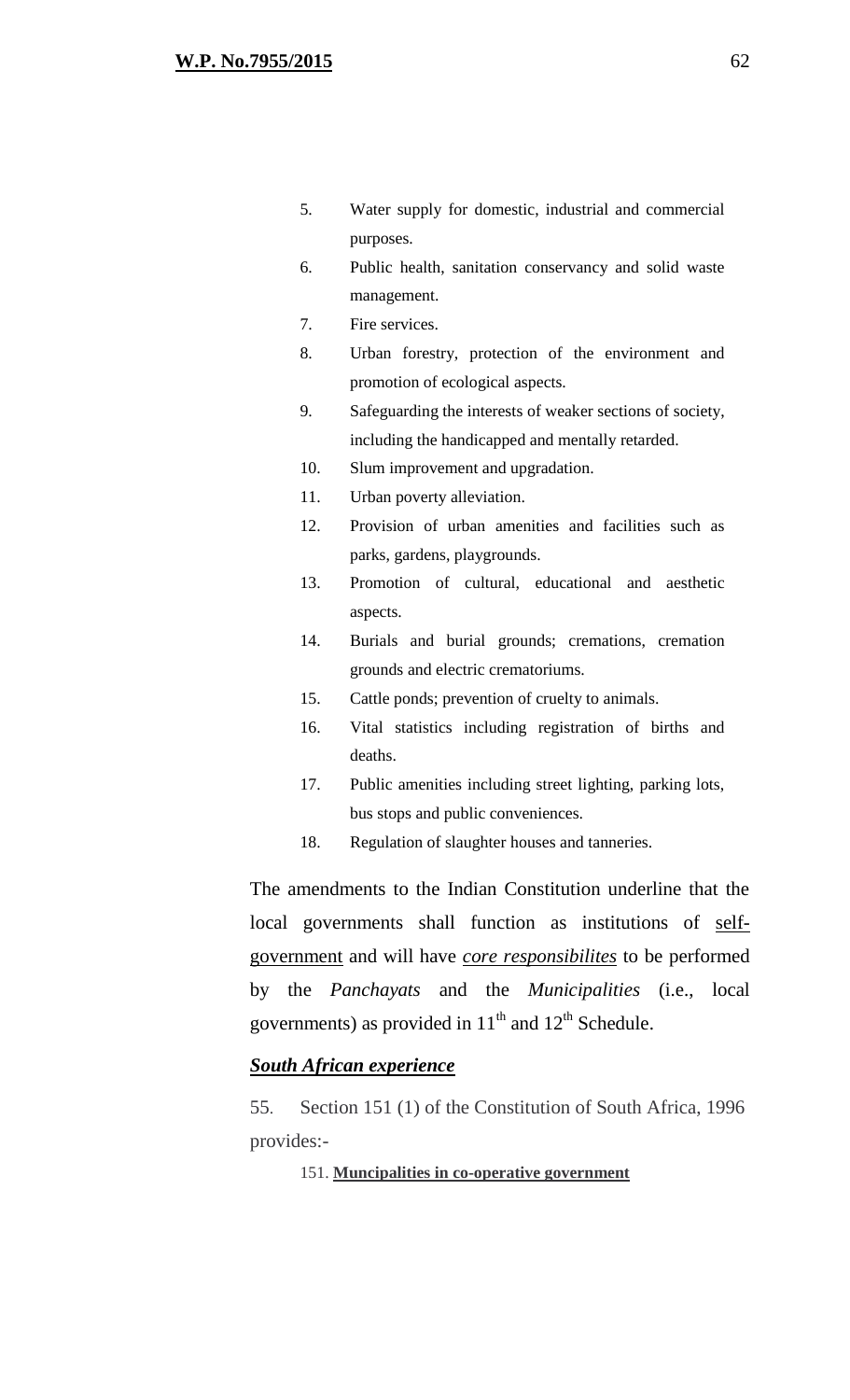5. Water supply for domestic, industrial and commercial purposes.
6. Public health, sanitation conservancy and solid waste management.
7. Fire services.
8. Urban forestry, protection of the environment and promotion of ecological aspects.
9. Safeguarding the interests of weaker sections of society, including the handicapped and mentally retarded.
10. Slum improvement and upgradation.
11. Urban poverty alleviation.
12. Provision of urban amenities and facilities such as parks, gardens, playgrounds.
13. Promotion of cultural, educational and aesthetic aspects.
14. Burials and burial grounds; cremations, cremation grounds and electric crematoriums.
15. Cattle ponds; prevention of cruelty to animals.
16. Vital statistics including registration of births and deaths.
17. Public amenities including street lighting, parking lots, bus stops and public conveniences.
18. Regulation of slaughter houses and tanneries.

The amendments to the Indian Constitution underline that the local governments shall function as institutions of <u>self-government</u> and will have <u>*core responsibilites*</u> to be performed by the *Panchayats* and the *Municipalities* (i.e., local governments) as provided in 11th and 12th Schedule.

## <u>*South African experience*</u>

55. Section 151 (1) of the Constitution of South Africa, 1996 provides:-

151. **<u>Muncipalities in co-operative government</u>**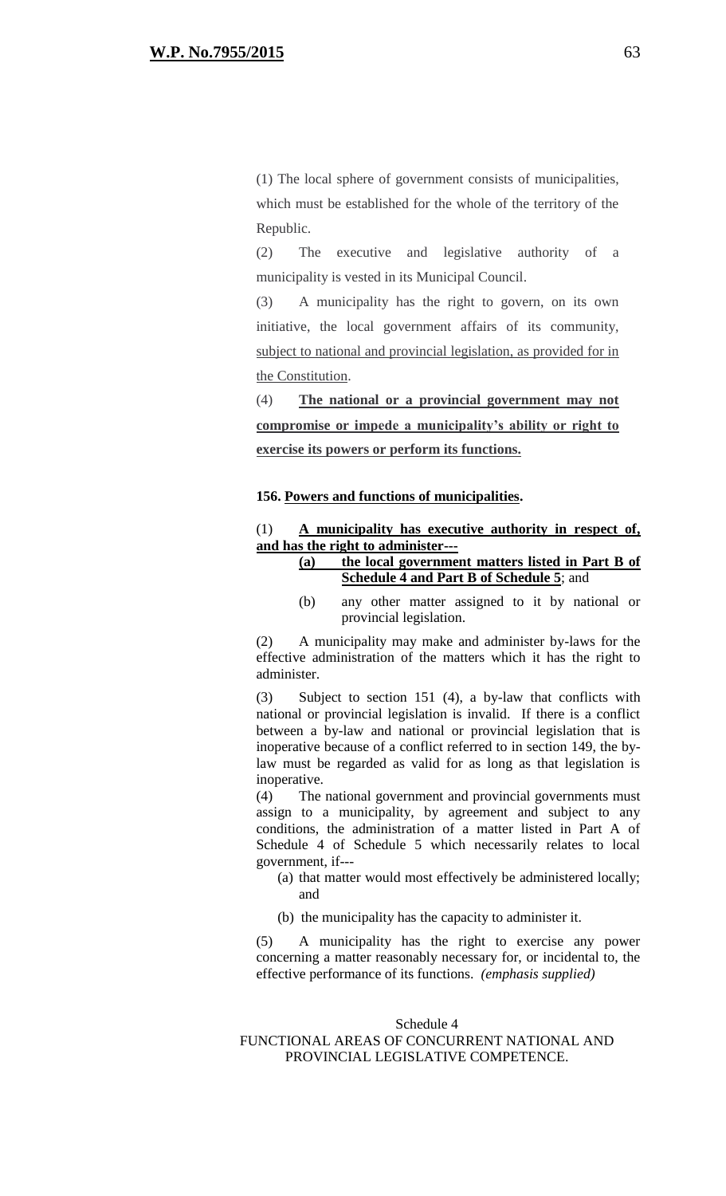(1) The local sphere of government consists of municipalities, which must be established for the whole of the territory of the Republic.

(2) The executive and legislative authority of a municipality is vested in its Municipal Council.

(3) A municipality has the right to govern, on its own initiative, the local government affairs of its community, <u>subject to national and provincial legislation, as provided for in the Constitution</u>.

(4) **<u>The national or a provincial government may not compromise or impede a municipality's ability or right to exercise its powers or perform its functions.</u>**

**156. <u>Powers and functions of municipalities</u>.**

(1) **<u>A municipality has executive authority in respect of, and has the right to administer---</u>**

- **<u>(a) the local government matters listed in Part B of Schedule 4 and Part B of Schedule 5</u>**; and
- (b) any other matter assigned to it by national or provincial legislation.

(2) A municipality may make and administer by-laws for the effective administration of the matters which it has the right to administer.

(3) Subject to section 151 (4), a by-law that conflicts with national or provincial legislation is invalid. If there is a conflict between a by-law and national or provincial legislation that is inoperative because of a conflict referred to in section 149, the by-law must be regarded as valid for as long as that legislation is inoperative.

(4) The national government and provincial governments must assign to a municipality, by agreement and subject to any conditions, the administration of a matter listed in Part A of Schedule 4 of Schedule 5 which necessarily relates to local government, if---

- (a) that matter would most effectively be administered locally; and
- (b) the municipality has the capacity to administer it.

(5) A municipality has the right to exercise any power concerning a matter reasonably necessary for, or incidental to, the effective performance of its functions. *(emphasis supplied)*

Schedule 4

FUNCTIONAL AREAS OF CONCURRENT NATIONAL AND PROVINCIAL LEGISLATIVE COMPETENCE.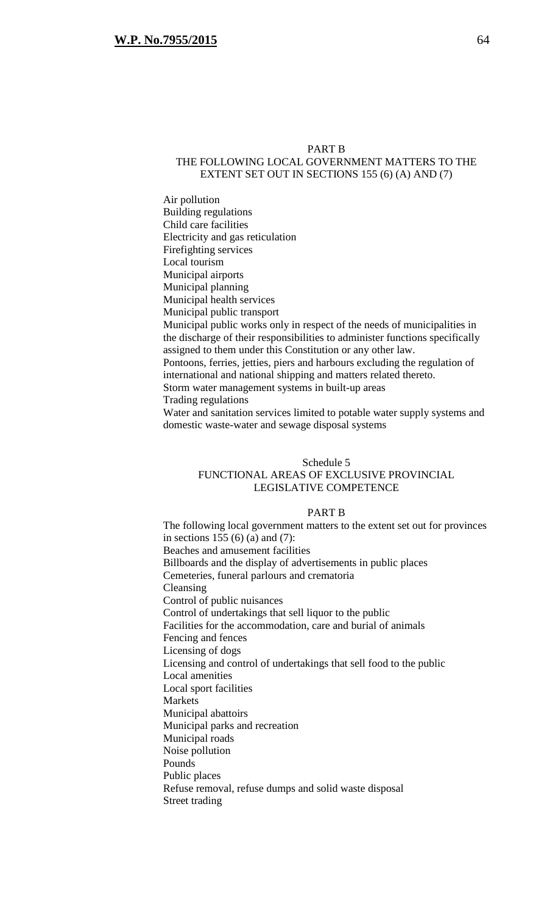PART B
THE FOLLOWING LOCAL GOVERNMENT MATTERS TO THE EXTENT SET OUT IN SECTIONS 155 (6) (A) AND (7)

Air pollution
Building regulations
Child care facilities
Electricity and gas reticulation
Firefighting services
Local tourism
Municipal airports
Municipal planning
Municipal health services
Municipal public transport
Municipal public works only in respect of the needs of municipalities in the discharge of their responsibilities to administer functions specifically assigned to them under this Constitution or any other law.
Pontoons, ferries, jetties, piers and harbours excluding the regulation of international and national shipping and matters related thereto.
Storm water management systems in built-up areas
Trading regulations
Water and sanitation services limited to potable water supply systems and domestic waste-water and sewage disposal systems

Schedule 5
FUNCTIONAL AREAS OF EXCLUSIVE PROVINCIAL LEGISLATIVE COMPETENCE

PART B

The following local government matters to the extent set out for provinces in sections 155 (6) (a) and (7):
Beaches and amusement facilities
Billboards and the display of advertisements in public places
Cemeteries, funeral parlours and crematoria
Cleansing
Control of public nuisances
Control of undertakings that sell liquor to the public
Facilities for the accommodation, care and burial of animals
Fencing and fences
Licensing of dogs
Licensing and control of undertakings that sell food to the public
Local amenities
Local sport facilities
Markets
Municipal abattoirs
Municipal parks and recreation
Municipal roads
Noise pollution
Pounds
Public places
Refuse removal, refuse dumps and solid waste disposal
Street trading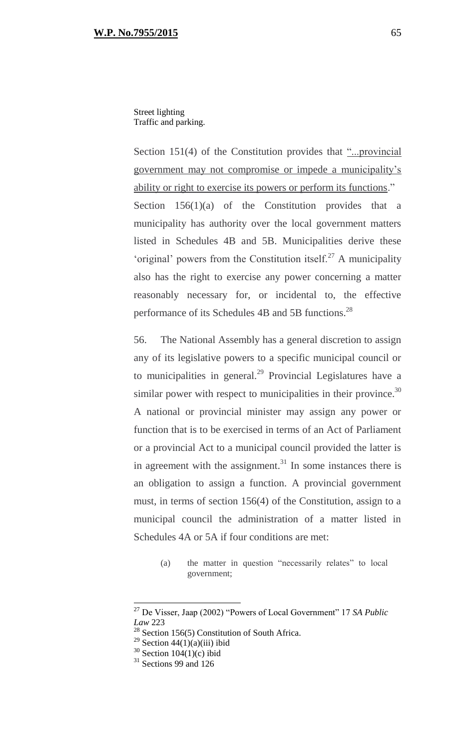Street lighting
Traffic and parking.

Section 151(4) of the Constitution provides that "...provincial government may not compromise or impede a municipality's ability or right to exercise its powers or perform its functions."
Section 156(1)(a) of the Constitution provides that a municipality has authority over the local government matters listed in Schedules 4B and 5B. Municipalities derive these 'original' powers from the Constitution itself.[27] A municipality also has the right to exercise any power concerning a matter reasonably necessary for, or incidental to, the effective performance of its Schedules 4B and 5B functions.[28]

56. The National Assembly has a general discretion to assign any of its legislative powers to a specific municipal council or to municipalities in general.[29] Provincial Legislatures have a similar power with respect to municipalities in their province.[30] A national or provincial minister may assign any power or function that is to be exercised in terms of an Act of Parliament or a provincial Act to a municipal council provided the latter is in agreement with the assignment.[31] In some instances there is an obligation to assign a function. A provincial government must, in terms of section 156(4) of the Constitution, assign to a municipal council the administration of a matter listed in Schedules 4A or 5A if four conditions are met:

(a) the matter in question "necessarily relates" to local government;

---

[27] De Visser, Jaap (2002) "Powers of Local Government" 17 *SA Public Law* 223

[28] Section 156(5) Constitution of South Africa.

[29] Section 44(1)(a)(iii) ibid

[30] Section 104(1)(c) ibid

[31] Sections 99 and 126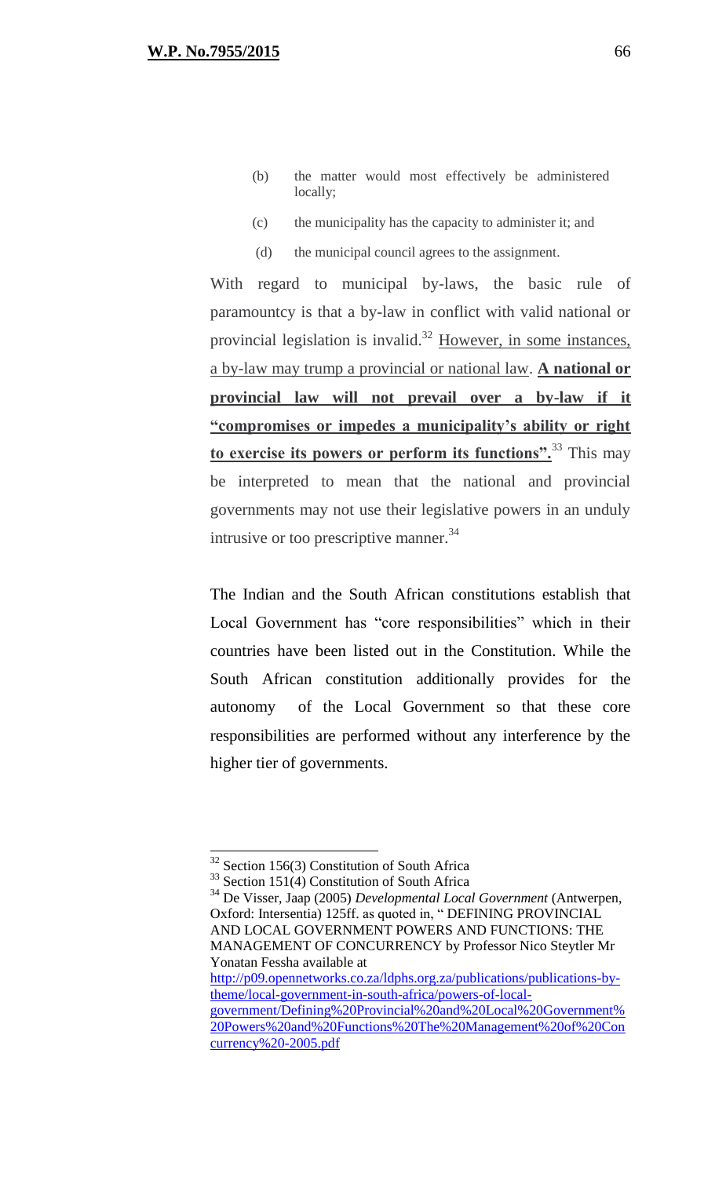(b) the matter would most effectively be administered locally;

(c) the municipality has the capacity to administer it; and

(d) the municipal council agrees to the assignment.

With regard to municipal by-laws, the basic rule of paramountcy is that a by-law in conflict with valid national or provincial legislation is invalid.[32] <u>However, in some instances, a by-law may trump a provincial or national law</u>. **<u>A national or provincial law will not prevail over a by-law if it "compromises or impedes a municipality's ability or right to exercise its powers or perform its functions".</u>**[33] This may be interpreted to mean that the national and provincial governments may not use their legislative powers in an unduly intrusive or too prescriptive manner.[34]

The Indian and the South African constitutions establish that Local Government has "core responsibilities" which in their countries have been listed out in the Constitution. While the South African constitution additionally provides for the autonomy of the Local Government so that these core responsibilities are performed without any interference by the higher tier of governments.

---

[32] Section 156(3) Constitution of South Africa

[33] Section 151(4) Constitution of South Africa

[34] De Visser, Jaap (2005) *Developmental Local Government* (Antwerpen, Oxford: Intersentia) 125ff. as quoted in, " DEFINING PROVINCIAL AND LOCAL GOVERNMENT POWERS AND FUNCTIONS: THE MANAGEMENT OF CONCURRENCY by Professor Nico Steytler Mr Yonatan Fessha available at http://p09.opennetworks.co.za/ldphs.org.za/publications/publications-by-theme/local-government-in-south-africa/powers-of-local-government/Defining%20Provincial%20and%20Local%20Government%20Powers%20and%20Functions%20The%20Management%20of%20Concurrency%20-2005.pdf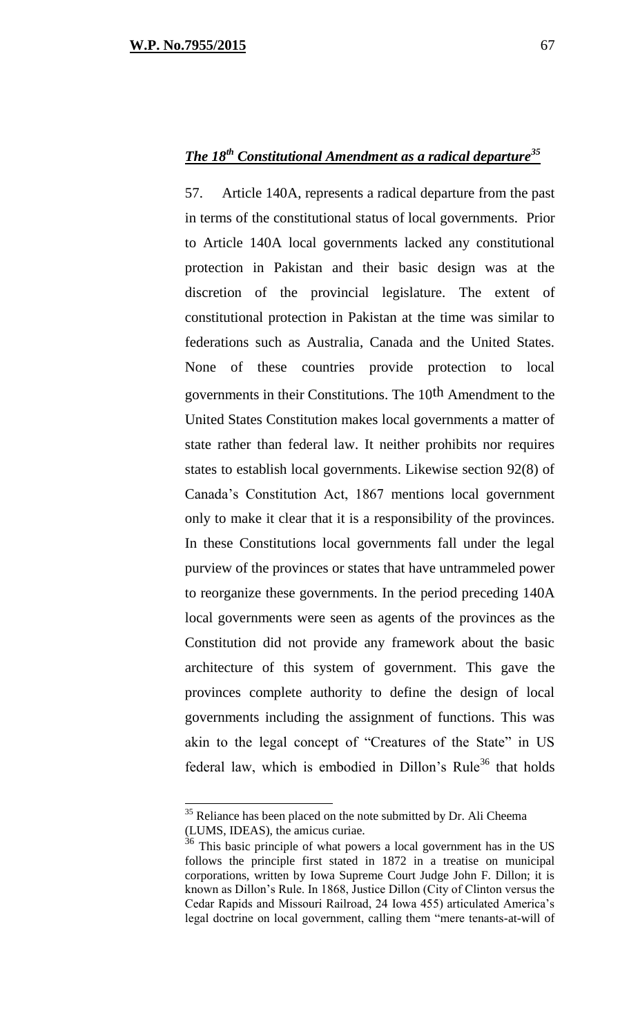## ***The 18th Constitutional Amendment as a radical departure[35]***

57. Article 140A, represents a radical departure from the past in terms of the constitutional status of local governments. Prior to Article 140A local governments lacked any constitutional protection in Pakistan and their basic design was at the discretion of the provincial legislature. The extent of constitutional protection in Pakistan at the time was similar to federations such as Australia, Canada and the United States. None of these countries provide protection to local governments in their Constitutions. The 10th Amendment to the United States Constitution makes local governments a matter of state rather than federal law. It neither prohibits nor requires states to establish local governments. Likewise section 92(8) of Canada's Constitution Act, 1867 mentions local government only to make it clear that it is a responsibility of the provinces. In these Constitutions local governments fall under the legal purview of the provinces or states that have untrammeled power to reorganize these governments. In the period preceding 140A local governments were seen as agents of the provinces as the Constitution did not provide any framework about the basic architecture of this system of government. This gave the provinces complete authority to define the design of local governments including the assignment of functions. This was akin to the legal concept of "Creatures of the State" in US federal law, which is embodied in Dillon's Rule[36] that holds

---

[35] Reliance has been placed on the note submitted by Dr. Ali Cheema (LUMS, IDEAS), the amicus curiae.

[36] This basic principle of what powers a local government has in the US follows the principle first stated in 1872 in a treatise on municipal corporations, written by Iowa Supreme Court Judge John F. Dillon; it is known as Dillon's Rule. In 1868, Justice Dillon (City of Clinton versus the Cedar Rapids and Missouri Railroad, 24 Iowa 455) articulated America's legal doctrine on local government, calling them "mere tenants-at-will of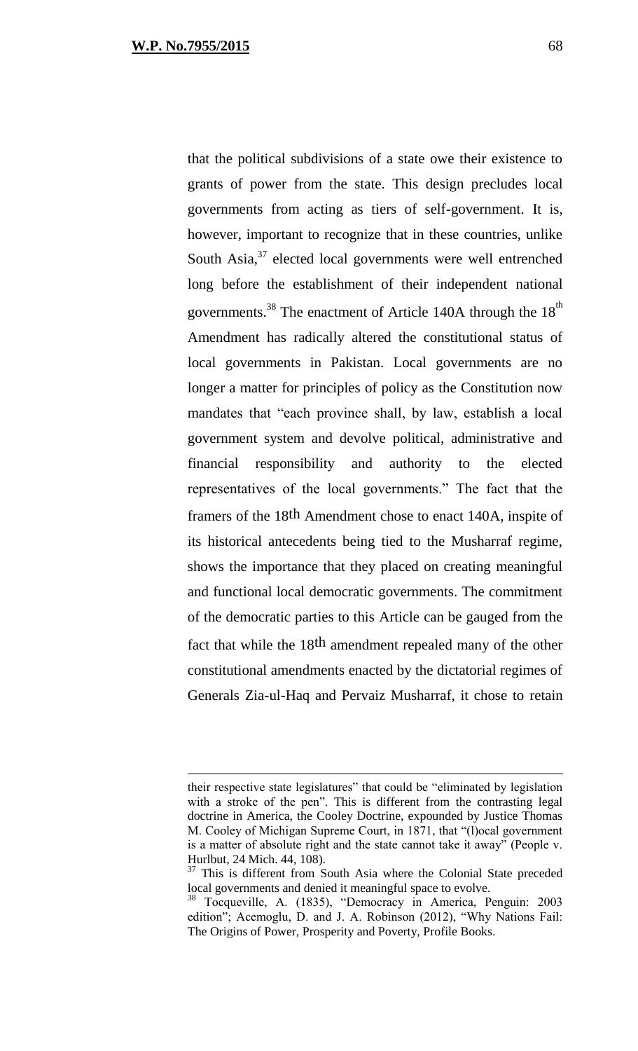that the political subdivisions of a state owe their existence to grants of power from the state. This design precludes local governments from acting as tiers of self-government. It is, however, important to recognize that in these countries, unlike South Asia,[37] elected local governments were well entrenched long before the establishment of their independent national governments.[38] The enactment of Article 140A through the 18th Amendment has radically altered the constitutional status of local governments in Pakistan. Local governments are no longer a matter for principles of policy as the Constitution now mandates that "each province shall, by law, establish a local government system and devolve political, administrative and financial responsibility and authority to the elected representatives of the local governments." The fact that the framers of the 18th Amendment chose to enact 140A, inspite of its historical antecedents being tied to the Musharraf regime, shows the importance that they placed on creating meaningful and functional local democratic governments. The commitment of the democratic parties to this Article can be gauged from the fact that while the 18th amendment repealed many of the other constitutional amendments enacted by the dictatorial regimes of Generals Zia-ul-Haq and Pervaiz Musharraf, it chose to retain

---

their respective state legislatures" that could be "eliminated by legislation with a stroke of the pen". This is different from the contrasting legal doctrine in America, the Cooley Doctrine, expounded by Justice Thomas M. Cooley of Michigan Supreme Court, in 1871, that "(l)ocal government is a matter of absolute right and the state cannot take it away" (People v. Hurlbut, 24 Mich. 44, 108).

[37] This is different from South Asia where the Colonial State preceded local governments and denied it meaningful space to evolve.

[38] Tocqueville, A. (1835), "Democracy in America, Penguin: 2003 edition"; Acemoglu, D. and J. A. Robinson (2012), "Why Nations Fail: The Origins of Power, Prosperity and Poverty, Profile Books.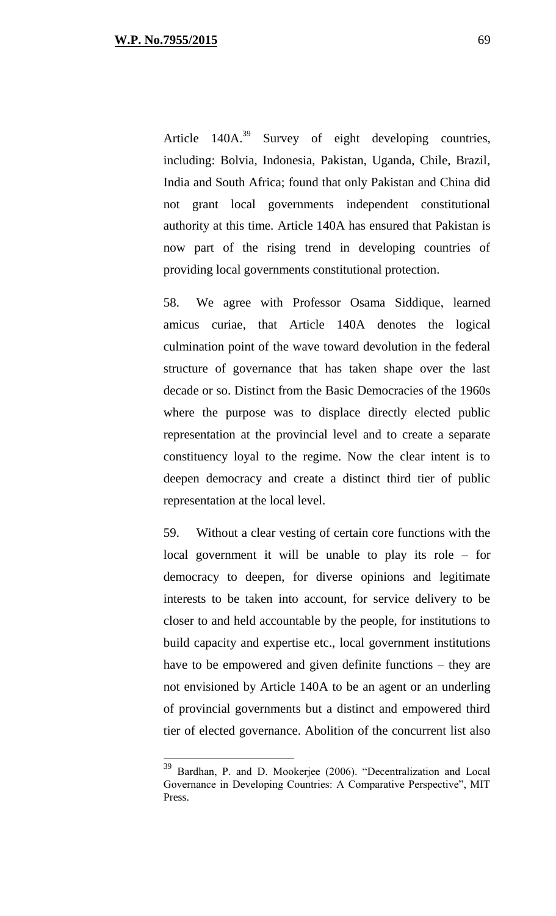Article 140A.[39] Survey of eight developing countries, including: Bolvia, Indonesia, Pakistan, Uganda, Chile, Brazil, India and South Africa; found that only Pakistan and China did not grant local governments independent constitutional authority at this time. Article 140A has ensured that Pakistan is now part of the rising trend in developing countries of providing local governments constitutional protection.

58. We agree with Professor Osama Siddique, learned amicus curiae, that Article 140A denotes the logical culmination point of the wave toward devolution in the federal structure of governance that has taken shape over the last decade or so. Distinct from the Basic Democracies of the 1960s where the purpose was to displace directly elected public representation at the provincial level and to create a separate constituency loyal to the regime. Now the clear intent is to deepen democracy and create a distinct third tier of public representation at the local level.

59. Without a clear vesting of certain core functions with the local government it will be unable to play its role – for democracy to deepen, for diverse opinions and legitimate interests to be taken into account, for service delivery to be closer to and held accountable by the people, for institutions to build capacity and expertise etc., local government institutions have to be empowered and given definite functions – they are not envisioned by Article 140A to be an agent or an underling of provincial governments but a distinct and empowered third tier of elected governance. Abolition of the concurrent list also

---

[39] Bardhan, P. and D. Mookerjee (2006). "Decentralization and Local Governance in Developing Countries: A Comparative Perspective", MIT Press.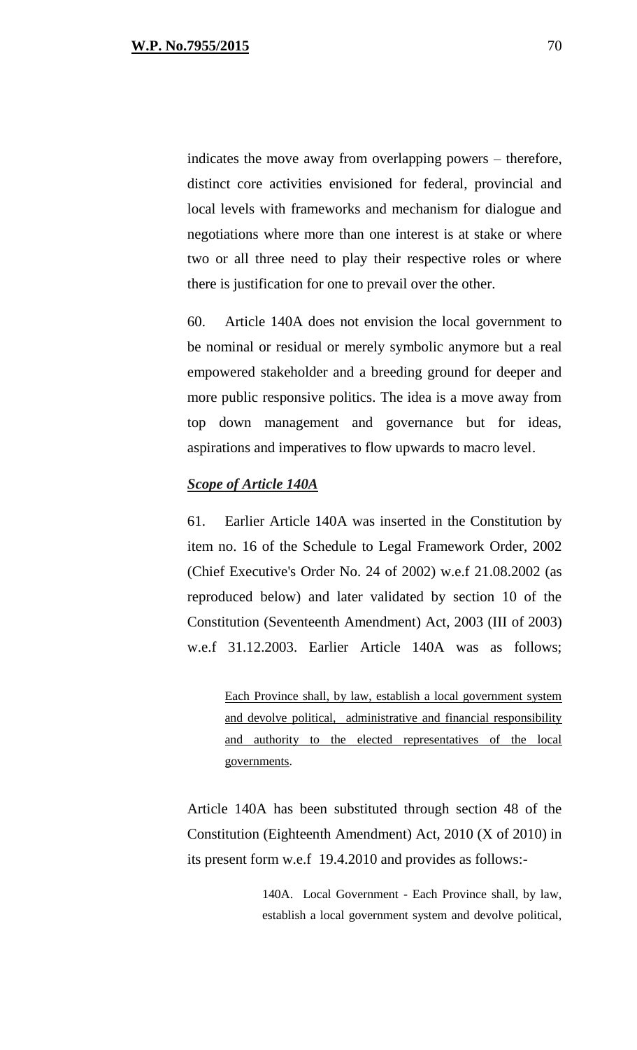indicates the move away from overlapping powers – therefore, distinct core activities envisioned for federal, provincial and local levels with frameworks and mechanism for dialogue and negotiations where more than one interest is at stake or where two or all three need to play their respective roles or where there is justification for one to prevail over the other.

60. Article 140A does not envision the local government to be nominal or residual or merely symbolic anymore but a real empowered stakeholder and a breeding ground for deeper and more public responsive politics. The idea is a move away from top down management and governance but for ideas, aspirations and imperatives to flow upwards to macro level.

***Scope of Article 140A***

61. Earlier Article 140A was inserted in the Constitution by item no. 16 of the Schedule to Legal Framework Order, 2002 (Chief Executive's Order No. 24 of 2002) w.e.f 21.08.2002 (as reproduced below) and later validated by section 10 of the Constitution (Seventeenth Amendment) Act, 2003 (III of 2003) w.e.f 31.12.2003. Earlier Article 140A was as follows;

> <u>Each Province shall, by law, establish a local government system and devolve political, administrative and financial responsibility and authority to the elected representatives of the local governments</u>.

Article 140A has been substituted through section 48 of the Constitution (Eighteenth Amendment) Act, 2010 (X of 2010) in its present form w.e.f 19.4.2010 and provides as follows:-

> 140A. Local Government - Each Province shall, by law, establish a local government system and devolve political,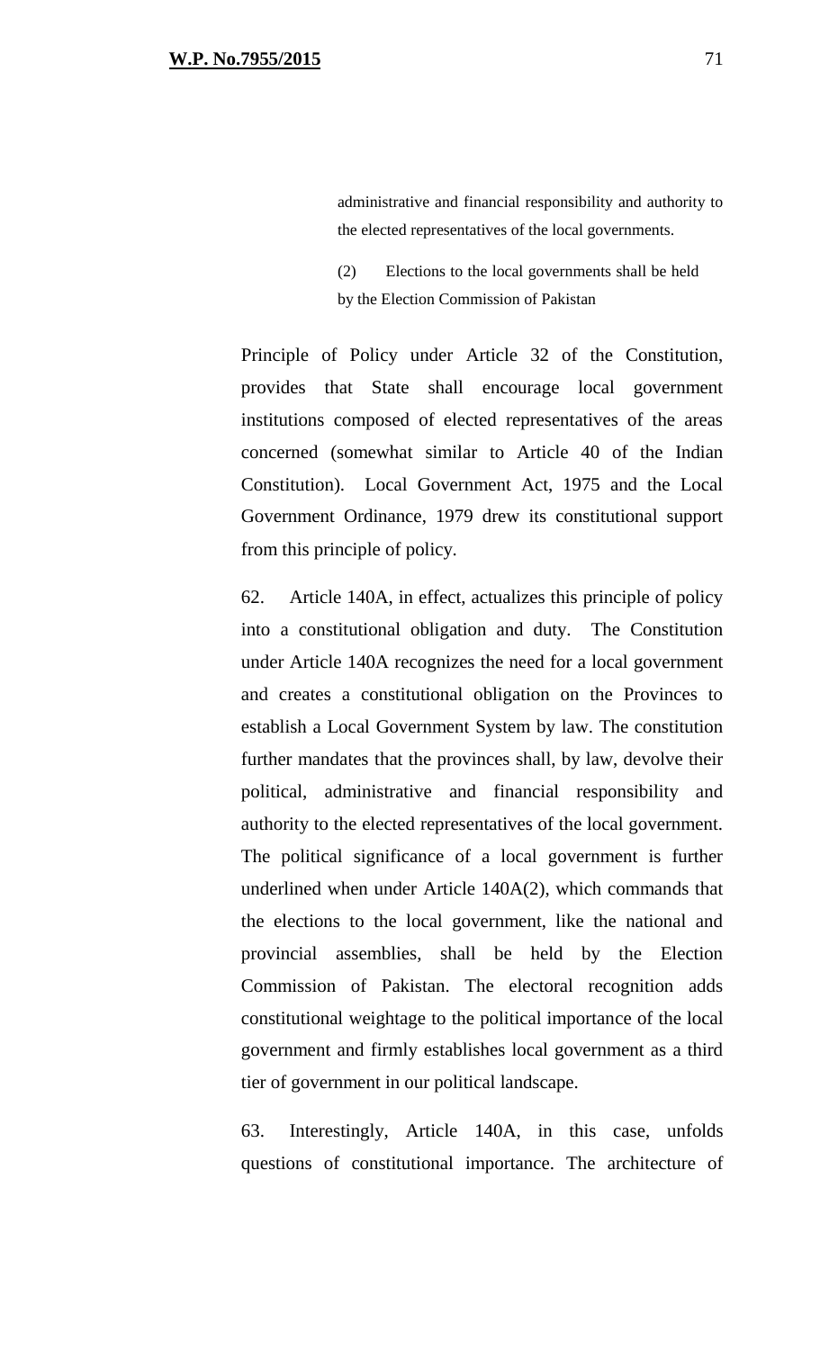> administrative and financial responsibility and authority to the elected representatives of the local governments.
>
> (2) Elections to the local governments shall be held by the Election Commission of Pakistan

Principle of Policy under Article 32 of the Constitution, provides that State shall encourage local government institutions composed of elected representatives of the areas concerned (somewhat similar to Article 40 of the Indian Constitution). Local Government Act, 1975 and the Local Government Ordinance, 1979 drew its constitutional support from this principle of policy.

62. Article 140A, in effect, actualizes this principle of policy into a constitutional obligation and duty. The Constitution under Article 140A recognizes the need for a local government and creates a constitutional obligation on the Provinces to establish a Local Government System by law. The constitution further mandates that the provinces shall, by law, devolve their political, administrative and financial responsibility and authority to the elected representatives of the local government. The political significance of a local government is further underlined when under Article 140A(2), which commands that the elections to the local government, like the national and provincial assemblies, shall be held by the Election Commission of Pakistan. The electoral recognition adds constitutional weightage to the political importance of the local government and firmly establishes local government as a third tier of government in our political landscape.

63. Interestingly, Article 140A, in this case, unfolds questions of constitutional importance. The architecture of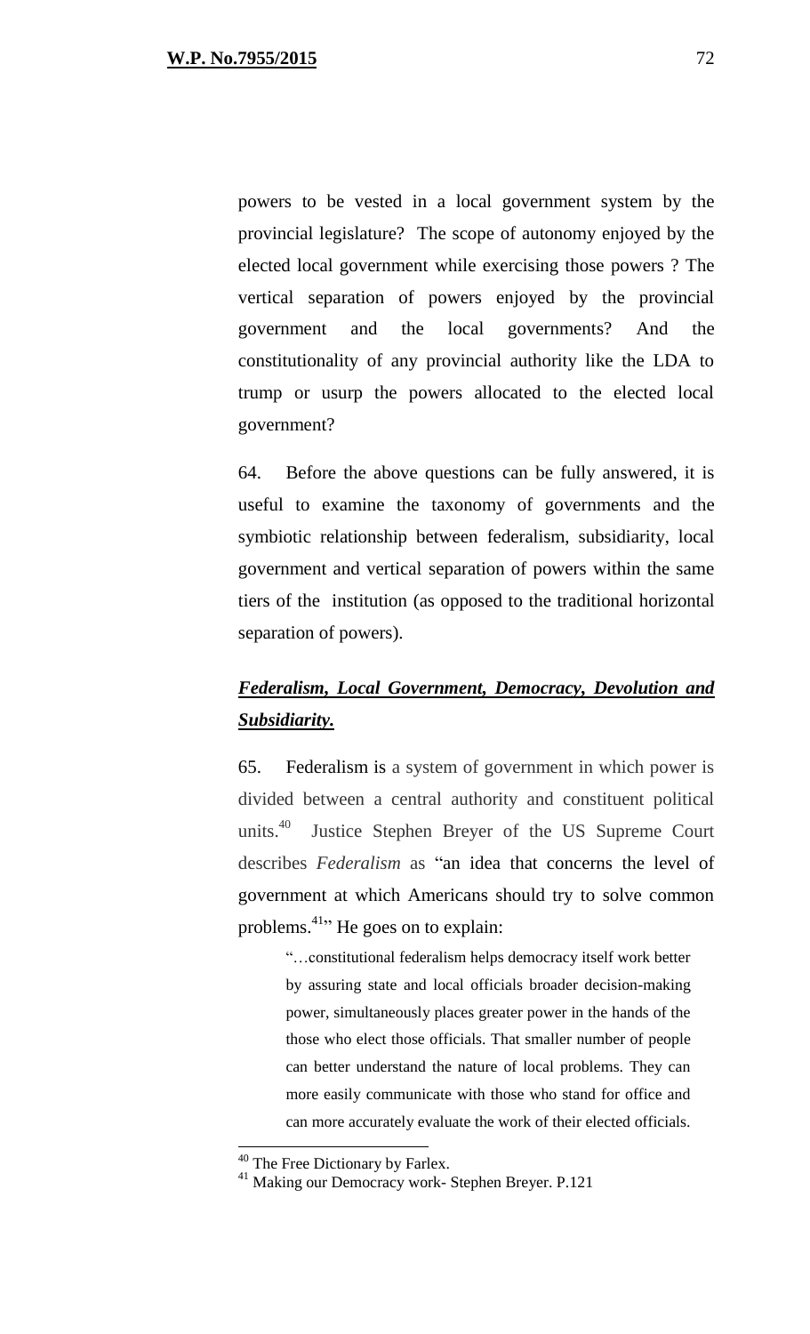powers to be vested in a local government system by the provincial legislature? The scope of autonomy enjoyed by the elected local government while exercising those powers ? The vertical separation of powers enjoyed by the provincial government and the local governments? And the constitutionality of any provincial authority like the LDA to trump or usurp the powers allocated to the elected local government?

64. Before the above questions can be fully answered, it is useful to examine the taxonomy of governments and the symbiotic relationship between federalism, subsidiarity, local government and vertical separation of powers within the same tiers of the institution (as opposed to the traditional horizontal separation of powers).

***Federalism, Local Government, Democracy, Devolution and Subsidiarity.***

65. Federalism is a system of government in which power is divided between a central authority and constituent political units.[40] Justice Stephen Breyer of the US Supreme Court describes *Federalism* as "an idea that concerns the level of government at which Americans should try to solve common problems.[41]" He goes on to explain:

> "…constitutional federalism helps democracy itself work better by assuring state and local officials broader decision-making power, simultaneously places greater power in the hands of the those who elect those officials. That smaller number of people can better understand the nature of local problems. They can more easily communicate with those who stand for office and can more accurately evaluate the work of their elected officials.

---

[40] The Free Dictionary by Farlex.

[41] Making our Democracy work- Stephen Breyer. P.121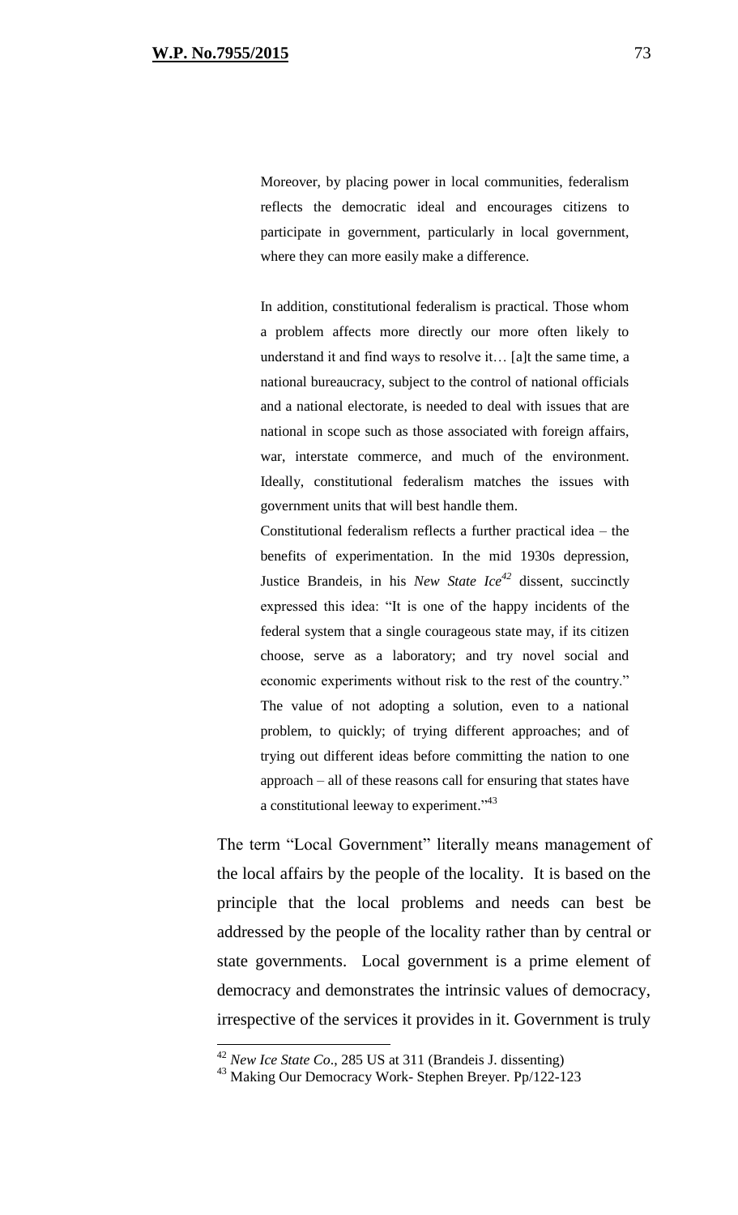> Moreover, by placing power in local communities, federalism reflects the democratic ideal and encourages citizens to participate in government, particularly in local government, where they can more easily make a difference.
>
> In addition, constitutional federalism is practical. Those whom a problem affects more directly our more often likely to understand it and find ways to resolve it… [a]t the same time, a national bureaucracy, subject to the control of national officials and a national electorate, is needed to deal with issues that are national in scope such as those associated with foreign affairs, war, interstate commerce, and much of the environment. Ideally, constitutional federalism matches the issues with government units that will best handle them.
>
> Constitutional federalism reflects a further practical idea – the benefits of experimentation. In the mid 1930s depression, Justice Brandeis, in his *New State Ice*[42] dissent, succinctly expressed this idea: "It is one of the happy incidents of the federal system that a single courageous state may, if its citizen choose, serve as a laboratory; and try novel social and economic experiments without risk to the rest of the country." The value of not adopting a solution, even to a national problem, to quickly; of trying different approaches; and of trying out different ideas before committing the nation to one approach – all of these reasons call for ensuring that states have a constitutional leeway to experiment."[43]

The term "Local Government" literally means management of the local affairs by the people of the locality. It is based on the principle that the local problems and needs can best be addressed by the people of the locality rather than by central or state governments. Local government is a prime element of democracy and demonstrates the intrinsic values of democracy, irrespective of the services it provides in it. Government is truly

---

[42] *New Ice State Co*., 285 US at 311 (Brandeis J. dissenting)

[43] Making Our Democracy Work- Stephen Breyer. Pp/122-123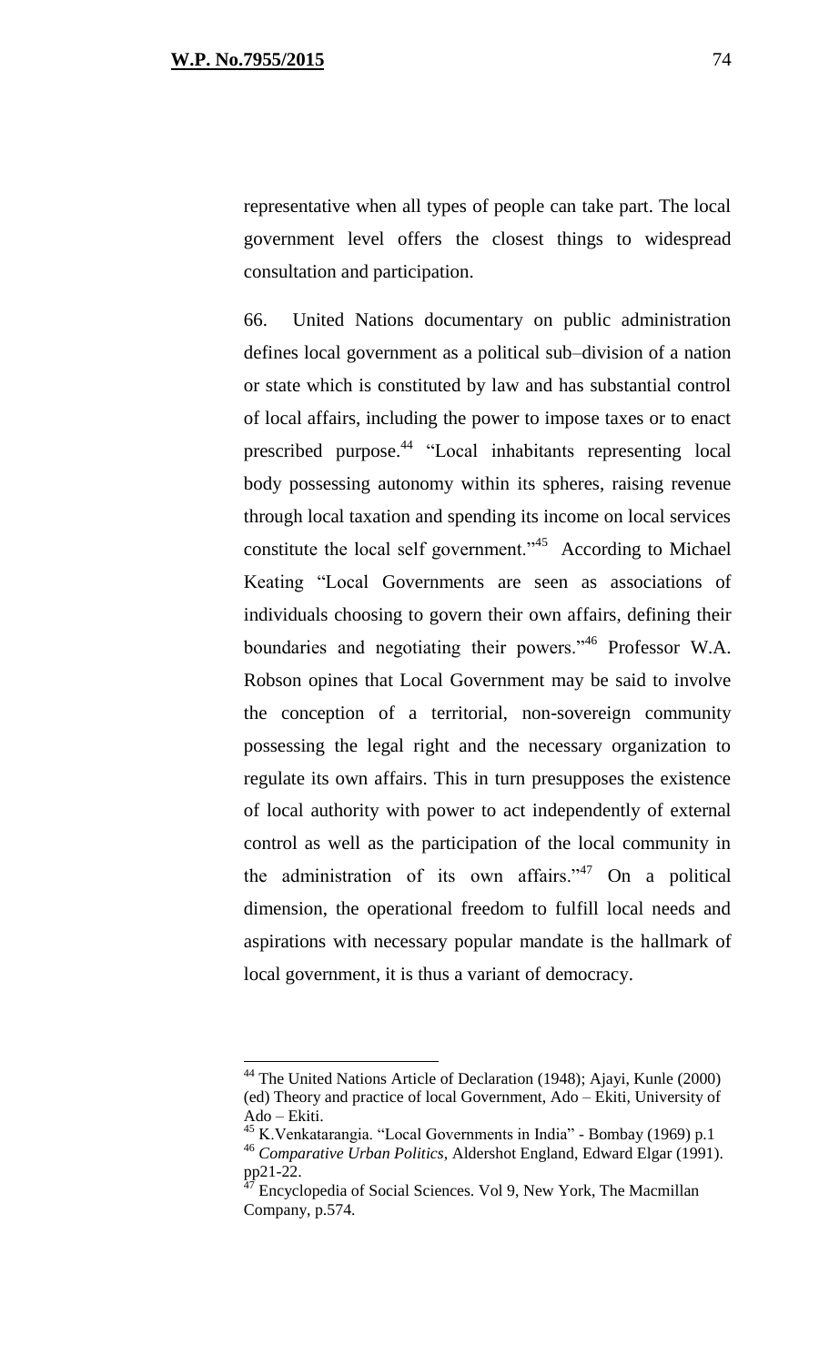representative when all types of people can take part. The local government level offers the closest things to widespread consultation and participation.

66. United Nations documentary on public administration defines local government as a political sub–division of a nation or state which is constituted by law and has substantial control of local affairs, including the power to impose taxes or to enact prescribed purpose.[44] "Local inhabitants representing local body possessing autonomy within its spheres, raising revenue through local taxation and spending its income on local services constitute the local self government."[45] According to Michael Keating "Local Governments are seen as associations of individuals choosing to govern their own affairs, defining their boundaries and negotiating their powers."[46] Professor W.A. Robson opines that Local Government may be said to involve the conception of a territorial, non-sovereign community possessing the legal right and the necessary organization to regulate its own affairs. This in turn presupposes the existence of local authority with power to act independently of external control as well as the participation of the local community in the administration of its own affairs."[47] On a political dimension, the operational freedom to fulfill local needs and aspirations with necessary popular mandate is the hallmark of local government, it is thus a variant of democracy.

---

[44] The United Nations Article of Declaration (1948); Ajayi, Kunle (2000) (ed) Theory and practice of local Government, Ado – Ekiti, University of Ado – Ekiti.

[45] K.Venkatarangia. "Local Governments in India" - Bombay (1969) p.1

[46] *Comparative Urban Politics*, Aldershot England, Edward Elgar (1991). pp21-22.

[47] Encyclopedia of Social Sciences. Vol 9, New York, The Macmillan Company, p.574.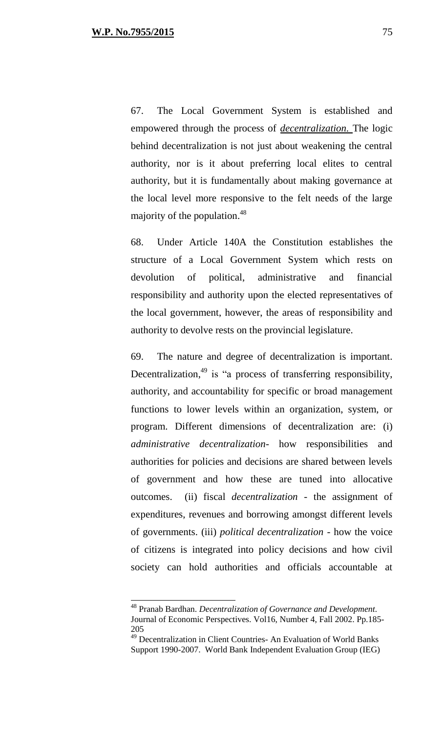67. The Local Government System is established and empowered through the process of ***decentralization.*** The logic behind decentralization is not just about weakening the central authority, nor is it about preferring local elites to central authority, but it is fundamentally about making governance at the local level more responsive to the felt needs of the large majority of the population.[48]

68. Under Article 140A the Constitution establishes the structure of a Local Government System which rests on devolution of political, administrative and financial responsibility and authority upon the elected representatives of the local government, however, the areas of responsibility and authority to devolve rests on the provincial legislature.

69. The nature and degree of decentralization is important. Decentralization,[49] is "a process of transferring responsibility, authority, and accountability for specific or broad management functions to lower levels within an organization, system, or program. Different dimensions of decentralization are: (i) *administrative decentralization*- how responsibilities and authorities for policies and decisions are shared between levels of government and how these are tuned into allocative outcomes. (ii) fiscal *decentralization* - the assignment of expenditures, revenues and borrowing amongst different levels of governments. (iii) *political decentralization* - how the voice of citizens is integrated into policy decisions and how civil society can hold authorities and officials accountable at

---

[48] Pranab Bardhan. *Decentralization of Governance and Development*. Journal of Economic Perspectives. Vol16, Number 4, Fall 2002. Pp.185-205

[49] Decentralization in Client Countries- An Evaluation of World Banks Support 1990-2007. World Bank Independent Evaluation Group (IEG)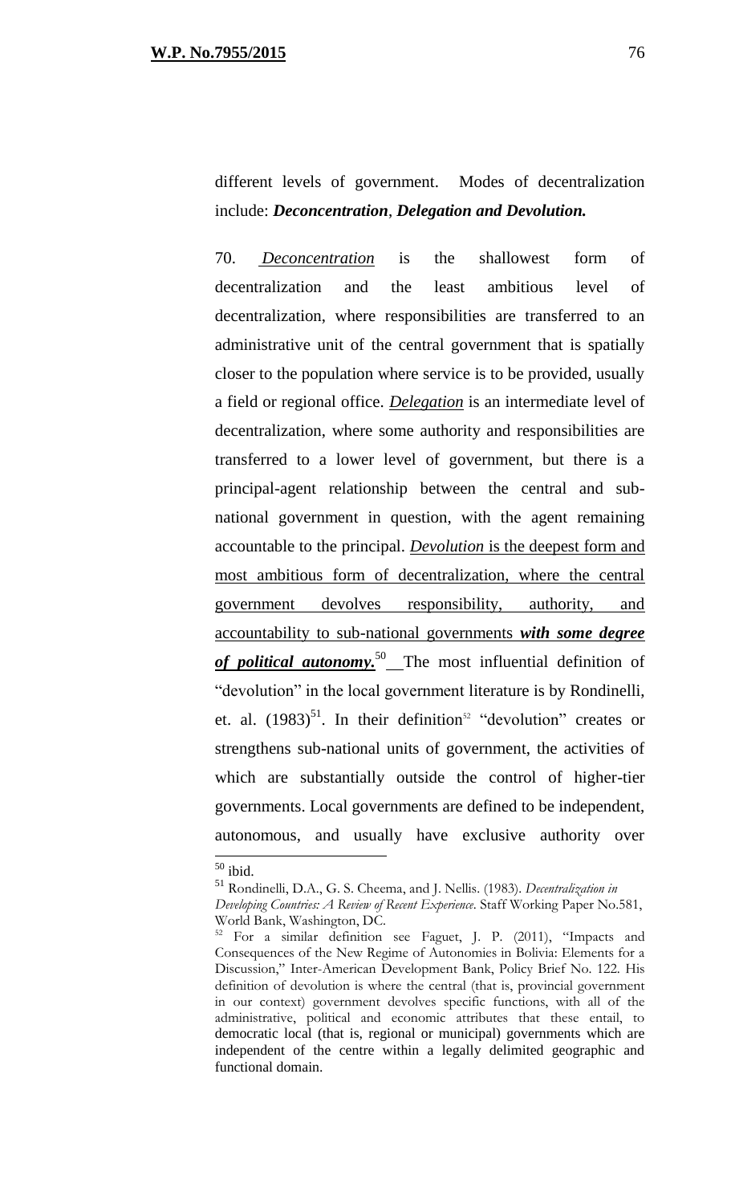different levels of government. Modes of decentralization include: ***Deconcentration***, ***Delegation and Devolution.***

70. *Deconcentration* is the shallowest form of decentralization and the least ambitious level of decentralization, where responsibilities are transferred to an administrative unit of the central government that is spatially closer to the population where service is to be provided, usually a field or regional office. *Delegation* is an intermediate level of decentralization, where some authority and responsibilities are transferred to a lower level of government, but there is a principal-agent relationship between the central and sub-national government in question, with the agent remaining accountable to the principal. *Devolution* is the deepest form and most ambitious form of decentralization, where the central government devolves responsibility, authority, and accountability to sub-national governments ***with some degree of political autonomy.***[50] The most influential definition of "devolution" in the local government literature is by Rondinelli, et. al. (1983)[51]. In their definition[52] "devolution" creates or strengthens sub-national units of government, the activities of which are substantially outside the control of higher-tier governments. Local governments are defined to be independent, autonomous, and usually have exclusive authority over

---

[50] ibid.

[51] Rondinelli, D.A., G. S. Cheema, and J. Nellis. (1983). *Decentralization in Developing Countries: A Review of Recent Experience*. Staff Working Paper No.581, World Bank, Washington, DC.

[52] For a similar definition see Faguet, J. P. (2011), "Impacts and Consequences of the New Regime of Autonomies in Bolivia: Elements for a Discussion," Inter-American Development Bank, Policy Brief No. 122. His definition of devolution is where the central (that is, provincial government in our context) government devolves specific functions, with all of the administrative, political and economic attributes that these entail, to democratic local (that is, regional or municipal) governments which are independent of the centre within a legally delimited geographic and functional domain.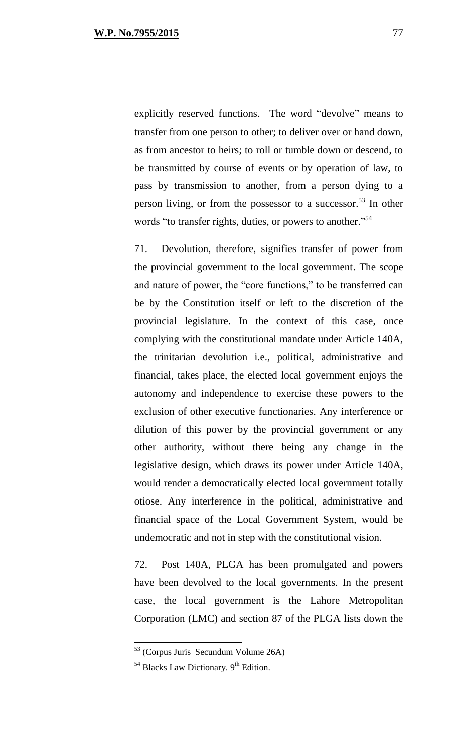explicitly reserved functions. The word "devolve" means to transfer from one person to other; to deliver over or hand down, as from ancestor to heirs; to roll or tumble down or descend, to be transmitted by course of events or by operation of law, to pass by transmission to another, from a person dying to a person living, or from the possessor to a successor.[53] In other words "to transfer rights, duties, or powers to another."[54]

71. Devolution, therefore, signifies transfer of power from the provincial government to the local government. The scope and nature of power, the "core functions," to be transferred can be by the Constitution itself or left to the discretion of the provincial legislature. In the context of this case, once complying with the constitutional mandate under Article 140A, the trinitarian devolution i.e., political, administrative and financial, takes place, the elected local government enjoys the autonomy and independence to exercise these powers to the exclusion of other executive functionaries. Any interference or dilution of this power by the provincial government or any other authority, without there being any change in the legislative design, which draws its power under Article 140A, would render a democratically elected local government totally otiose. Any interference in the political, administrative and financial space of the Local Government System, would be undemocratic and not in step with the constitutional vision.

72. Post 140A, PLGA has been promulgated and powers have been devolved to the local governments. In the present case, the local government is the Lahore Metropolitan Corporation (LMC) and section 87 of the PLGA lists down the

---

[53] (Corpus Juris Secundum Volume 26A)

[54] Blacks Law Dictionary. 9th Edition.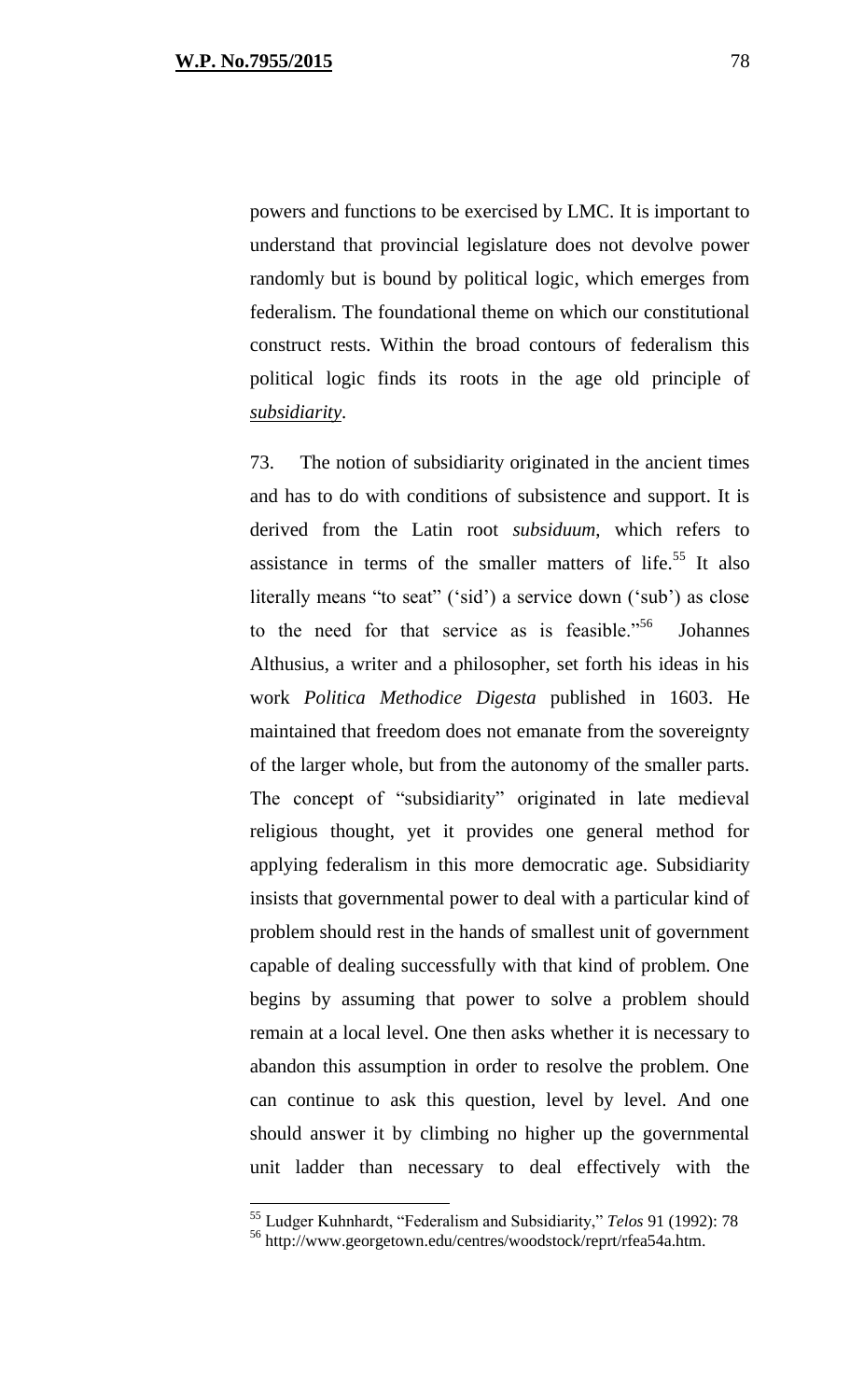powers and functions to be exercised by LMC. It is important to understand that provincial legislature does not devolve power randomly but is bound by political logic, which emerges from federalism. The foundational theme on which our constitutional construct rests. Within the broad contours of federalism this political logic finds its roots in the age old principle of *subsidiarity*.

73. The notion of subsidiarity originated in the ancient times and has to do with conditions of subsistence and support. It is derived from the Latin root *subsiduum*, which refers to assistance in terms of the smaller matters of life.[55] It also literally means "to seat" ('sid') a service down ('sub') as close to the need for that service as is feasible."[56] Johannes Althusius, a writer and a philosopher, set forth his ideas in his work *Politica Methodice Digesta* published in 1603. He maintained that freedom does not emanate from the sovereignty of the larger whole, but from the autonomy of the smaller parts. The concept of "subsidiarity" originated in late medieval religious thought, yet it provides one general method for applying federalism in this more democratic age. Subsidiarity insists that governmental power to deal with a particular kind of problem should rest in the hands of smallest unit of government capable of dealing successfully with that kind of problem. One begins by assuming that power to solve a problem should remain at a local level. One then asks whether it is necessary to abandon this assumption in order to resolve the problem. One can continue to ask this question, level by level. And one should answer it by climbing no higher up the governmental unit ladder than necessary to deal effectively with the

---

[55] Ludger Kuhnhardt, "Federalism and Subsidiarity," *Telos* 91 (1992): 78

[56] http://www.georgetown.edu/centres/woodstock/reprt/rfea54a.htm.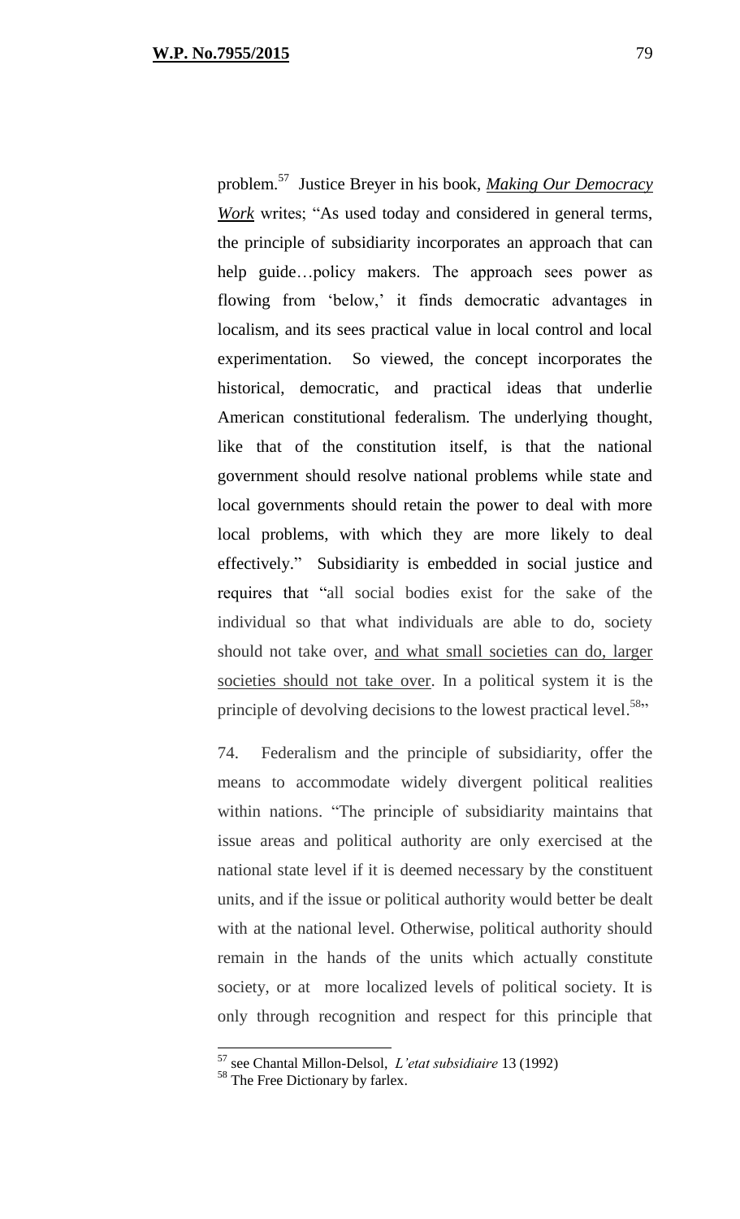problem.[57] Justice Breyer in his book, ***Making Our Democracy Work*** writes; "As used today and considered in general terms, the principle of subsidiarity incorporates an approach that can help guide…policy makers. The approach sees power as flowing from 'below,' it finds democratic advantages in localism, and its sees practical value in local control and local experimentation. So viewed, the concept incorporates the historical, democratic, and practical ideas that underlie American constitutional federalism. The underlying thought, like that of the constitution itself, is that the national government should resolve national problems while state and local governments should retain the power to deal with more local problems, with which they are more likely to deal effectively." Subsidiarity is embedded in social justice and requires that "all social bodies exist for the sake of the individual so that what individuals are able to do, society should not take over, and what small societies can do, larger societies should not take over. In a political system it is the principle of devolving decisions to the lowest practical level.[58]"

74. Federalism and the principle of subsidiarity, offer the means to accommodate widely divergent political realities within nations. "The principle of subsidiarity maintains that issue areas and political authority are only exercised at the national state level if it is deemed necessary by the constituent units, and if the issue or political authority would better be dealt with at the national level. Otherwise, political authority should remain in the hands of the units which actually constitute society, or at more localized levels of political society. It is only through recognition and respect for this principle that

---

[57] see Chantal Millon-Delsol, *L'etat subsidiaire* 13 (1992)

[58] The Free Dictionary by farlex.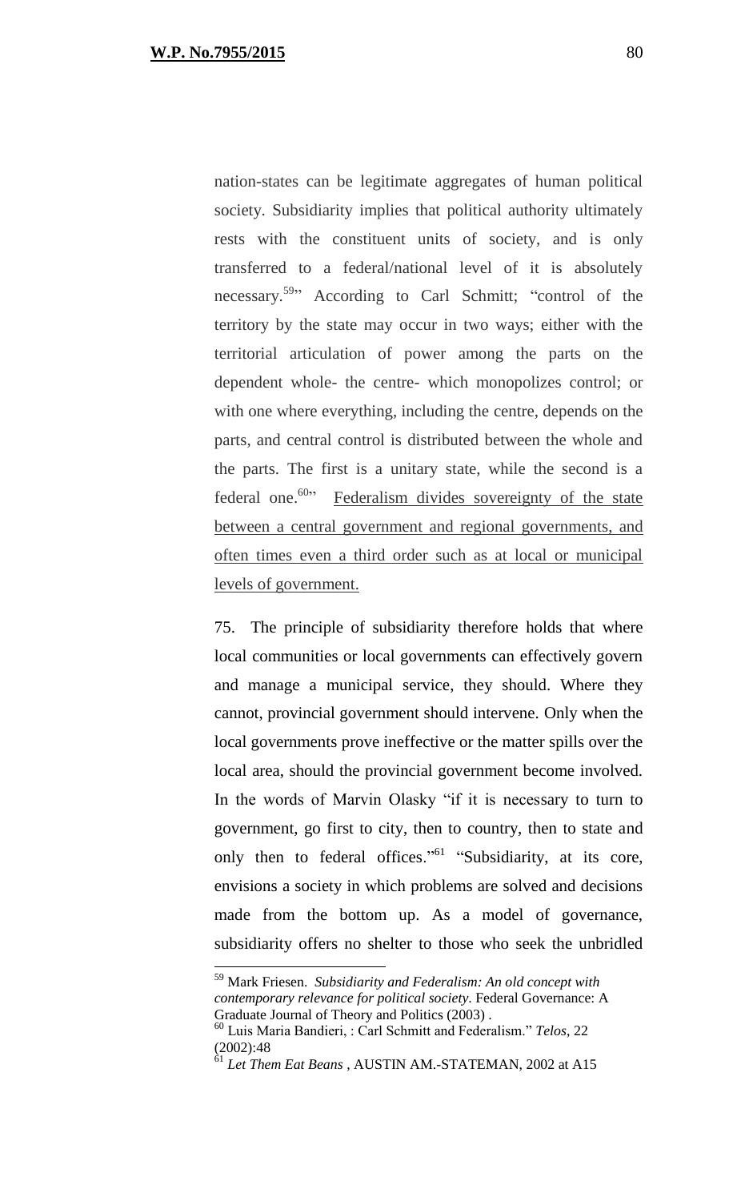nation-states can be legitimate aggregates of human political society. Subsidiarity implies that political authority ultimately rests with the constituent units of society, and is only transferred to a federal/national level of it is absolutely necessary.[59]" According to Carl Schmitt; "control of the territory by the state may occur in two ways; either with the territorial articulation of power among the parts on the dependent whole- the centre- which monopolizes control; or with one where everything, including the centre, depends on the parts, and central control is distributed between the whole and the parts. The first is a unitary state, while the second is a federal one.[60]" Federalism divides sovereignty of the state between a central government and regional governments, and often times even a third order such as at local or municipal levels of government.

75. The principle of subsidiarity therefore holds that where local communities or local governments can effectively govern and manage a municipal service, they should. Where they cannot, provincial government should intervene. Only when the local governments prove ineffective or the matter spills over the local area, should the provincial government become involved. In the words of Marvin Olasky "if it is necessary to turn to government, go first to city, then to country, then to state and only then to federal offices."[61] "Subsidiarity, at its core, envisions a society in which problems are solved and decisions made from the bottom up. As a model of governance, subsidiarity offers no shelter to those who seek the unbridled

---

[59] Mark Friesen. *Subsidiarity and Federalism: An old concept with contemporary relevance for political society*. Federal Governance: A Graduate Journal of Theory and Politics (2003) .

[60] Luis Maria Bandieri, : Carl Schmitt and Federalism." *Telos*, 22 (2002):48

[61] *Let Them Eat Beans* , AUSTIN AM.-STATEMAN, 2002 at A15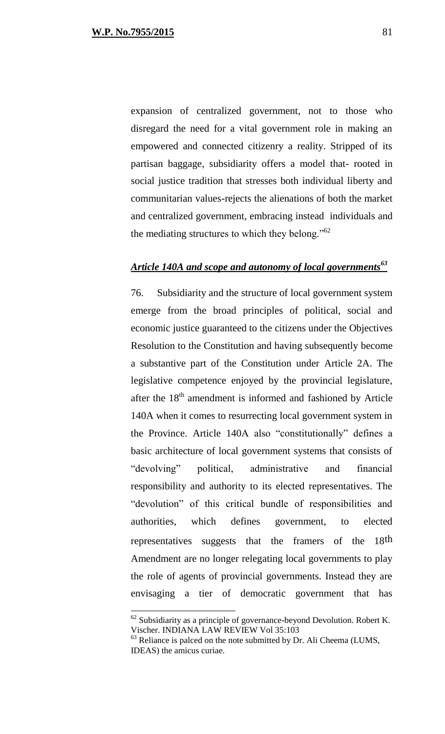expansion of centralized government, not to those who disregard the need for a vital government role in making an empowered and connected citizenry a reality. Stripped of its partisan baggage, subsidiarity offers a model that- rooted in social justice tradition that stresses both individual liberty and communitarian values-rejects the alienations of both the market and centralized government, embracing instead individuals and the mediating structures to which they belong."[62]

***Article 140A and scope and autonomy of local governments[63]***

76. Subsidiarity and the structure of local government system emerge from the broad principles of political, social and economic justice guaranteed to the citizens under the Objectives Resolution to the Constitution and having subsequently become a substantive part of the Constitution under Article 2A. The legislative competence enjoyed by the provincial legislature, after the 18th amendment is informed and fashioned by Article 140A when it comes to resurrecting local government system in the Province. Article 140A also "constitutionally" defines a basic architecture of local government systems that consists of "devolving" political, administrative and financial responsibility and authority to its elected representatives. The "devolution" of this critical bundle of responsibilities and authorities, which defines government, to elected representatives suggests that the framers of the 18th Amendment are no longer relegating local governments to play the role of agents of provincial governments. Instead they are envisaging a tier of democratic government that has

---

[62] Subsidiarity as a principle of governance-beyond Devolution. Robert K. Vischer. INDIANA LAW REVIEW Vol 35:103

[63] Reliance is palced on the note submitted by Dr. Ali Cheema (LUMS, IDEAS) the amicus curiae.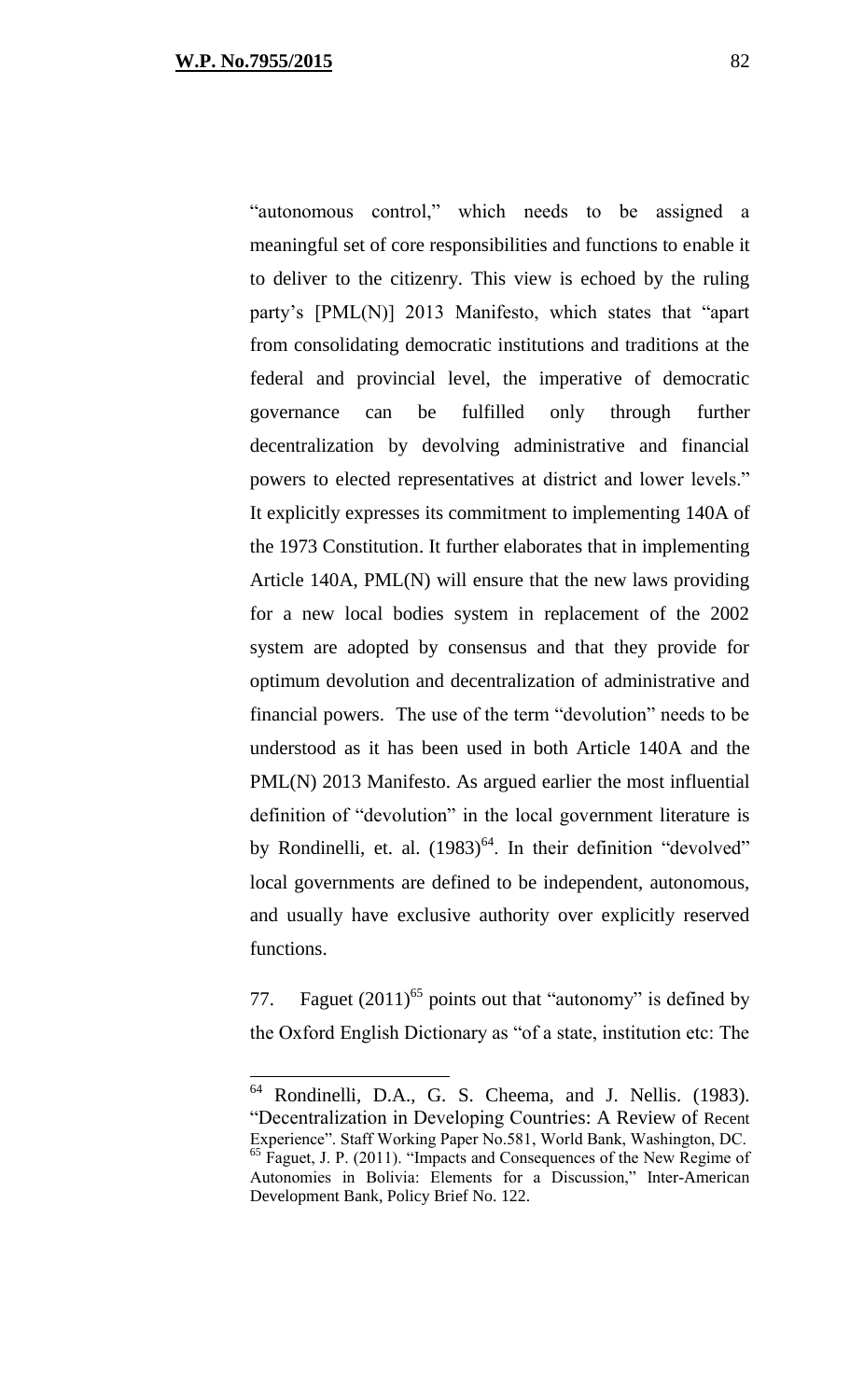"autonomous control," which needs to be assigned a meaningful set of core responsibilities and functions to enable it to deliver to the citizenry. This view is echoed by the ruling party's [PML(N)] 2013 Manifesto, which states that "apart from consolidating democratic institutions and traditions at the federal and provincial level, the imperative of democratic governance can be fulfilled only through further decentralization by devolving administrative and financial powers to elected representatives at district and lower levels." It explicitly expresses its commitment to implementing 140A of the 1973 Constitution. It further elaborates that in implementing Article 140A, PML(N) will ensure that the new laws providing for a new local bodies system in replacement of the 2002 system are adopted by consensus and that they provide for optimum devolution and decentralization of administrative and financial powers. The use of the term "devolution" needs to be understood as it has been used in both Article 140A and the PML(N) 2013 Manifesto. As argued earlier the most influential definition of "devolution" in the local government literature is by Rondinelli, et. al. (1983)[64]. In their definition "devolved" local governments are defined to be independent, autonomous, and usually have exclusive authority over explicitly reserved functions.

77. Faguet (2011)[65] points out that "autonomy" is defined by the Oxford English Dictionary as "of a state, institution etc: The

---

[64] Rondinelli, D.A., G. S. Cheema, and J. Nellis. (1983). "Decentralization in Developing Countries: A Review of Recent Experience". Staff Working Paper No.581, World Bank, Washington, DC.

[65] Faguet, J. P. (2011). "Impacts and Consequences of the New Regime of Autonomies in Bolivia: Elements for a Discussion," Inter-American Development Bank, Policy Brief No. 122.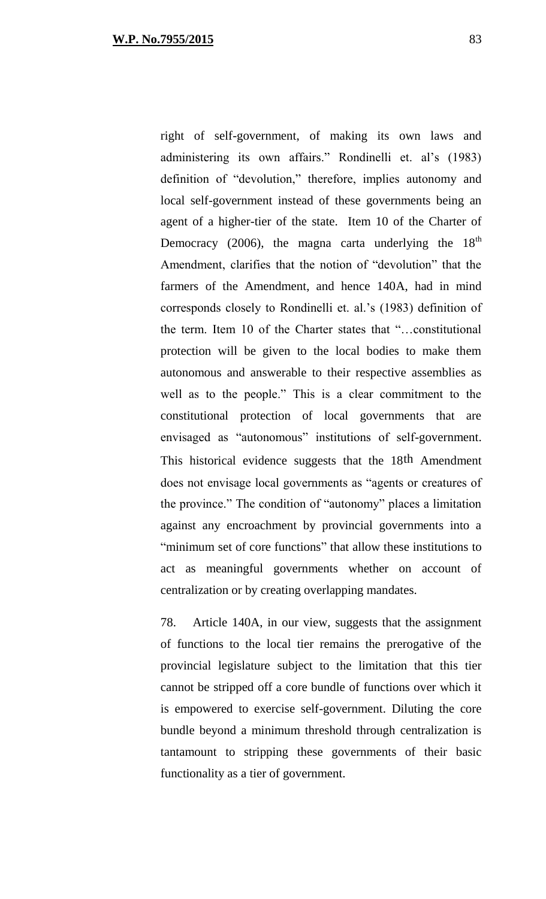right of self-government, of making its own laws and administering its own affairs." Rondinelli et. al's (1983) definition of "devolution," therefore, implies autonomy and local self-government instead of these governments being an agent of a higher-tier of the state. Item 10 of the Charter of Democracy (2006), the magna carta underlying the 18th Amendment, clarifies that the notion of "devolution" that the farmers of the Amendment, and hence 140A, had in mind corresponds closely to Rondinelli et. al.'s (1983) definition of the term. Item 10 of the Charter states that "…constitutional protection will be given to the local bodies to make them autonomous and answerable to their respective assemblies as well as to the people." This is a clear commitment to the constitutional protection of local governments that are envisaged as "autonomous" institutions of self-government. This historical evidence suggests that the 18th Amendment does not envisage local governments as "agents or creatures of the province." The condition of "autonomy" places a limitation against any encroachment by provincial governments into a "minimum set of core functions" that allow these institutions to act as meaningful governments whether on account of centralization or by creating overlapping mandates.

78. Article 140A, in our view, suggests that the assignment of functions to the local tier remains the prerogative of the provincial legislature subject to the limitation that this tier cannot be stripped off a core bundle of functions over which it is empowered to exercise self-government. Diluting the core bundle beyond a minimum threshold through centralization is tantamount to stripping these governments of their basic functionality as a tier of government.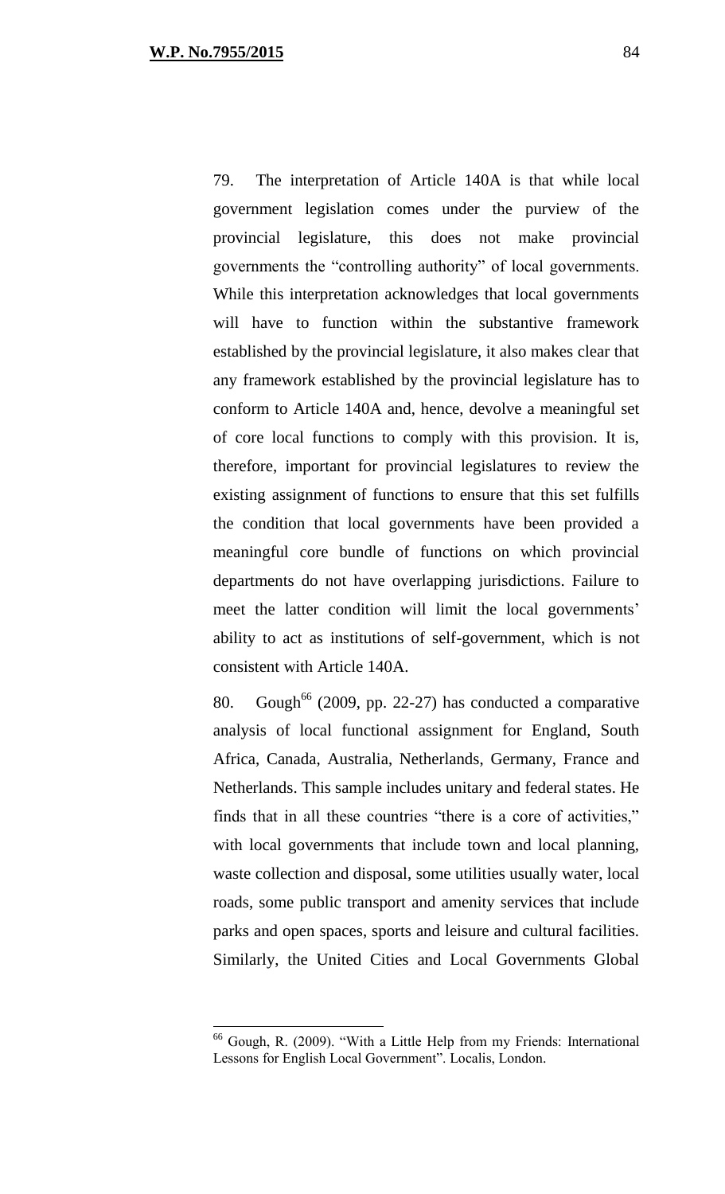79. The interpretation of Article 140A is that while local government legislation comes under the purview of the provincial legislature, this does not make provincial governments the "controlling authority" of local governments. While this interpretation acknowledges that local governments will have to function within the substantive framework established by the provincial legislature, it also makes clear that any framework established by the provincial legislature has to conform to Article 140A and, hence, devolve a meaningful set of core local functions to comply with this provision. It is, therefore, important for provincial legislatures to review the existing assignment of functions to ensure that this set fulfills the condition that local governments have been provided a meaningful core bundle of functions on which provincial departments do not have overlapping jurisdictions. Failure to meet the latter condition will limit the local governments' ability to act as institutions of self-government, which is not consistent with Article 140A.

80. Gough[66] (2009, pp. 22-27) has conducted a comparative analysis of local functional assignment for England, South Africa, Canada, Australia, Netherlands, Germany, France and Netherlands. This sample includes unitary and federal states. He finds that in all these countries "there is a core of activities," with local governments that include town and local planning, waste collection and disposal, some utilities usually water, local roads, some public transport and amenity services that include parks and open spaces, sports and leisure and cultural facilities. Similarly, the United Cities and Local Governments Global

[66] Gough, R. (2009). "With a Little Help from my Friends: International Lessons for English Local Government". Localis, London.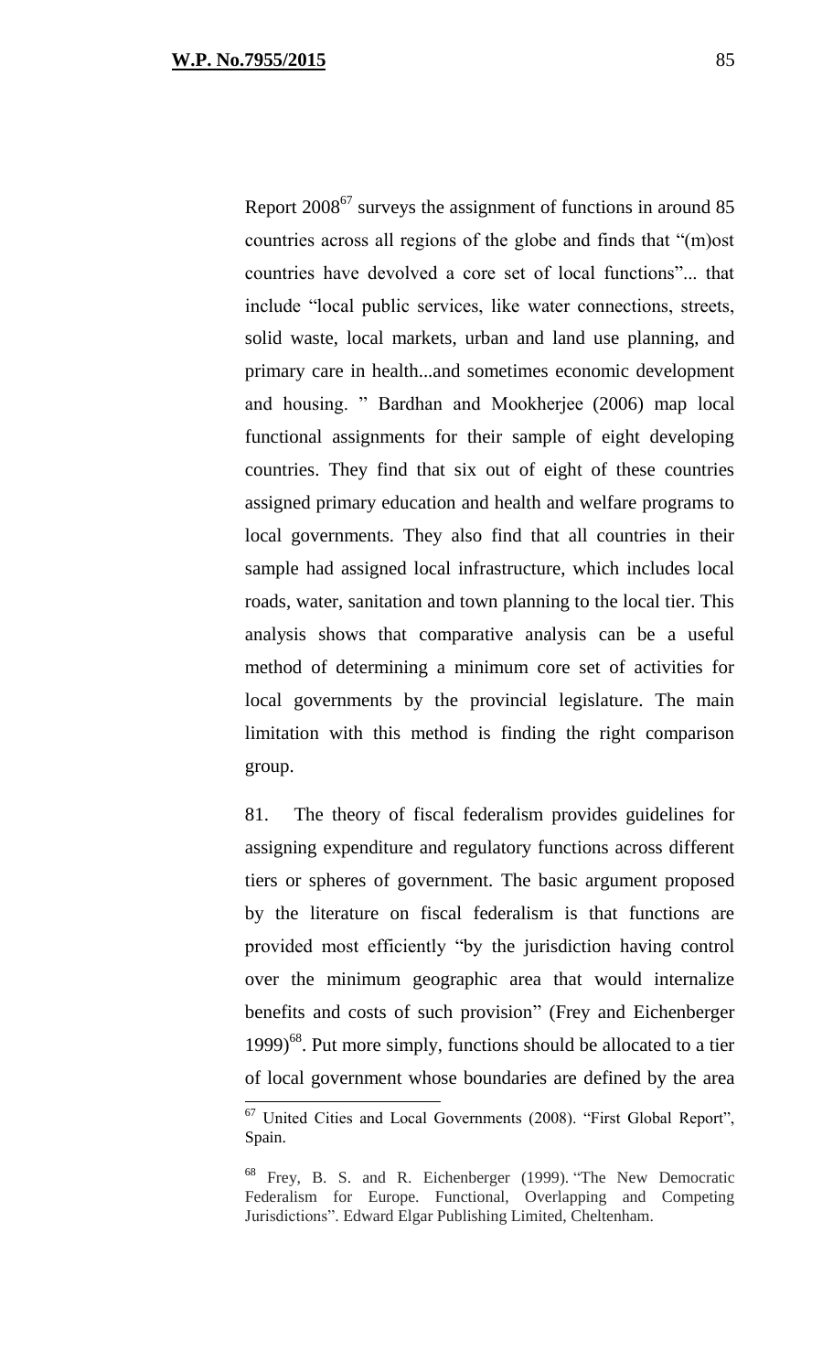Report 2008[67] surveys the assignment of functions in around 85 countries across all regions of the globe and finds that "(m)ost countries have devolved a core set of local functions"... that include "local public services, like water connections, streets, solid waste, local markets, urban and land use planning, and primary care in health...and sometimes economic development and housing. " Bardhan and Mookherjee (2006) map local functional assignments for their sample of eight developing countries. They find that six out of eight of these countries assigned primary education and health and welfare programs to local governments. They also find that all countries in their sample had assigned local infrastructure, which includes local roads, water, sanitation and town planning to the local tier. This analysis shows that comparative analysis can be a useful method of determining a minimum core set of activities for local governments by the provincial legislature. The main limitation with this method is finding the right comparison group.

81. The theory of fiscal federalism provides guidelines for assigning expenditure and regulatory functions across different tiers or spheres of government. The basic argument proposed by the literature on fiscal federalism is that functions are provided most efficiently "by the jurisdiction having control over the minimum geographic area that would internalize benefits and costs of such provision" (Frey and Eichenberger 1999)[68]. Put more simply, functions should be allocated to a tier of local government whose boundaries are defined by the area

---

[67] United Cities and Local Governments (2008). "First Global Report", Spain.

[68] Frey, B. S. and R. Eichenberger (1999). "The New Democratic Federalism for Europe. Functional, Overlapping and Competing Jurisdictions". Edward Elgar Publishing Limited, Cheltenham.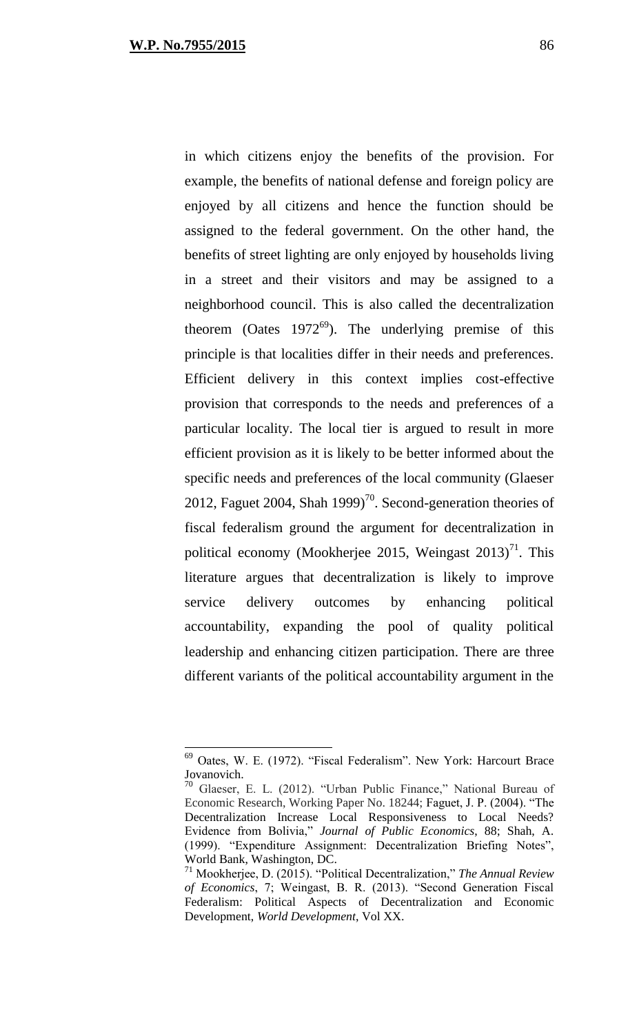in which citizens enjoy the benefits of the provision. For example, the benefits of national defense and foreign policy are enjoyed by all citizens and hence the function should be assigned to the federal government. On the other hand, the benefits of street lighting are only enjoyed by households living in a street and their visitors and may be assigned to a neighborhood council. This is also called the decentralization theorem (Oates 1972[69]). The underlying premise of this principle is that localities differ in their needs and preferences. Efficient delivery in this context implies cost-effective provision that corresponds to the needs and preferences of a particular locality. The local tier is argued to result in more efficient provision as it is likely to be better informed about the specific needs and preferences of the local community (Glaeser 2012, Faguet 2004, Shah 1999)[70]. Second-generation theories of fiscal federalism ground the argument for decentralization in political economy (Mookherjee 2015, Weingast 2013)[71]. This literature argues that decentralization is likely to improve service delivery outcomes by enhancing political accountability, expanding the pool of quality political leadership and enhancing citizen participation. There are three different variants of the political accountability argument in the

---

[69] Oates, W. E. (1972). "Fiscal Federalism". New York: Harcourt Brace Jovanovich.

[70] Glaeser, E. L. (2012). "Urban Public Finance," National Bureau of Economic Research, Working Paper No. 18244; Faguet, J. P. (2004). "The Decentralization Increase Local Responsiveness to Local Needs? Evidence from Bolivia," *Journal of Public Economics*, 88; Shah, A. (1999). "Expenditure Assignment: Decentralization Briefing Notes", World Bank, Washington, DC.

[71] Mookherjee, D. (2015). "Political Decentralization," *The Annual Review of Economics*, 7; Weingast, B. R. (2013). "Second Generation Fiscal Federalism: Political Aspects of Decentralization and Economic Development, *World Development*, Vol XX.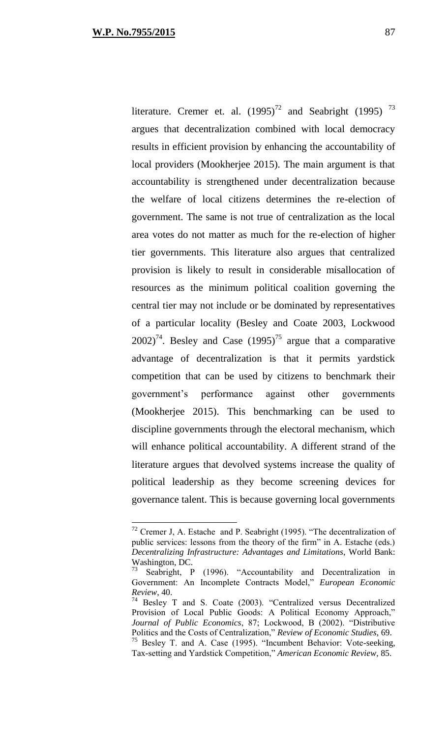literature. Cremer et. al. (1995)[72] and Seabright (1995) [73] argues that decentralization combined with local democracy results in efficient provision by enhancing the accountability of local providers (Mookherjee 2015). The main argument is that accountability is strengthened under decentralization because the welfare of local citizens determines the re-election of government. The same is not true of centralization as the local area votes do not matter as much for the re-election of higher tier governments. This literature also argues that centralized provision is likely to result in considerable misallocation of resources as the minimum political coalition governing the central tier may not include or be dominated by representatives of a particular locality (Besley and Coate 2003, Lockwood 2002)[74]. Besley and Case (1995)[75] argue that a comparative advantage of decentralization is that it permits yardstick competition that can be used by citizens to benchmark their government's performance against other governments (Mookherjee 2015). This benchmarking can be used to discipline governments through the electoral mechanism, which will enhance political accountability. A different strand of the literature argues that devolved systems increase the quality of political leadership as they become screening devices for governance talent. This is because governing local governments

---

[72] Cremer J, A. Estache and P. Seabright (1995). "The decentralization of public services: lessons from the theory of the firm" in A. Estache (eds.) *Decentralizing Infrastructure: Advantages and Limitations*, World Bank: Washington, DC.

[73] Seabright, P (1996). "Accountability and Decentralization in Government: An Incomplete Contracts Model," *European Economic Review*, 40.

[74] Besley T and S. Coate (2003). "Centralized versus Decentralized Provision of Local Public Goods: A Political Economy Approach," *Journal of Public Economics*, 87; Lockwood, B (2002). "Distributive Politics and the Costs of Centralization," *Review of Economic Studies*, 69.

[75] Besley T. and A. Case (1995). "Incumbent Behavior: Vote-seeking, Tax-setting and Yardstick Competition," *American Economic Review*, 85.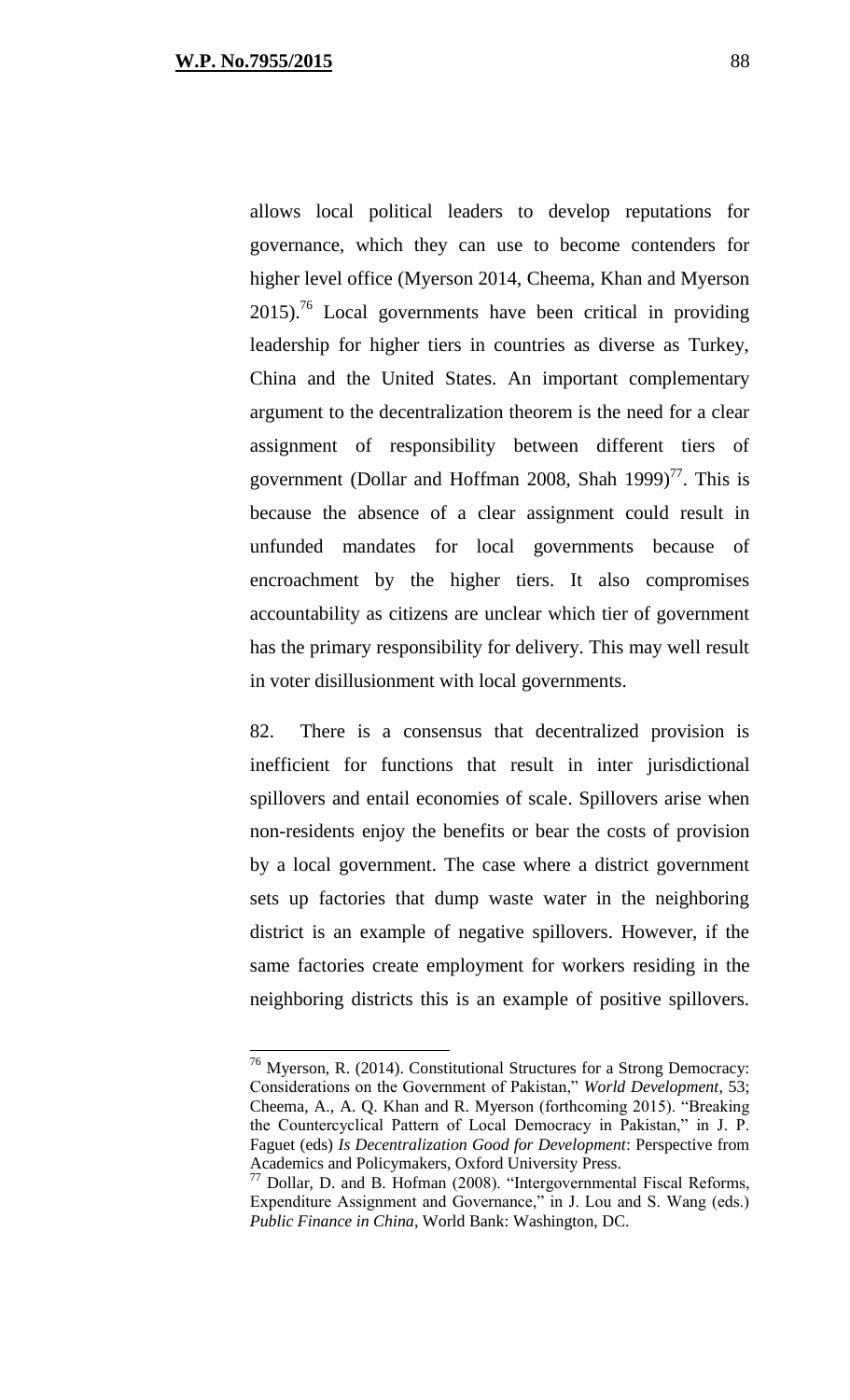allows local political leaders to develop reputations for governance, which they can use to become contenders for higher level office (Myerson 2014, Cheema, Khan and Myerson 2015).[76] Local governments have been critical in providing leadership for higher tiers in countries as diverse as Turkey, China and the United States. An important complementary argument to the decentralization theorem is the need for a clear assignment of responsibility between different tiers of government (Dollar and Hoffman 2008, Shah 1999)[77]. This is because the absence of a clear assignment could result in unfunded mandates for local governments because of encroachment by the higher tiers. It also compromises accountability as citizens are unclear which tier of government has the primary responsibility for delivery. This may well result in voter disillusionment with local governments.

82. There is a consensus that decentralized provision is inefficient for functions that result in inter jurisdictional spillovers and entail economies of scale. Spillovers arise when non-residents enjoy the benefits or bear the costs of provision by a local government. The case where a district government sets up factories that dump waste water in the neighboring district is an example of negative spillovers. However, if the same factories create employment for workers residing in the neighboring districts this is an example of positive spillovers.

---

[76] Myerson, R. (2014). Constitutional Structures for a Strong Democracy: Considerations on the Government of Pakistan," *World Development*, 53; Cheema, A., A. Q. Khan and R. Myerson (forthcoming 2015). "Breaking the Countercyclical Pattern of Local Democracy in Pakistan," in J. P. Faguet (eds) *Is Decentralization Good for Development*: Perspective from Academics and Policymakers, Oxford University Press.

[77] Dollar, D. and B. Hofman (2008). "Intergovernmental Fiscal Reforms, Expenditure Assignment and Governance," in J. Lou and S. Wang (eds.) *Public Finance in China*, World Bank: Washington, DC.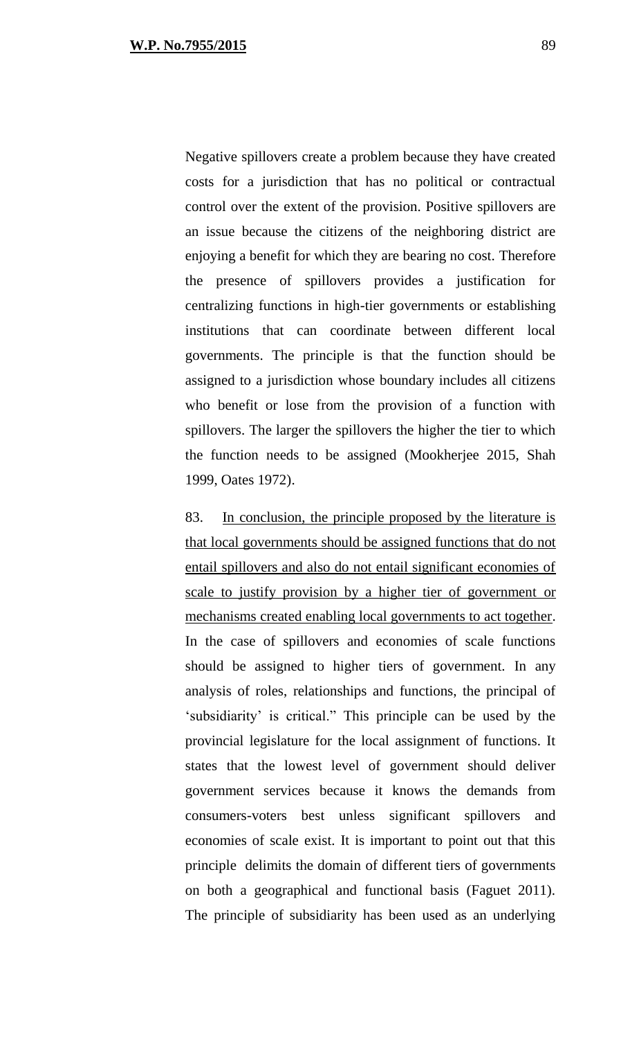Negative spillovers create a problem because they have created costs for a jurisdiction that has no political or contractual control over the extent of the provision. Positive spillovers are an issue because the citizens of the neighboring district are enjoying a benefit for which they are bearing no cost. Therefore the presence of spillovers provides a justification for centralizing functions in high-tier governments or establishing institutions that can coordinate between different local governments. The principle is that the function should be assigned to a jurisdiction whose boundary includes all citizens who benefit or lose from the provision of a function with spillovers. The larger the spillovers the higher the tier to which the function needs to be assigned (Mookherjee 2015, Shah 1999, Oates 1972).

83. <u>In conclusion, the principle proposed by the literature is that local governments should be assigned functions that do not entail spillovers and also do not entail significant economies of scale to justify provision by a higher tier of government or mechanisms created enabling local governments to act together</u>. In the case of spillovers and economies of scale functions should be assigned to higher tiers of government. In any analysis of roles, relationships and functions, the principal of 'subsidiarity' is critical." This principle can be used by the provincial legislature for the local assignment of functions. It states that the lowest level of government should deliver government services because it knows the demands from consumers-voters best unless significant spillovers and economies of scale exist. It is important to point out that this principle delimits the domain of different tiers of governments on both a geographical and functional basis (Faguet 2011). The principle of subsidiarity has been used as an underlying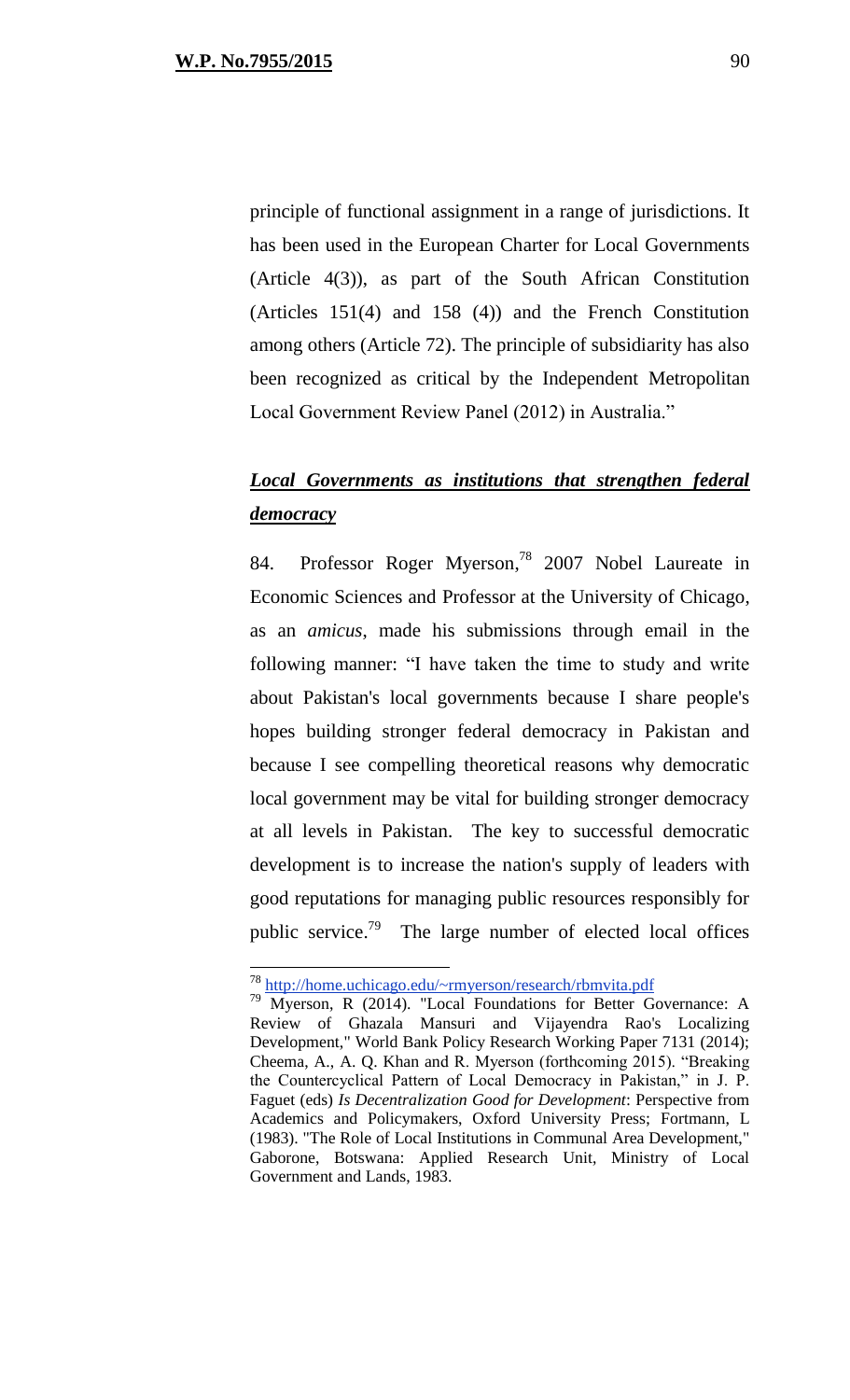principle of functional assignment in a range of jurisdictions. It has been used in the European Charter for Local Governments (Article 4(3)), as part of the South African Constitution (Articles 151(4) and 158 (4)) and the French Constitution among others (Article 72). The principle of subsidiarity has also been recognized as critical by the Independent Metropolitan Local Government Review Panel (2012) in Australia."

***Local Governments as institutions that strengthen federal democracy***

84. Professor Roger Myerson,[78] 2007 Nobel Laureate in Economic Sciences and Professor at the University of Chicago, as an *amicus*, made his submissions through email in the following manner: "I have taken the time to study and write about Pakistan's local governments because I share people's hopes building stronger federal democracy in Pakistan and because I see compelling theoretical reasons why democratic local government may be vital for building stronger democracy at all levels in Pakistan. The key to successful democratic development is to increase the nation's supply of leaders with good reputations for managing public resources responsibly for public service.[79] The large number of elected local offices

---

[78] http://home.uchicago.edu/~rmyerson/research/rbmvita.pdf

[79] Myerson, R (2014). "Local Foundations for Better Governance: A Review of Ghazala Mansuri and Vijayendra Rao's Localizing Development," World Bank Policy Research Working Paper 7131 (2014); Cheema, A., A. Q. Khan and R. Myerson (forthcoming 2015). "Breaking the Countercyclical Pattern of Local Democracy in Pakistan," in J. P. Faguet (eds) *Is Decentralization Good for Development*: Perspective from Academics and Policymakers, Oxford University Press; Fortmann, L (1983). "The Role of Local Institutions in Communal Area Development," Gaborone, Botswana: Applied Research Unit, Ministry of Local Government and Lands, 1983.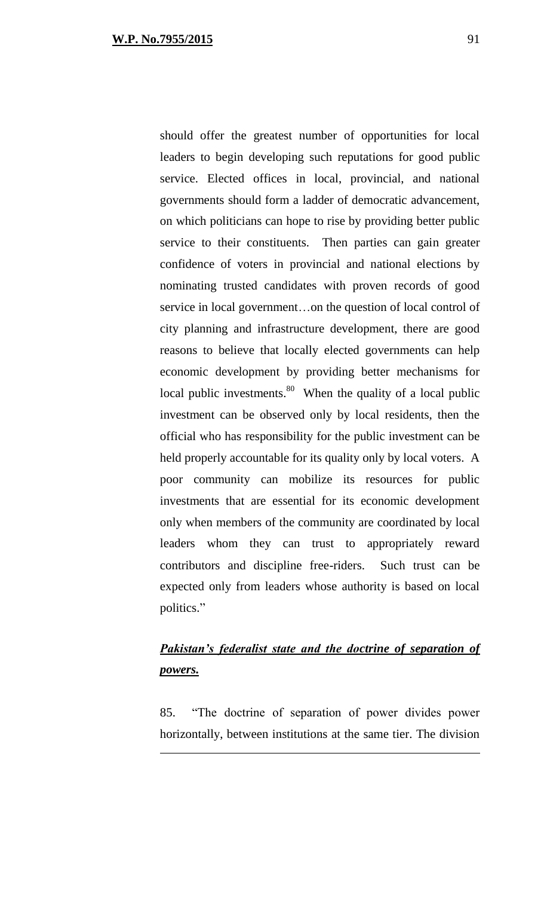should offer the greatest number of opportunities for local leaders to begin developing such reputations for good public service. Elected offices in local, provincial, and national governments should form a ladder of democratic advancement, on which politicians can hope to rise by providing better public service to their constituents. Then parties can gain greater confidence of voters in provincial and national elections by nominating trusted candidates with proven records of good service in local government…on the question of local control of city planning and infrastructure development, there are good reasons to believe that locally elected governments can help economic development by providing better mechanisms for local public investments.[80] When the quality of a local public investment can be observed only by local residents, then the official who has responsibility for the public investment can be held properly accountable for its quality only by local voters. A poor community can mobilize its resources for public investments that are essential for its economic development only when members of the community are coordinated by local leaders whom they can trust to appropriately reward contributors and discipline free-riders. Such trust can be expected only from leaders whose authority is based on local politics."

***<u>Pakistan's federalist state and the doctrine of separation of powers.</u>***

85. "The doctrine of separation of power divides power horizontally, between institutions at the same tier. The division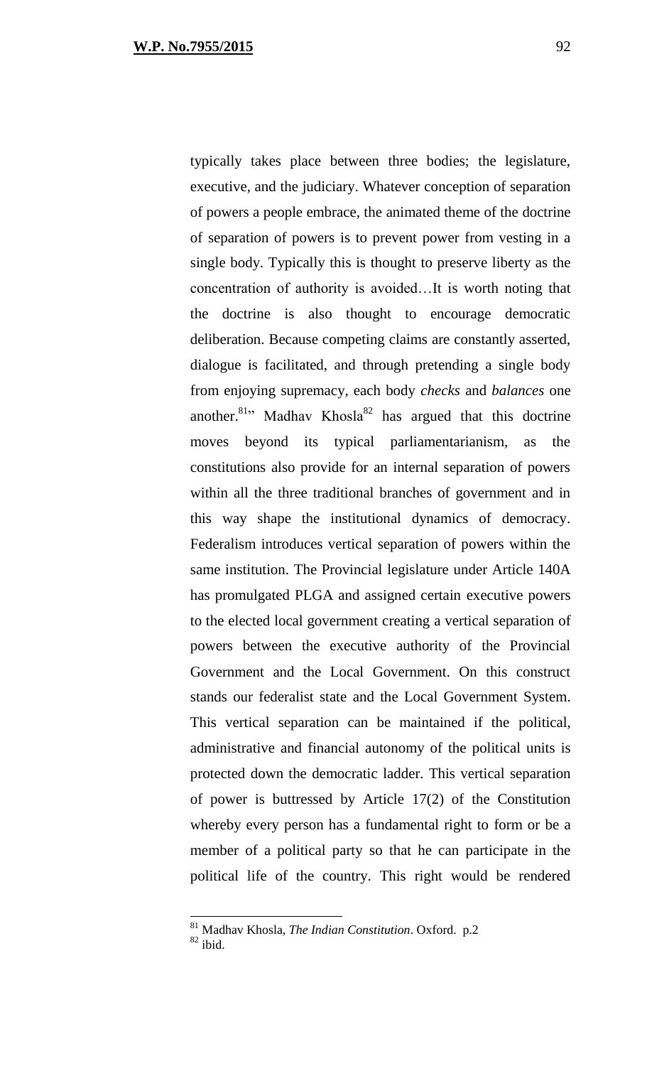typically takes place between three bodies; the legislature, executive, and the judiciary. Whatever conception of separation of powers a people embrace, the animated theme of the doctrine of separation of powers is to prevent power from vesting in a single body. Typically this is thought to preserve liberty as the concentration of authority is avoided…It is worth noting that the doctrine is also thought to encourage democratic deliberation. Because competing claims are constantly asserted, dialogue is facilitated, and through pretending a single body from enjoying supremacy, each body *checks* and *balances* one another.[81]" Madhav Khosla[82] has argued that this doctrine moves beyond its typical parliamentarianism, as the constitutions also provide for an internal separation of powers within all the three traditional branches of government and in this way shape the institutional dynamics of democracy. Federalism introduces vertical separation of powers within the same institution. The Provincial legislature under Article 140A has promulgated PLGA and assigned certain executive powers to the elected local government creating a vertical separation of powers between the executive authority of the Provincial Government and the Local Government. On this construct stands our federalist state and the Local Government System. This vertical separation can be maintained if the political, administrative and financial autonomy of the political units is protected down the democratic ladder. This vertical separation of power is buttressed by Article 17(2) of the Constitution whereby every person has a fundamental right to form or be a member of a political party so that he can participate in the political life of the country. This right would be rendered

---

[81] Madhav Khosla, *The Indian Constitution*. Oxford. p.2

[82] ibid.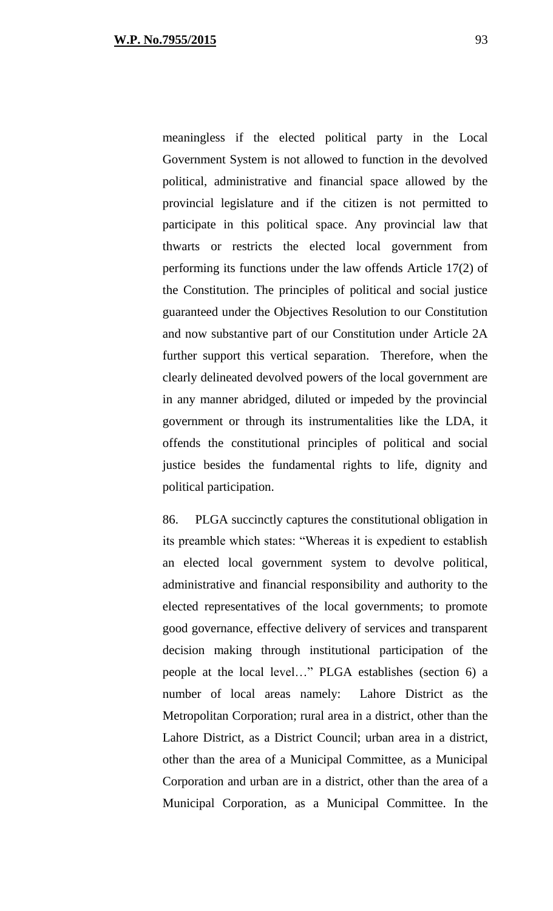meaningless if the elected political party in the Local Government System is not allowed to function in the devolved political, administrative and financial space allowed by the provincial legislature and if the citizen is not permitted to participate in this political space. Any provincial law that thwarts or restricts the elected local government from performing its functions under the law offends Article 17(2) of the Constitution. The principles of political and social justice guaranteed under the Objectives Resolution to our Constitution and now substantive part of our Constitution under Article 2A further support this vertical separation. Therefore, when the clearly delineated devolved powers of the local government are in any manner abridged, diluted or impeded by the provincial government or through its instrumentalities like the LDA, it offends the constitutional principles of political and social justice besides the fundamental rights to life, dignity and political participation.

86. PLGA succinctly captures the constitutional obligation in its preamble which states: "Whereas it is expedient to establish an elected local government system to devolve political, administrative and financial responsibility and authority to the elected representatives of the local governments; to promote good governance, effective delivery of services and transparent decision making through institutional participation of the people at the local level…" PLGA establishes (section 6) a number of local areas namely: Lahore District as the Metropolitan Corporation; rural area in a district, other than the Lahore District, as a District Council; urban area in a district, other than the area of a Municipal Committee, as a Municipal Corporation and urban are in a district, other than the area of a Municipal Corporation, as a Municipal Committee. In the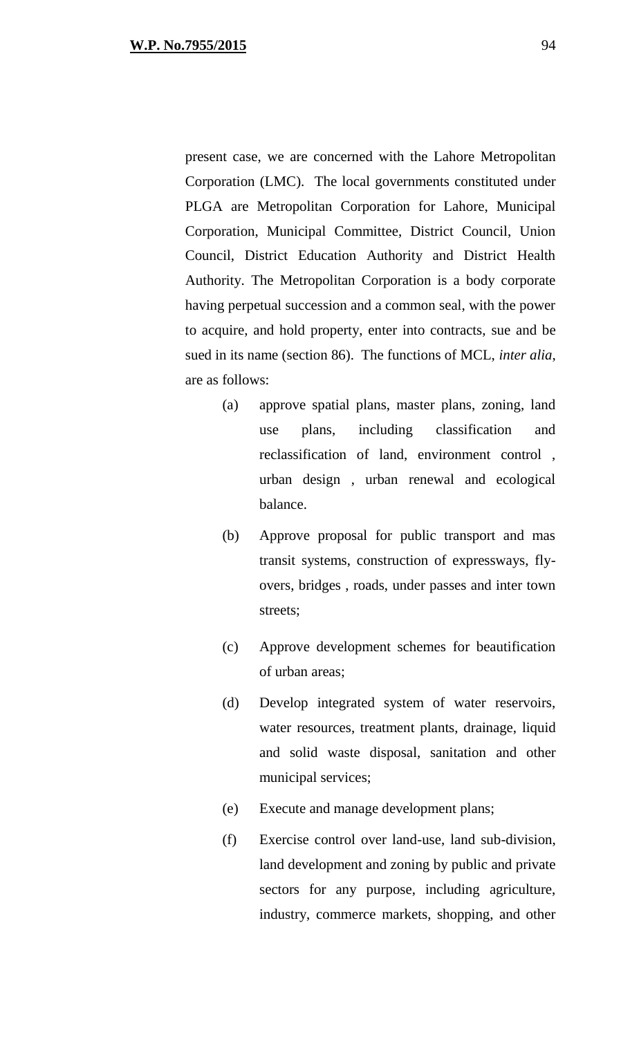present case, we are concerned with the Lahore Metropolitan Corporation (LMC). The local governments constituted under PLGA are Metropolitan Corporation for Lahore, Municipal Corporation, Municipal Committee, District Council, Union Council, District Education Authority and District Health Authority. The Metropolitan Corporation is a body corporate having perpetual succession and a common seal, with the power to acquire, and hold property, enter into contracts, sue and be sued in its name (section 86). The functions of MCL, *inter alia*, are as follows:

(a) approve spatial plans, master plans, zoning, land use plans, including classification and reclassification of land, environment control , urban design , urban renewal and ecological balance.

(b) Approve proposal for public transport and mas transit systems, construction of expressways, fly-overs, bridges , roads, under passes and inter town streets;

(c) Approve development schemes for beautification of urban areas;

(d) Develop integrated system of water reservoirs, water resources, treatment plants, drainage, liquid and solid waste disposal, sanitation and other municipal services;

(e) Execute and manage development plans;

(f) Exercise control over land-use, land sub-division, land development and zoning by public and private sectors for any purpose, including agriculture, industry, commerce markets, shopping, and other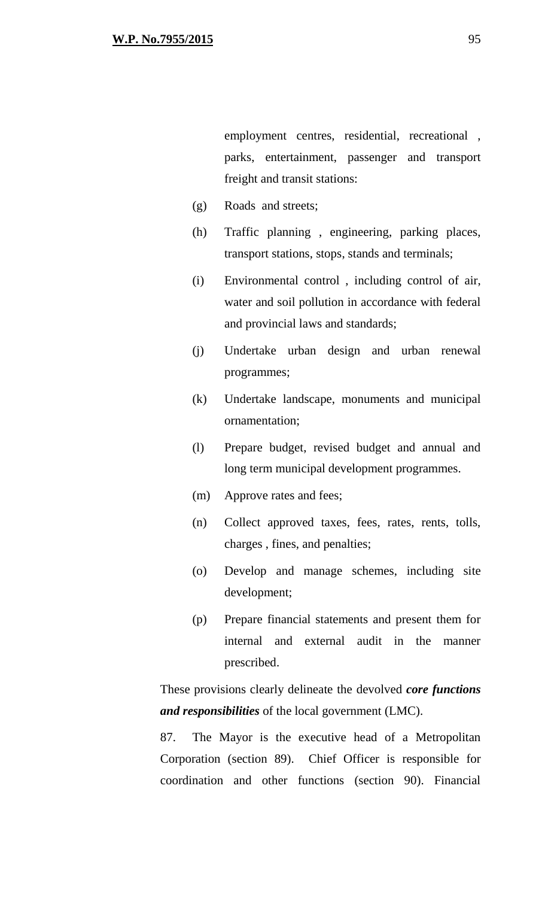employment centres, residential, recreational , parks, entertainment, passenger and transport freight and transit stations:

(g) Roads and streets;

(h) Traffic planning , engineering, parking places, transport stations, stops, stands and terminals;

(i) Environmental control , including control of air, water and soil pollution in accordance with federal and provincial laws and standards;

(j) Undertake urban design and urban renewal programmes;

(k) Undertake landscape, monuments and municipal ornamentation;

(l) Prepare budget, revised budget and annual and long term municipal development programmes.

(m) Approve rates and fees;

(n) Collect approved taxes, fees, rates, rents, tolls, charges , fines, and penalties;

(o) Develop and manage schemes, including site development;

(p) Prepare financial statements and present them for internal and external audit in the manner prescribed.

These provisions clearly delineate the devolved ***core functions and responsibilities*** of the local government (LMC).

87. The Mayor is the executive head of a Metropolitan Corporation (section 89). Chief Officer is responsible for coordination and other functions (section 90). Financial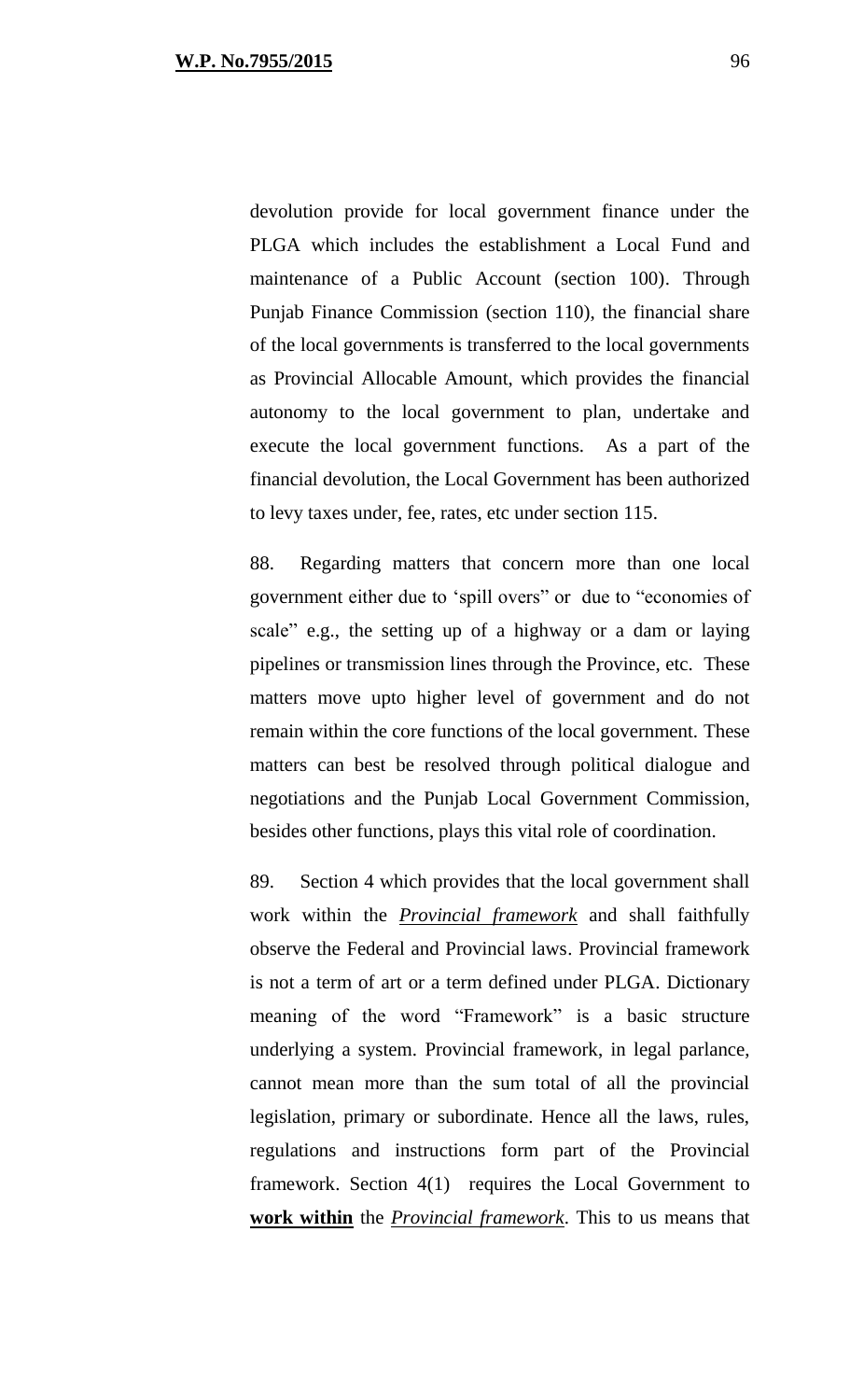devolution provide for local government finance under the PLGA which includes the establishment a Local Fund and maintenance of a Public Account (section 100). Through Punjab Finance Commission (section 110), the financial share of the local governments is transferred to the local governments as Provincial Allocable Amount, which provides the financial autonomy to the local government to plan, undertake and execute the local government functions. As a part of the financial devolution, the Local Government has been authorized to levy taxes under, fee, rates, etc under section 115.

88. Regarding matters that concern more than one local government either due to 'spill overs" or due to "economies of scale" e.g., the setting up of a highway or a dam or laying pipelines or transmission lines through the Province, etc. These matters move upto higher level of government and do not remain within the core functions of the local government. These matters can best be resolved through political dialogue and negotiations and the Punjab Local Government Commission, besides other functions, plays this vital role of coordination.

89. Section 4 which provides that the local government shall work within the ***Provincial framework*** and shall faithfully observe the Federal and Provincial laws. Provincial framework is not a term of art or a term defined under PLGA. Dictionary meaning of the word "Framework" is a basic structure underlying a system. Provincial framework, in legal parlance, cannot mean more than the sum total of all the provincial legislation, primary or subordinate. Hence all the laws, rules, regulations and instructions form part of the Provincial framework. Section 4(1) requires the Local Government to **work within** the ***Provincial framework***. This to us means that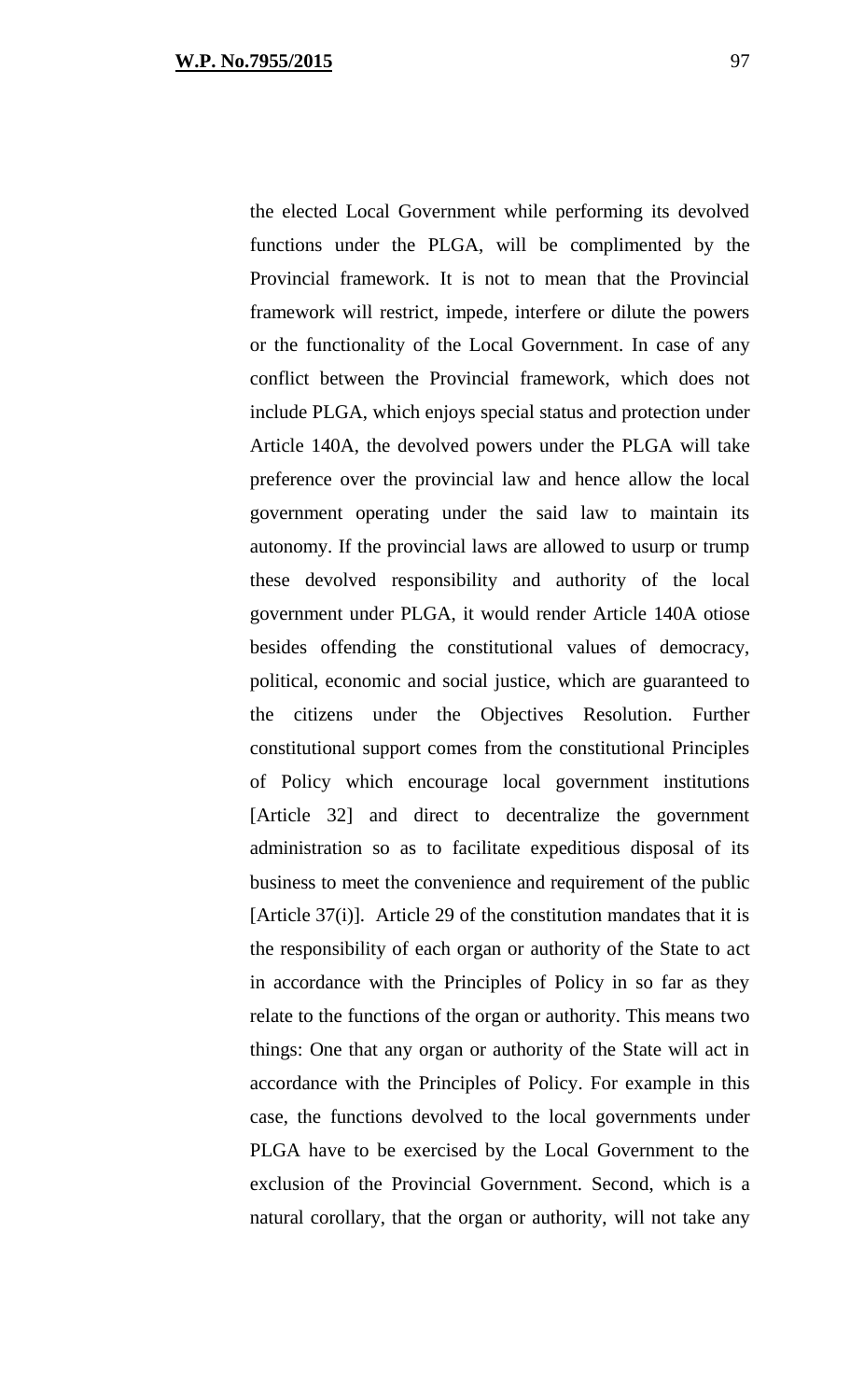the elected Local Government while performing its devolved functions under the PLGA, will be complimented by the Provincial framework. It is not to mean that the Provincial framework will restrict, impede, interfere or dilute the powers or the functionality of the Local Government. In case of any conflict between the Provincial framework, which does not include PLGA, which enjoys special status and protection under Article 140A, the devolved powers under the PLGA will take preference over the provincial law and hence allow the local government operating under the said law to maintain its autonomy. If the provincial laws are allowed to usurp or trump these devolved responsibility and authority of the local government under PLGA, it would render Article 140A otiose besides offending the constitutional values of democracy, political, economic and social justice, which are guaranteed to the citizens under the Objectives Resolution. Further constitutional support comes from the constitutional Principles of Policy which encourage local government institutions [Article 32] and direct to decentralize the government administration so as to facilitate expeditious disposal of its business to meet the convenience and requirement of the public [Article 37(i)]. Article 29 of the constitution mandates that it is the responsibility of each organ or authority of the State to act in accordance with the Principles of Policy in so far as they relate to the functions of the organ or authority. This means two things: One that any organ or authority of the State will act in accordance with the Principles of Policy. For example in this case, the functions devolved to the local governments under PLGA have to be exercised by the Local Government to the exclusion of the Provincial Government. Second, which is a natural corollary, that the organ or authority, will not take any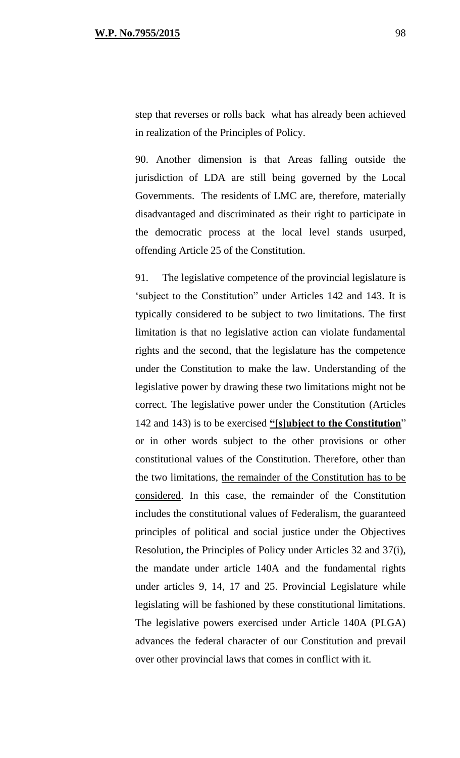step that reverses or rolls back what has already been achieved in realization of the Principles of Policy.

90. Another dimension is that Areas falling outside the jurisdiction of LDA are still being governed by the Local Governments. The residents of LMC are, therefore, materially disadvantaged and discriminated as their right to participate in the democratic process at the local level stands usurped, offending Article 25 of the Constitution.

91. The legislative competence of the provincial legislature is 'subject to the Constitution" under Articles 142 and 143. It is typically considered to be subject to two limitations. The first limitation is that no legislative action can violate fundamental rights and the second, that the legislature has the competence under the Constitution to make the law. Understanding of the legislative power by drawing these two limitations might not be correct. The legislative power under the Constitution (Articles 142 and 143) is to be exercised **"[s]ubject to the Constitution**" or in other words subject to the other provisions or other constitutional values of the Constitution. Therefore, other than the two limitations, the remainder of the Constitution has to be considered. In this case, the remainder of the Constitution includes the constitutional values of Federalism, the guaranteed principles of political and social justice under the Objectives Resolution, the Principles of Policy under Articles 32 and 37(i), the mandate under article 140A and the fundamental rights under articles 9, 14, 17 and 25. Provincial Legislature while legislating will be fashioned by these constitutional limitations. The legislative powers exercised under Article 140A (PLGA) advances the federal character of our Constitution and prevail over other provincial laws that comes in conflict with it.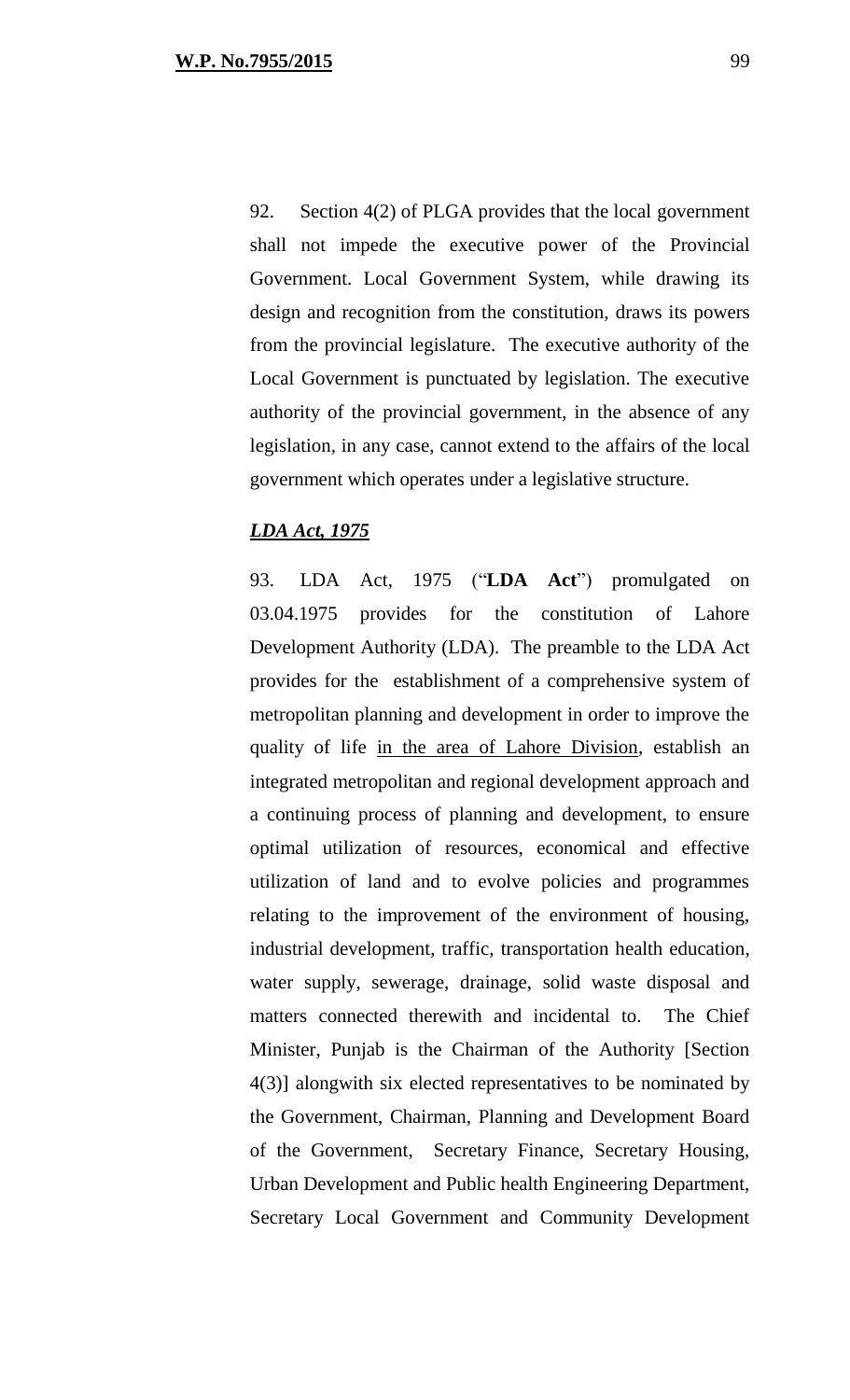92. Section 4(2) of PLGA provides that the local government shall not impede the executive power of the Provincial Government. Local Government System, while drawing its design and recognition from the constitution, draws its powers from the provincial legislature. The executive authority of the Local Government is punctuated by legislation. The executive authority of the provincial government, in the absence of any legislation, in any case, cannot extend to the affairs of the local government which operates under a legislative structure.

***LDA Act, 1975***

93. LDA Act, 1975 ("**LDA Act**") promulgated on 03.04.1975 provides for the constitution of Lahore Development Authority (LDA). The preamble to the LDA Act provides for the establishment of a comprehensive system of metropolitan planning and development in order to improve the quality of life in the area of Lahore Division, establish an integrated metropolitan and regional development approach and a continuing process of planning and development, to ensure optimal utilization of resources, economical and effective utilization of land and to evolve policies and programmes relating to the improvement of the environment of housing, industrial development, traffic, transportation health education, water supply, sewerage, drainage, solid waste disposal and matters connected therewith and incidental to. The Chief Minister, Punjab is the Chairman of the Authority [Section 4(3)] alongwith six elected representatives to be nominated by the Government, Chairman, Planning and Development Board of the Government, Secretary Finance, Secretary Housing, Urban Development and Public health Engineering Department, Secretary Local Government and Community Development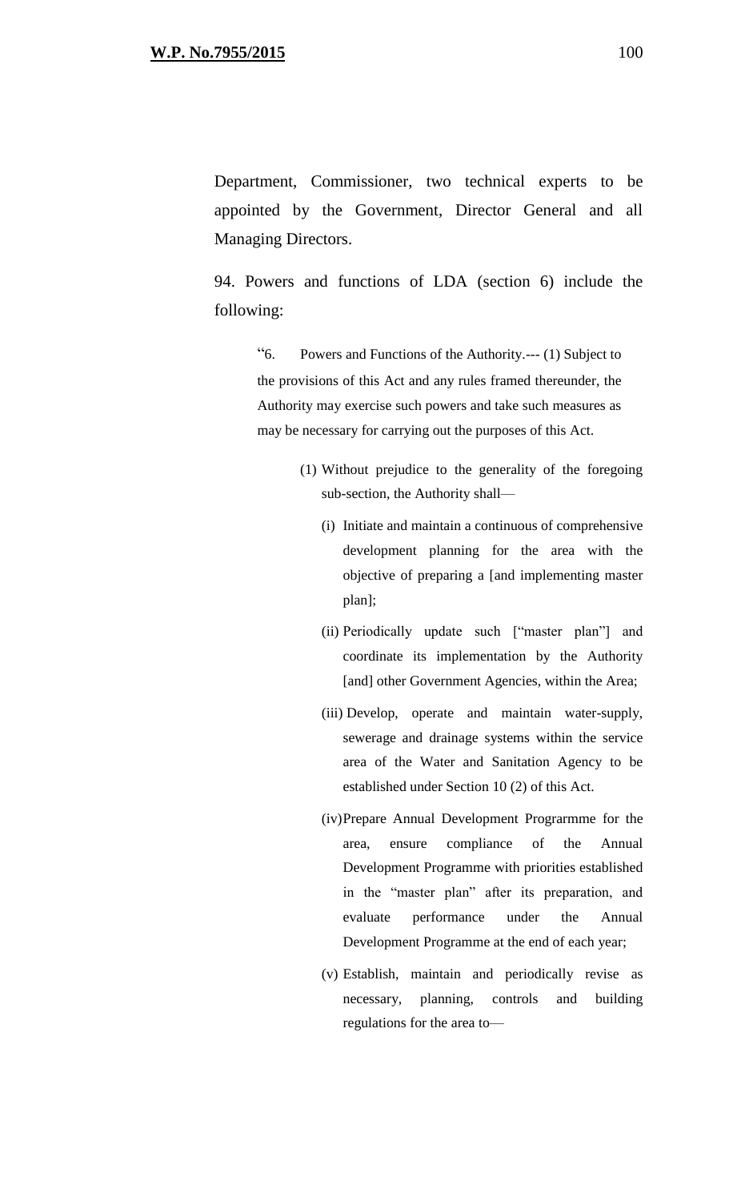Department, Commissioner, two technical experts to be appointed by the Government, Director General and all Managing Directors.

94. Powers and functions of LDA (section 6) include the following:

> "6. Powers and Functions of the Authority.--- (1) Subject to the provisions of this Act and any rules framed thereunder, the Authority may exercise such powers and take such measures as may be necessary for carrying out the purposes of this Act.
>
> (1) Without prejudice to the generality of the foregoing sub-section, the Authority shall—
>
> (i) Initiate and maintain a continuous of comprehensive development planning for the area with the objective of preparing a [and implementing master plan];
>
> (ii) Periodically update such ["master plan"] and coordinate its implementation by the Authority [and] other Government Agencies, within the Area;
>
> (iii) Develop, operate and maintain water-supply, sewerage and drainage systems within the service area of the Water and Sanitation Agency to be established under Section 10 (2) of this Act.
>
> (iv) Prepare Annual Development Prograrmme for the area, ensure compliance of the Annual Development Programme with priorities established in the "master plan" after its preparation, and evaluate performance under the Annual Development Programme at the end of each year;
>
> (v) Establish, maintain and periodically revise as necessary, planning, controls and building regulations for the area to—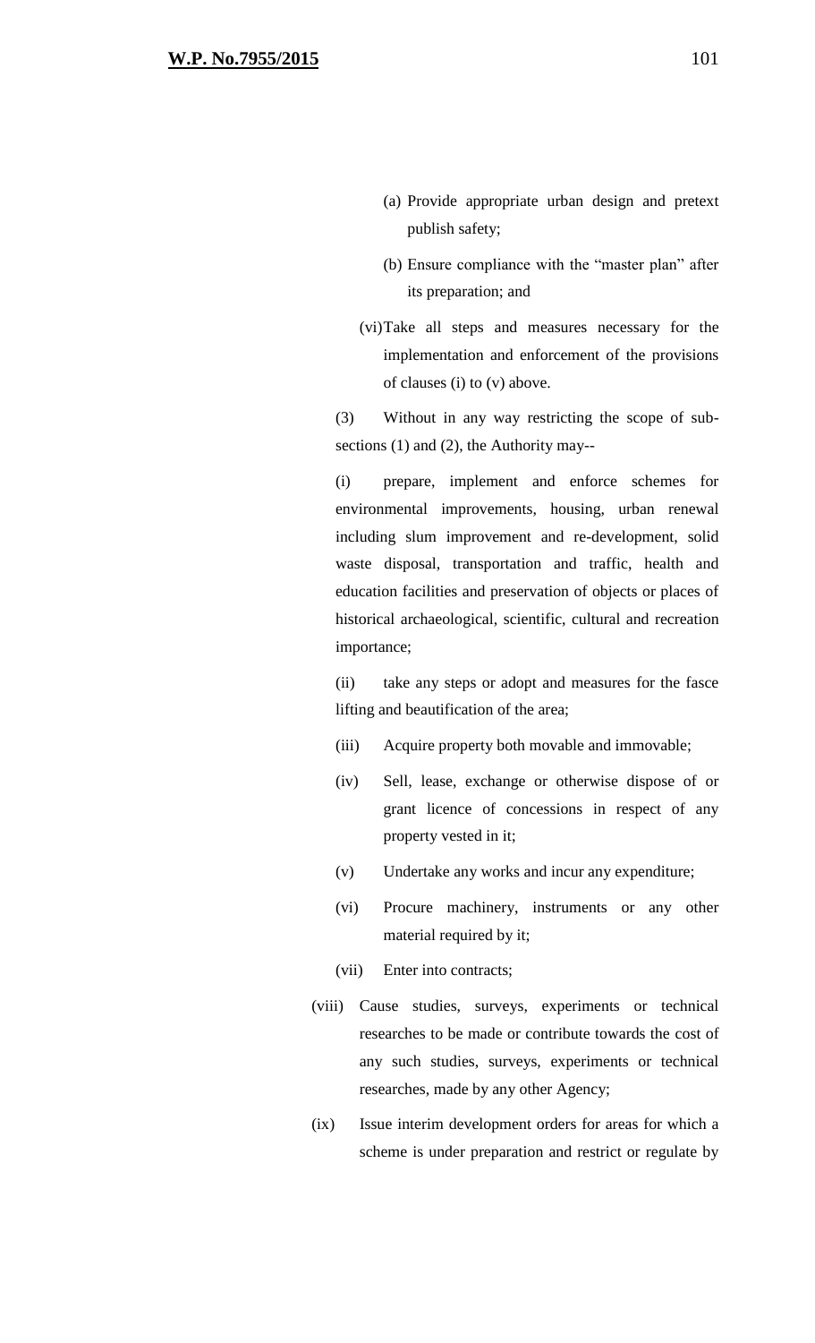(a) Provide appropriate urban design and pretext publish safety;

(b) Ensure compliance with the "master plan" after its preparation; and

(vi) Take all steps and measures necessary for the implementation and enforcement of the provisions of clauses (i) to (v) above.

(3) Without in any way restricting the scope of sub-sections (1) and (2), the Authority may--

(i) prepare, implement and enforce schemes for environmental improvements, housing, urban renewal including slum improvement and re-development, solid waste disposal, transportation and traffic, health and education facilities and preservation of objects or places of historical archaeological, scientific, cultural and recreation importance;

(ii) take any steps or adopt and measures for the fasce lifting and beautification of the area;

(iii) Acquire property both movable and immovable;

(iv) Sell, lease, exchange or otherwise dispose of or grant licence of concessions in respect of any property vested in it;

(v) Undertake any works and incur any expenditure;

(vi) Procure machinery, instruments or any other material required by it;

(vii) Enter into contracts;

(viii) Cause studies, surveys, experiments or technical researches to be made or contribute towards the cost of any such studies, surveys, experiments or technical researches, made by any other Agency;

(ix) Issue interim development orders for areas for which a scheme is under preparation and restrict or regulate by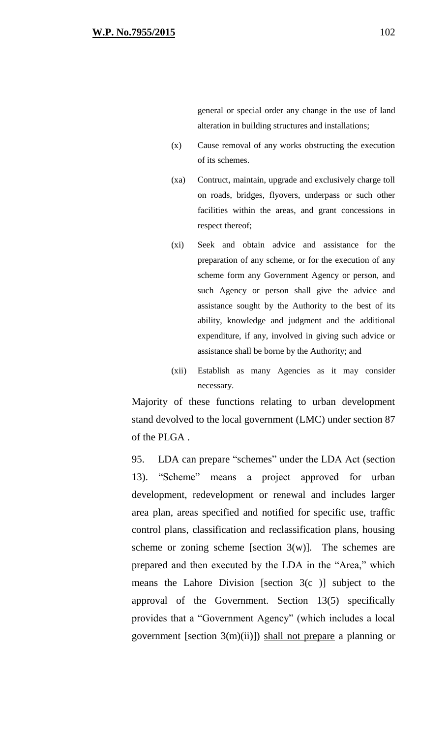> general or special order any change in the use of land alteration in building structures and installations;
>
> (x) Cause removal of any works obstructing the execution of its schemes.
>
> (xa) Contruct, maintain, upgrade and exclusively charge toll on roads, bridges, flyovers, underpass or such other facilities within the areas, and grant concessions in respect thereof;
>
> (xi) Seek and obtain advice and assistance for the preparation of any scheme, or for the execution of any scheme form any Government Agency or person, and such Agency or person shall give the advice and assistance sought by the Authority to the best of its ability, knowledge and judgment and the additional expenditure, if any, involved in giving such advice or assistance shall be borne by the Authority; and
>
> (xii) Establish as many Agencies as it may consider necessary.

Majority of these functions relating to urban development stand devolved to the local government (LMC) under section 87 of the PLGA .

95. LDA can prepare "schemes" under the LDA Act (section 13). "Scheme" means a project approved for urban development, redevelopment or renewal and includes larger area plan, areas specified and notified for specific use, traffic control plans, classification and reclassification plans, housing scheme or zoning scheme [section 3(w)]. The schemes are prepared and then executed by the LDA in the "Area," which means the Lahore Division [section 3(c )] subject to the approval of the Government. Section 13(5) specifically provides that a "Government Agency" (which includes a local government [section 3(m)(ii)]) <u>shall not prepare</u> a planning or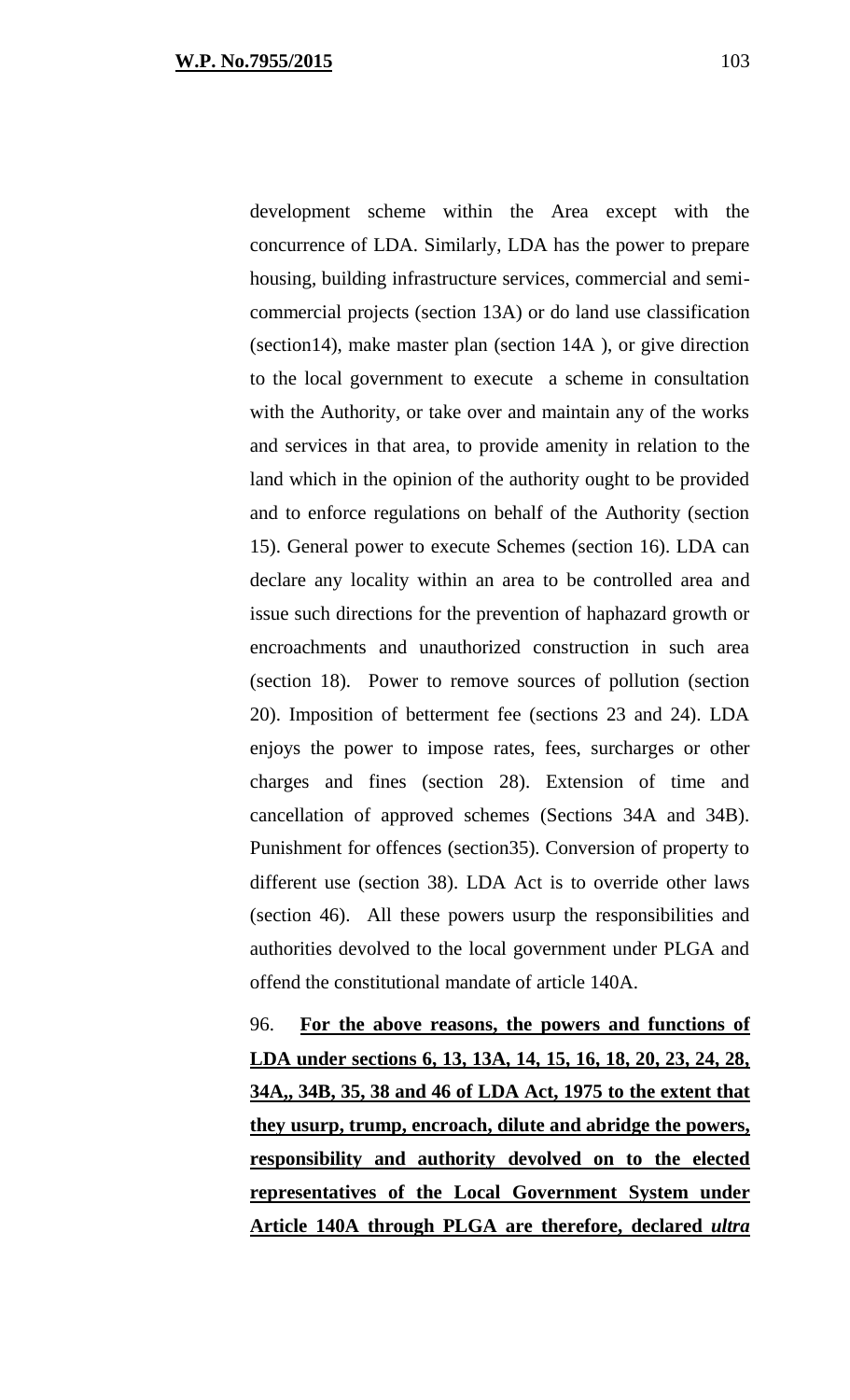development scheme within the Area except with the concurrence of LDA. Similarly, LDA has the power to prepare housing, building infrastructure services, commercial and semi-commercial projects (section 13A) or do land use classification (section14), make master plan (section 14A ), or give direction to the local government to execute a scheme in consultation with the Authority, or take over and maintain any of the works and services in that area, to provide amenity in relation to the land which in the opinion of the authority ought to be provided and to enforce regulations on behalf of the Authority (section 15). General power to execute Schemes (section 16). LDA can declare any locality within an area to be controlled area and issue such directions for the prevention of haphazard growth or encroachments and unauthorized construction in such area (section 18). Power to remove sources of pollution (section 20). Imposition of betterment fee (sections 23 and 24). LDA enjoys the power to impose rates, fees, surcharges or other charges and fines (section 28). Extension of time and cancellation of approved schemes (Sections 34A and 34B). Punishment for offences (section35). Conversion of property to different use (section 38). LDA Act is to override other laws (section 46). All these powers usurp the responsibilities and authorities devolved to the local government under PLGA and offend the constitutional mandate of article 140A.

96. **For the above reasons, the powers and functions of LDA under sections 6, 13, 13A, 14, 15, 16, 18, 20, 23, 24, 28, 34A,, 34B, 35, 38 and 46 of LDA Act, 1975 to the extent that they usurp, trump, encroach, dilute and abridge the powers, responsibility and authority devolved on to the elected representatives of the Local Government System under Article 140A through PLGA are therefore, declared *ultra***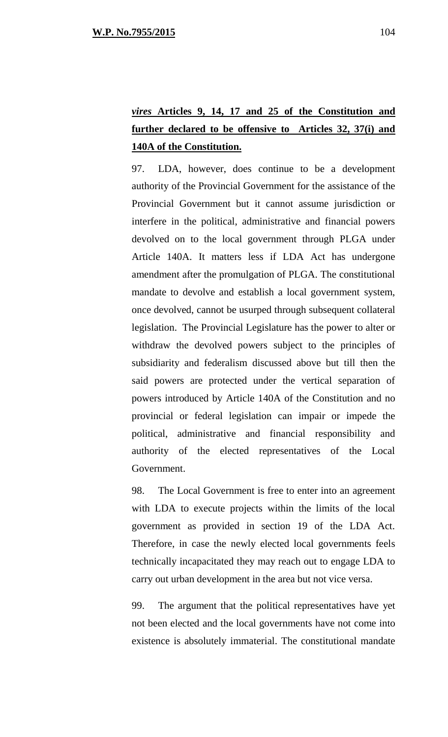***vires* Articles 9, 14, 17 and 25 of the Constitution and further declared to be offensive to Articles 32, 37(i) and 140A of the Constitution.**

97. LDA, however, does continue to be a development authority of the Provincial Government for the assistance of the Provincial Government but it cannot assume jurisdiction or interfere in the political, administrative and financial powers devolved on to the local government through PLGA under Article 140A. It matters less if LDA Act has undergone amendment after the promulgation of PLGA. The constitutional mandate to devolve and establish a local government system, once devolved, cannot be usurped through subsequent collateral legislation. The Provincial Legislature has the power to alter or withdraw the devolved powers subject to the principles of subsidiarity and federalism discussed above but till then the said powers are protected under the vertical separation of powers introduced by Article 140A of the Constitution and no provincial or federal legislation can impair or impede the political, administrative and financial responsibility and authority of the elected representatives of the Local Government.

98. The Local Government is free to enter into an agreement with LDA to execute projects within the limits of the local government as provided in section 19 of the LDA Act. Therefore, in case the newly elected local governments feels technically incapacitated they may reach out to engage LDA to carry out urban development in the area but not vice versa.

99. The argument that the political representatives have yet not been elected and the local governments have not come into existence is absolutely immaterial. The constitutional mandate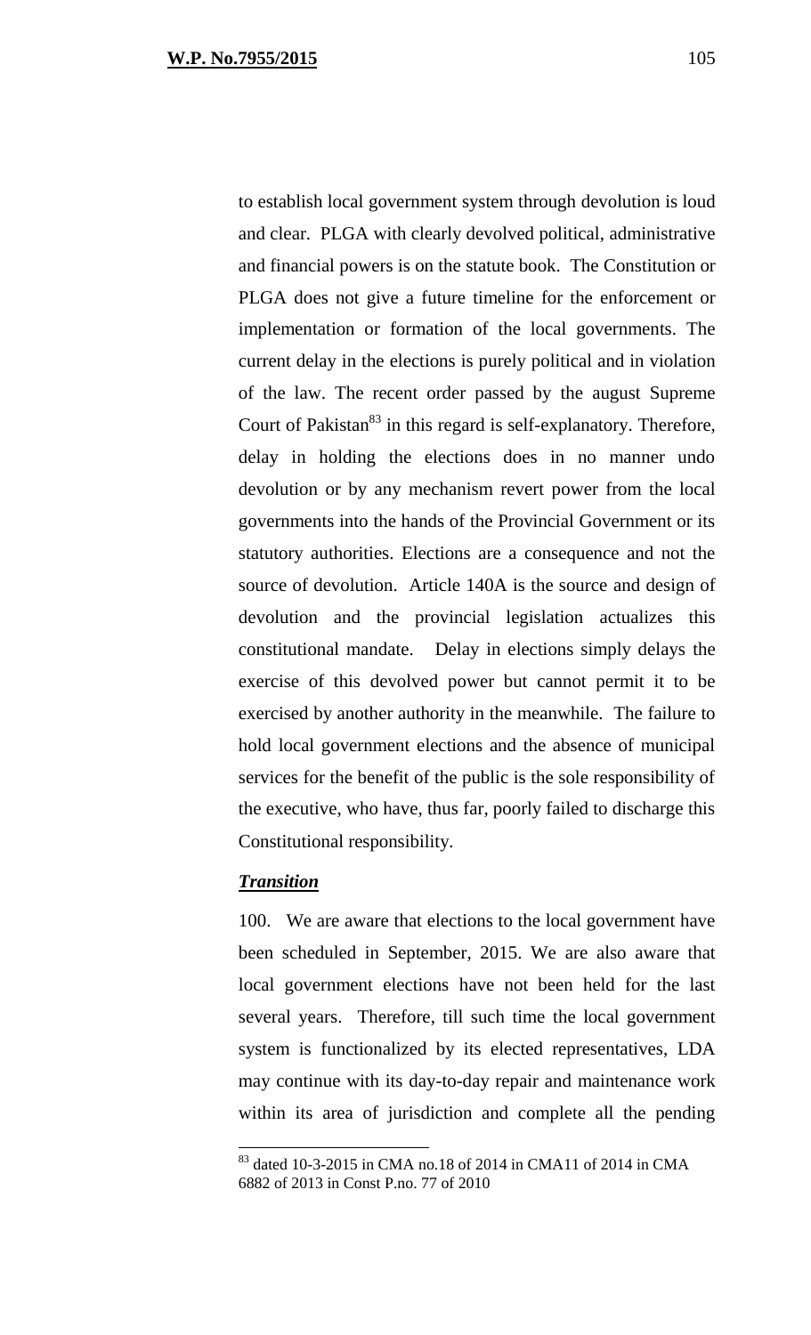to establish local government system through devolution is loud and clear. PLGA with clearly devolved political, administrative and financial powers is on the statute book. The Constitution or PLGA does not give a future timeline for the enforcement or implementation or formation of the local governments. The current delay in the elections is purely political and in violation of the law. The recent order passed by the august Supreme Court of Pakistan[83] in this regard is self-explanatory. Therefore, delay in holding the elections does in no manner undo devolution or by any mechanism revert power from the local governments into the hands of the Provincial Government or its statutory authorities. Elections are a consequence and not the source of devolution. Article 140A is the source and design of devolution and the provincial legislation actualizes this constitutional mandate. Delay in elections simply delays the exercise of this devolved power but cannot permit it to be exercised by another authority in the meanwhile. The failure to hold local government elections and the absence of municipal services for the benefit of the public is the sole responsibility of the executive, who have, thus far, poorly failed to discharge this Constitutional responsibility.

***Transition***

100. We are aware that elections to the local government have been scheduled in September, 2015. We are also aware that local government elections have not been held for the last several years. Therefore, till such time the local government system is functionalized by its elected representatives, LDA may continue with its day-to-day repair and maintenance work within its area of jurisdiction and complete all the pending

---

[83] dated 10-3-2015 in CMA no.18 of 2014 in CMA11 of 2014 in CMA 6882 of 2013 in Const P.no. 77 of 2010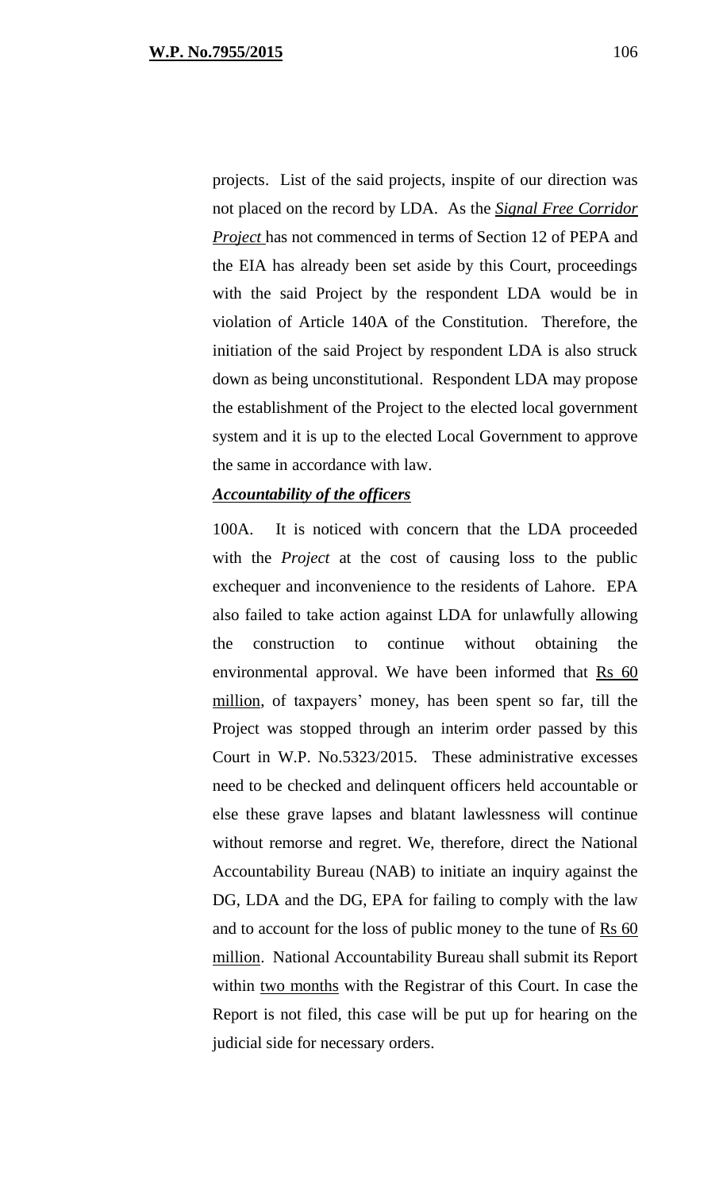projects. List of the said projects, inspite of our direction was not placed on the record by LDA. As the ***Signal Free Corridor Project*** has not commenced in terms of Section 12 of PEPA and the EIA has already been set aside by this Court, proceedings with the said Project by the respondent LDA would be in violation of Article 140A of the Constitution. Therefore, the initiation of the said Project by respondent LDA is also struck down as being unconstitutional. Respondent LDA may propose the establishment of the Project to the elected local government system and it is up to the elected Local Government to approve the same in accordance with law.

***Accountability of the officers***

100A. It is noticed with concern that the LDA proceeded with the *Project* at the cost of causing loss to the public exchequer and inconvenience to the residents of Lahore. EPA also failed to take action against LDA for unlawfully allowing the construction to continue without obtaining the environmental approval. We have been informed that Rs 60 million, of taxpayers' money, has been spent so far, till the Project was stopped through an interim order passed by this Court in W.P. No.5323/2015. These administrative excesses need to be checked and delinquent officers held accountable or else these grave lapses and blatant lawlessness will continue without remorse and regret. We, therefore, direct the National Accountability Bureau (NAB) to initiate an inquiry against the DG, LDA and the DG, EPA for failing to comply with the law and to account for the loss of public money to the tune of Rs 60 million. National Accountability Bureau shall submit its Report within two months with the Registrar of this Court. In case the Report is not filed, this case will be put up for hearing on the judicial side for necessary orders.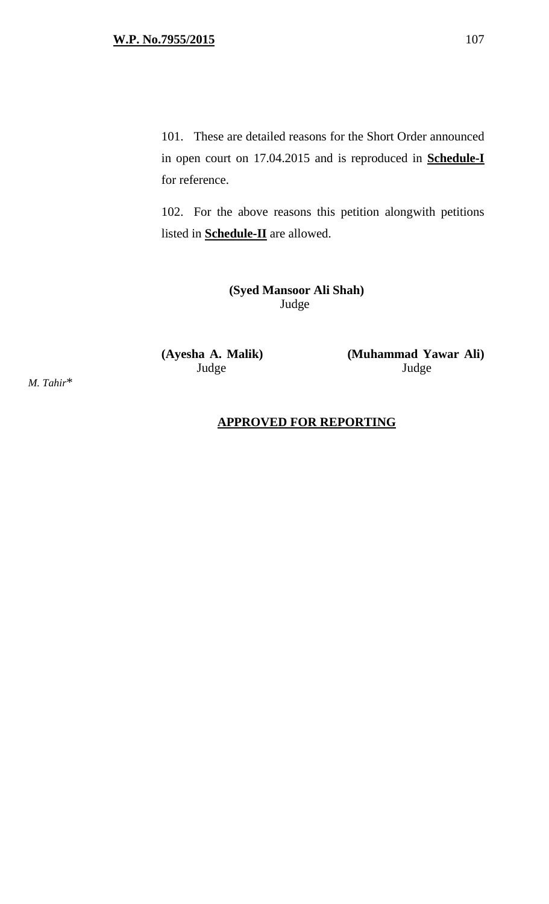101. These are detailed reasons for the Short Order announced in open court on 17.04.2015 and is reproduced in **Schedule-I** for reference.

102. For the above reasons this petition alongwith petitions listed in **Schedule-II** are allowed.

**(Syed Mansoor Ali Shah)**
Judge

**(Ayesha A. Malik)**
Judge

**(Muhammad Yawar Ali)**
Judge

*M. Tahir**

**APPROVED FOR REPORTING**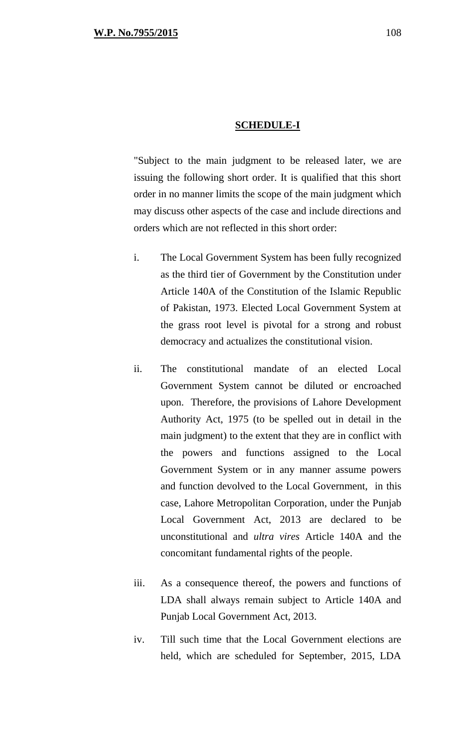**SCHEDULE-I**

"Subject to the main judgment to be released later, we are issuing the following short order. It is qualified that this short order in no manner limits the scope of the main judgment which may discuss other aspects of the case and include directions and orders which are not reflected in this short order:

i. The Local Government System has been fully recognized as the third tier of Government by the Constitution under Article 140A of the Constitution of the Islamic Republic of Pakistan, 1973. Elected Local Government System at the grass root level is pivotal for a strong and robust democracy and actualizes the constitutional vision.

ii. The constitutional mandate of an elected Local Government System cannot be diluted or encroached upon. Therefore, the provisions of Lahore Development Authority Act, 1975 (to be spelled out in detail in the main judgment) to the extent that they are in conflict with the powers and functions assigned to the Local Government System or in any manner assume powers and function devolved to the Local Government, in this case, Lahore Metropolitan Corporation, under the Punjab Local Government Act, 2013 are declared to be unconstitutional and *ultra vires* Article 140A and the concomitant fundamental rights of the people.

iii. As a consequence thereof, the powers and functions of LDA shall always remain subject to Article 140A and Punjab Local Government Act, 2013.

iv. Till such time that the Local Government elections are held, which are scheduled for September, 2015, LDA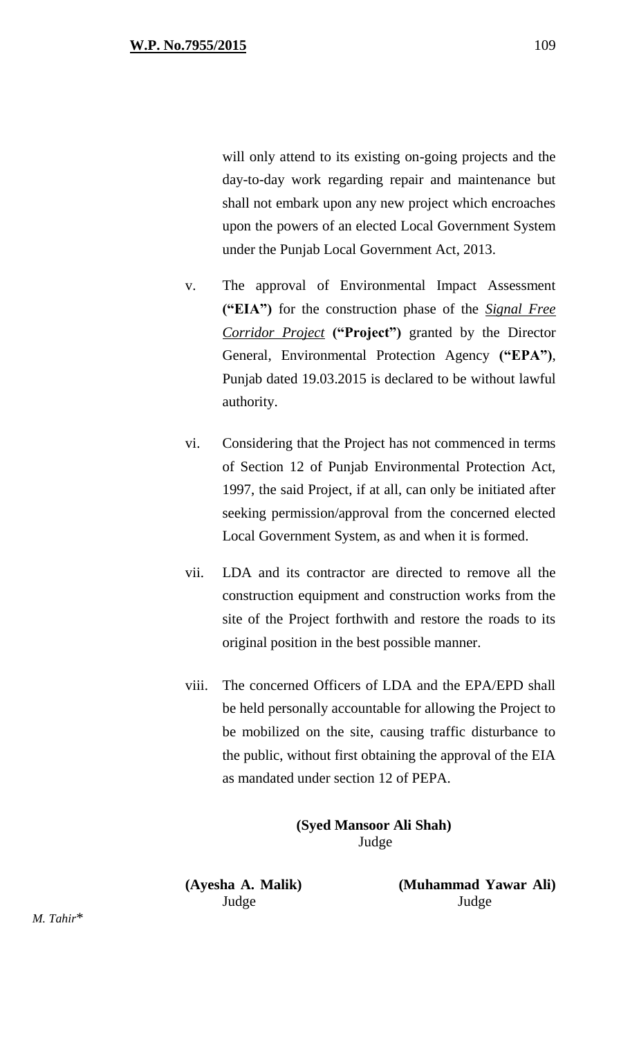will only attend to its existing on-going projects and the day-to-day work regarding repair and maintenance but shall not embark upon any new project which encroaches upon the powers of an elected Local Government System under the Punjab Local Government Act, 2013.

v. The approval of Environmental Impact Assessment **("EIA")** for the construction phase of the ***Signal Free Corridor Project*** **("Project")** granted by the Director General, Environmental Protection Agency **("EPA")**, Punjab dated 19.03.2015 is declared to be without lawful authority.

vi. Considering that the Project has not commenced in terms of Section 12 of Punjab Environmental Protection Act, 1997, the said Project, if at all, can only be initiated after seeking permission/approval from the concerned elected Local Government System, as and when it is formed.

vii. LDA and its contractor are directed to remove all the construction equipment and construction works from the site of the Project forthwith and restore the roads to its original position in the best possible manner.

viii. The concerned Officers of LDA and the EPA/EPD shall be held personally accountable for allowing the Project to be mobilized on the site, causing traffic disturbance to the public, without first obtaining the approval of the EIA as mandated under section 12 of PEPA.

**(Syed Mansoor Ali Shah)**
Judge

**(Ayesha A. Malik)**
Judge

**(Muhammad Yawar Ali)**
Judge

*M. Tahir**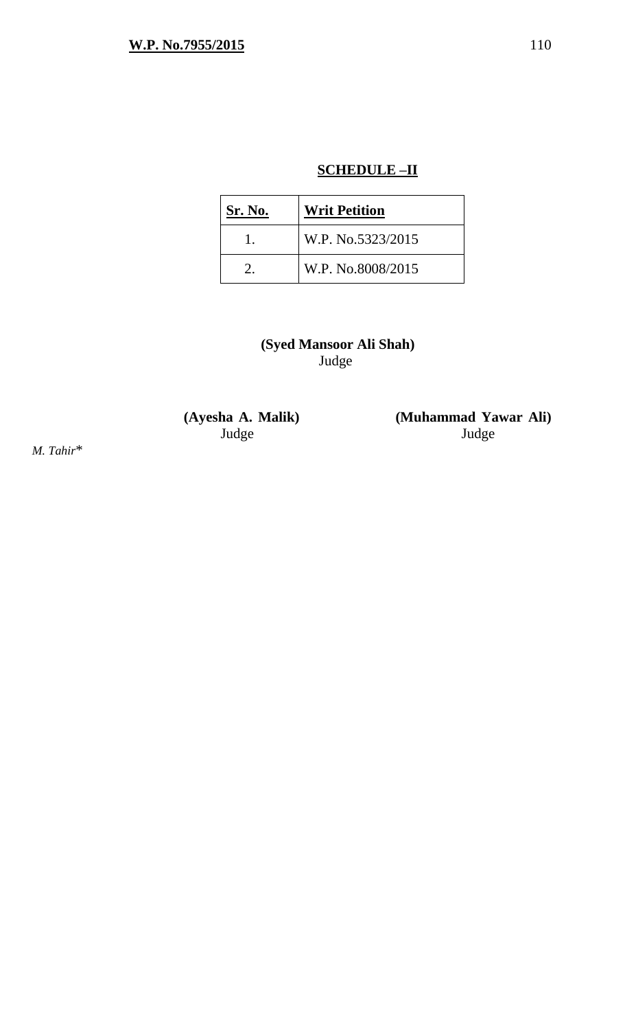**SCHEDULE –II**

| Sr. No. | Writ Petition |
|---|---|
| 1. | W.P. No.5323/2015 |
| 2. | W.P. No.8008/2015 |

**(Syed Mansoor Ali Shah)**
Judge

**(Ayesha A. Malik)**
Judge

**(Muhammad Yawar Ali)**
Judge

*M. Tahir**